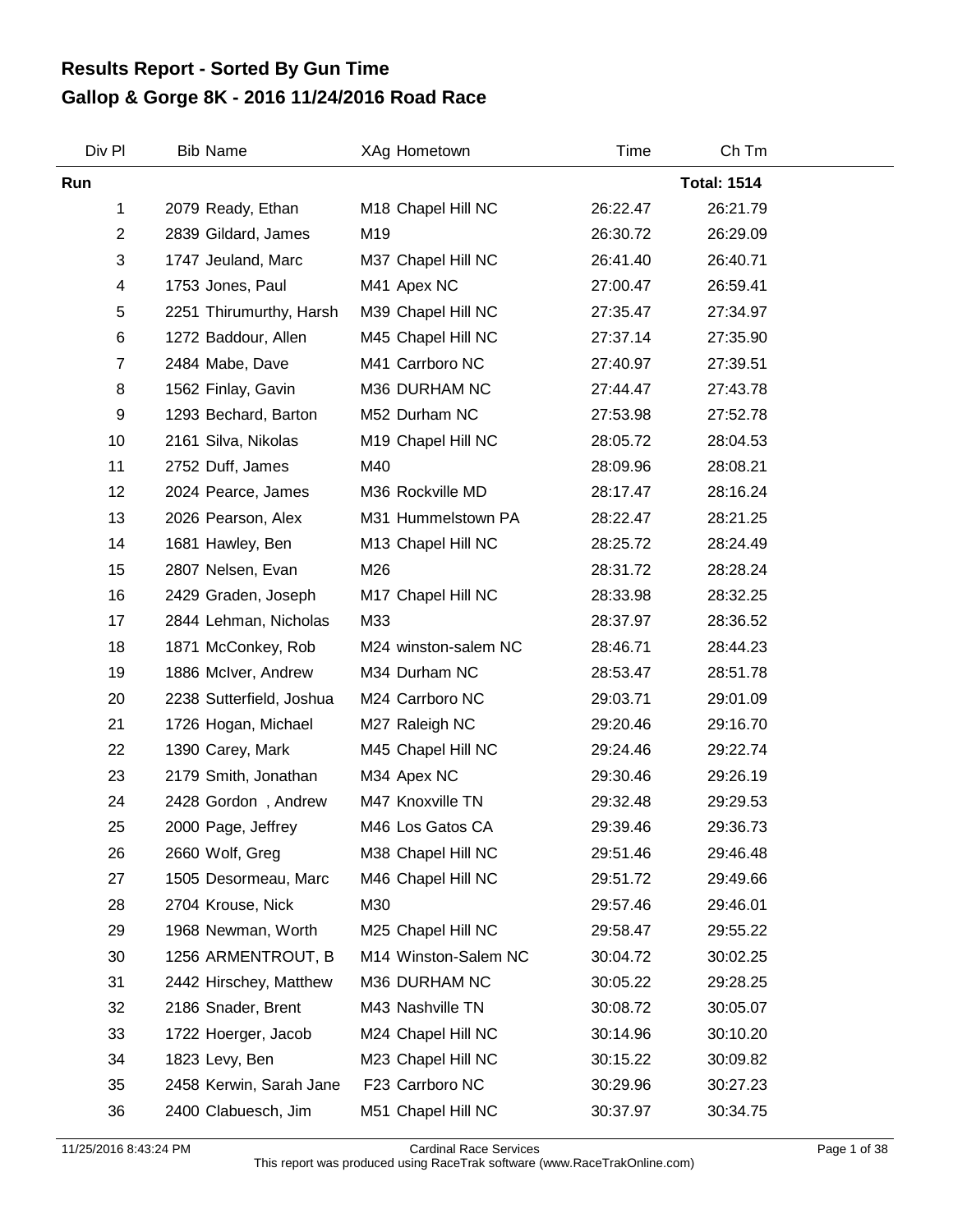# Results Report - Sorted By Gun Time

## Gallop & Gorge 8K - 2016 11/24/2016 Road Race

| Div Pl | Bib | Name | XAg | Hometown | Time | Ch Tm |
|---|---|---|---|---|---|---|
| **Run** | | | | | | **Total: 1514** |
| 1 | 2079 | Ready, Ethan | M18 | Chapel Hill NC | 26:22.47 | 26:21.79 |
| 2 | 2839 | Gildard, James | M19 | | 26:30.72 | 26:29.09 |
| 3 | 1747 | Jeuland, Marc | M37 | Chapel Hill NC | 26:41.40 | 26:40.71 |
| 4 | 1753 | Jones, Paul | M41 | Apex NC | 27:00.47 | 26:59.41 |
| 5 | 2251 | Thirumurthy, Harsh | M39 | Chapel Hill NC | 27:35.47 | 27:34.97 |
| 6 | 1272 | Baddour, Allen | M45 | Chapel Hill NC | 27:37.14 | 27:35.90 |
| 7 | 2484 | Mabe, Dave | M41 | Carrboro NC | 27:40.97 | 27:39.51 |
| 8 | 1562 | Finlay, Gavin | M36 | DURHAM NC | 27:44.47 | 27:43.78 |
| 9 | 1293 | Bechard, Barton | M52 | Durham NC | 27:53.98 | 27:52.78 |
| 10 | 2161 | Silva, Nikolas | M19 | Chapel Hill NC | 28:05.72 | 28:04.53 |
| 11 | 2752 | Duff, James | M40 | | 28:09.96 | 28:08.21 |
| 12 | 2024 | Pearce, James | M36 | Rockville MD | 28:17.47 | 28:16.24 |
| 13 | 2026 | Pearson, Alex | M31 | Hummelstown PA | 28:22.47 | 28:21.25 |
| 14 | 1681 | Hawley, Ben | M13 | Chapel Hill NC | 28:25.72 | 28:24.49 |
| 15 | 2807 | Nelsen, Evan | M26 | | 28:31.72 | 28:28.24 |
| 16 | 2429 | Graden, Joseph | M17 | Chapel Hill NC | 28:33.98 | 28:32.25 |
| 17 | 2844 | Lehman, Nicholas | M33 | | 28:37.97 | 28:36.52 |
| 18 | 1871 | McConkey, Rob | M24 | winston-salem NC | 28:46.71 | 28:44.23 |
| 19 | 1886 | McIver, Andrew | M34 | Durham NC | 28:53.47 | 28:51.78 |
| 20 | 2238 | Sutterfield, Joshua | M24 | Carrboro NC | 29:03.71 | 29:01.09 |
| 21 | 1726 | Hogan, Michael | M27 | Raleigh NC | 29:20.46 | 29:16.70 |
| 22 | 1390 | Carey, Mark | M45 | Chapel Hill NC | 29:24.46 | 29:22.74 |
| 23 | 2179 | Smith, Jonathan | M34 | Apex NC | 29:30.46 | 29:26.19 |
| 24 | 2428 | Gordon , Andrew | M47 | Knoxville TN | 29:32.48 | 29:29.53 |
| 25 | 2000 | Page, Jeffrey | M46 | Los Gatos CA | 29:39.46 | 29:36.73 |
| 26 | 2660 | Wolf, Greg | M38 | Chapel Hill NC | 29:51.46 | 29:46.48 |
| 27 | 1505 | Desormeau, Marc | M46 | Chapel Hill NC | 29:51.72 | 29:49.66 |
| 28 | 2704 | Krouse, Nick | M30 | | 29:57.46 | 29:46.01 |
| 29 | 1968 | Newman, Worth | M25 | Chapel Hill NC | 29:58.47 | 29:55.22 |
| 30 | 1256 | ARMENTROUT, B | M14 | Winston-Salem NC | 30:04.72 | 30:02.25 |
| 31 | 2442 | Hirschey, Matthew | M36 | DURHAM NC | 30:05.22 | 29:28.25 |
| 32 | 2186 | Snader, Brent | M43 | Nashville TN | 30:08.72 | 30:05.07 |
| 33 | 1722 | Hoerger, Jacob | M24 | Chapel Hill NC | 30:14.96 | 30:10.20 |
| 34 | 1823 | Levy, Ben | M23 | Chapel Hill NC | 30:15.22 | 30:09.82 |
| 35 | 2458 | Kerwin, Sarah Jane | F23 | Carrboro NC | 30:29.96 | 30:27.23 |
| 36 | 2400 | Clabuesch, Jim | M51 | Chapel Hill NC | 30:37.97 | 30:34.75 |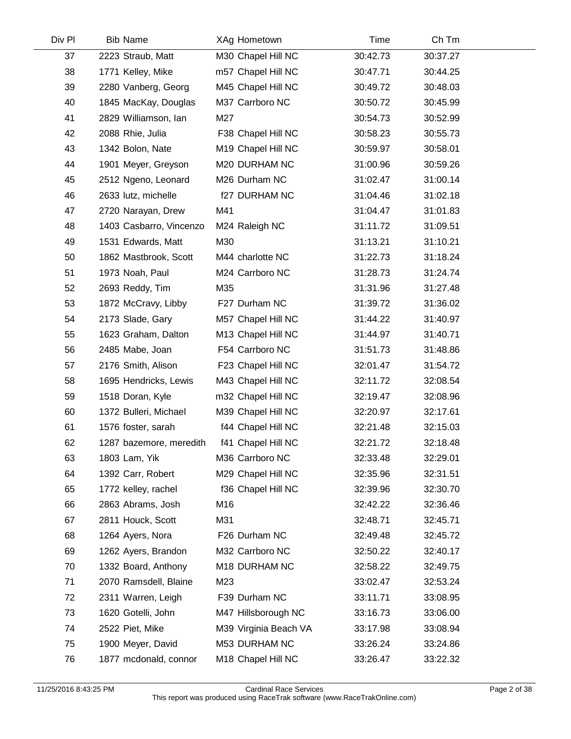| Div Pl | Bib | Name | XAg | Hometown | Time | Ch Tm |
|---|---|---|---|---|---|---|
| 37 | 2223 | Straub, Matt | M30 | Chapel Hill NC | 30:42.73 | 30:37.27 |
| 38 | 1771 | Kelley, Mike | m57 | Chapel Hill NC | 30:47.71 | 30:44.25 |
| 39 | 2280 | Vanberg, Georg | M45 | Chapel Hill NC | 30:49.72 | 30:48.03 |
| 40 | 1845 | MacKay, Douglas | M37 | Carrboro NC | 30:50.72 | 30:45.99 |
| 41 | 2829 | Williamson, Ian | M27 | | 30:54.73 | 30:52.99 |
| 42 | 2088 | Rhie, Julia | F38 | Chapel Hill NC | 30:58.23 | 30:55.73 |
| 43 | 1342 | Bolon, Nate | M19 | Chapel Hill NC | 30:59.97 | 30:58.01 |
| 44 | 1901 | Meyer, Greyson | M20 | DURHAM NC | 31:00.96 | 30:59.26 |
| 45 | 2512 | Ngeno, Leonard | M26 | Durham NC | 31:02.47 | 31:00.14 |
| 46 | 2633 | lutz, michelle | f27 | DURHAM NC | 31:04.46 | 31:02.18 |
| 47 | 2720 | Narayan, Drew | M41 | | 31:04.47 | 31:01.83 |
| 48 | 1403 | Casbarro, Vincenzo | M24 | Raleigh NC | 31:11.72 | 31:09.51 |
| 49 | 1531 | Edwards, Matt | M30 | | 31:13.21 | 31:10.21 |
| 50 | 1862 | Mastbrook, Scott | M44 | charlotte NC | 31:22.73 | 31:18.24 |
| 51 | 1973 | Noah, Paul | M24 | Carrboro NC | 31:28.73 | 31:24.74 |
| 52 | 2693 | Reddy, Tim | M35 | | 31:31.96 | 31:27.48 |
| 53 | 1872 | McCravy, Libby | F27 | Durham NC | 31:39.72 | 31:36.02 |
| 54 | 2173 | Slade, Gary | M57 | Chapel Hill NC | 31:44.22 | 31:40.97 |
| 55 | 1623 | Graham, Dalton | M13 | Chapel Hill NC | 31:44.97 | 31:40.71 |
| 56 | 2485 | Mabe, Joan | F54 | Carrboro NC | 31:51.73 | 31:48.86 |
| 57 | 2176 | Smith, Alison | F23 | Chapel Hill NC | 32:01.47 | 31:54.72 |
| 58 | 1695 | Hendricks, Lewis | M43 | Chapel Hill NC | 32:11.72 | 32:08.54 |
| 59 | 1518 | Doran, Kyle | m32 | Chapel Hill NC | 32:19.47 | 32:08.96 |
| 60 | 1372 | Bulleri, Michael | M39 | Chapel Hill NC | 32:20.97 | 32:17.61 |
| 61 | 1576 | foster, sarah | f44 | Chapel Hill NC | 32:21.48 | 32:15.03 |
| 62 | 1287 | bazemore, meredith | f41 | Chapel Hill NC | 32:21.72 | 32:18.48 |
| 63 | 1803 | Lam, Yik | M36 | Carrboro NC | 32:33.48 | 32:29.01 |
| 64 | 1392 | Carr, Robert | M29 | Chapel Hill NC | 32:35.96 | 32:31.51 |
| 65 | 1772 | kelley, rachel | f36 | Chapel Hill NC | 32:39.96 | 32:30.70 |
| 66 | 2863 | Abrams, Josh | M16 | | 32:42.22 | 32:36.46 |
| 67 | 2811 | Houck, Scott | M31 | | 32:48.71 | 32:45.71 |
| 68 | 1264 | Ayers, Nora | F26 | Durham NC | 32:49.48 | 32:45.72 |
| 69 | 1262 | Ayers, Brandon | M32 | Carrboro NC | 32:50.22 | 32:40.17 |
| 70 | 1332 | Board, Anthony | M18 | DURHAM NC | 32:58.22 | 32:49.75 |
| 71 | 2070 | Ramsdell, Blaine | M23 | | 33:02.47 | 32:53.24 |
| 72 | 2311 | Warren, Leigh | F39 | Durham NC | 33:11.71 | 33:08.95 |
| 73 | 1620 | Gotelli, John | M47 | Hillsborough NC | 33:16.73 | 33:06.00 |
| 74 | 2522 | Piet, Mike | M39 | Virginia Beach VA | 33:17.98 | 33:08.94 |
| 75 | 1900 | Meyer, David | M53 | DURHAM NC | 33:26.24 | 33:24.86 |
| 76 | 1877 | mcdonald, connor | M18 | Chapel Hill NC | 33:26.47 | 33:22.32 |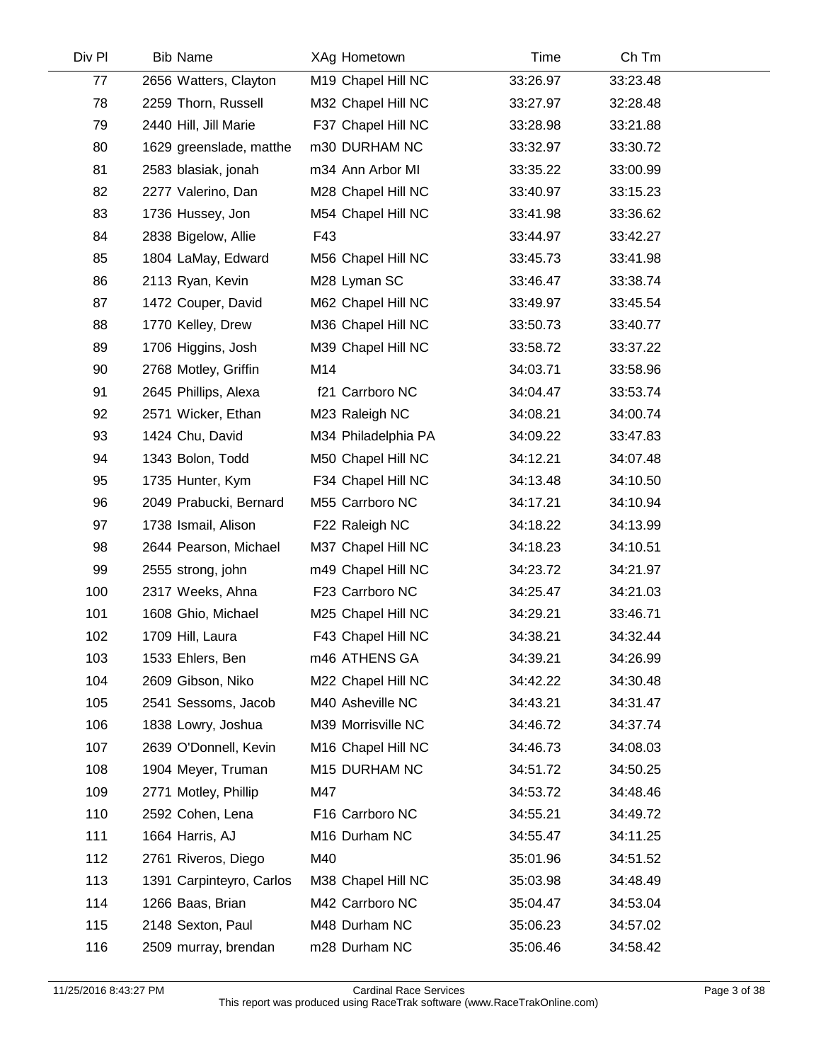| Div Pl | Bib | Name | XAg | Hometown | Time | Ch Tm |
|---|---|---|---|---|---|---|
| 77 | 2656 | Watters, Clayton | M19 | Chapel Hill NC | 33:26.97 | 33:23.48 |
| 78 | 2259 | Thorn, Russell | M32 | Chapel Hill NC | 33:27.97 | 32:28.48 |
| 79 | 2440 | Hill, Jill Marie | F37 | Chapel Hill NC | 33:28.98 | 33:21.88 |
| 80 | 1629 | greenslade, matthe | m30 | DURHAM NC | 33:32.97 | 33:30.72 |
| 81 | 2583 | blasiak, jonah | m34 | Ann Arbor MI | 33:35.22 | 33:00.99 |
| 82 | 2277 | Valerino, Dan | M28 | Chapel Hill NC | 33:40.97 | 33:15.23 |
| 83 | 1736 | Hussey, Jon | M54 | Chapel Hill NC | 33:41.98 | 33:36.62 |
| 84 | 2838 | Bigelow, Allie | F43 | | 33:44.97 | 33:42.27 |
| 85 | 1804 | LaMay, Edward | M56 | Chapel Hill NC | 33:45.73 | 33:41.98 |
| 86 | 2113 | Ryan, Kevin | M28 | Lyman SC | 33:46.47 | 33:38.74 |
| 87 | 1472 | Couper, David | M62 | Chapel Hill NC | 33:49.97 | 33:45.54 |
| 88 | 1770 | Kelley, Drew | M36 | Chapel Hill NC | 33:50.73 | 33:40.77 |
| 89 | 1706 | Higgins, Josh | M39 | Chapel Hill NC | 33:58.72 | 33:37.22 |
| 90 | 2768 | Motley, Griffin | M14 | | 34:03.71 | 33:58.96 |
| 91 | 2645 | Phillips, Alexa | f21 | Carrboro NC | 34:04.47 | 33:53.74 |
| 92 | 2571 | Wicker, Ethan | M23 | Raleigh NC | 34:08.21 | 34:00.74 |
| 93 | 1424 | Chu, David | M34 | Philadelphia PA | 34:09.22 | 33:47.83 |
| 94 | 1343 | Bolon, Todd | M50 | Chapel Hill NC | 34:12.21 | 34:07.48 |
| 95 | 1735 | Hunter, Kym | F34 | Chapel Hill NC | 34:13.48 | 34:10.50 |
| 96 | 2049 | Prabucki, Bernard | M55 | Carrboro NC | 34:17.21 | 34:10.94 |
| 97 | 1738 | Ismail, Alison | F22 | Raleigh NC | 34:18.22 | 34:13.99 |
| 98 | 2644 | Pearson, Michael | M37 | Chapel Hill NC | 34:18.23 | 34:10.51 |
| 99 | 2555 | strong, john | m49 | Chapel Hill NC | 34:23.72 | 34:21.97 |
| 100 | 2317 | Weeks, Ahna | F23 | Carrboro NC | 34:25.47 | 34:21.03 |
| 101 | 1608 | Ghio, Michael | M25 | Chapel Hill NC | 34:29.21 | 33:46.71 |
| 102 | 1709 | Hill, Laura | F43 | Chapel Hill NC | 34:38.21 | 34:32.44 |
| 103 | 1533 | Ehlers, Ben | m46 | ATHENS GA | 34:39.21 | 34:26.99 |
| 104 | 2609 | Gibson, Niko | M22 | Chapel Hill NC | 34:42.22 | 34:30.48 |
| 105 | 2541 | Sessoms, Jacob | M40 | Asheville NC | 34:43.21 | 34:31.47 |
| 106 | 1838 | Lowry, Joshua | M39 | Morrisville NC | 34:46.72 | 34:37.74 |
| 107 | 2639 | O'Donnell, Kevin | M16 | Chapel Hill NC | 34:46.73 | 34:08.03 |
| 108 | 1904 | Meyer, Truman | M15 | DURHAM NC | 34:51.72 | 34:50.25 |
| 109 | 2771 | Motley, Phillip | M47 | | 34:53.72 | 34:48.46 |
| 110 | 2592 | Cohen, Lena | F16 | Carrboro NC | 34:55.21 | 34:49.72 |
| 111 | 1664 | Harris, AJ | M16 | Durham NC | 34:55.47 | 34:11.25 |
| 112 | 2761 | Riveros, Diego | M40 | | 35:01.96 | 34:51.52 |
| 113 | 1391 | Carpinteyro, Carlos | M38 | Chapel Hill NC | 35:03.98 | 34:48.49 |
| 114 | 1266 | Baas, Brian | M42 | Carrboro NC | 35:04.47 | 34:53.04 |
| 115 | 2148 | Sexton, Paul | M48 | Durham NC | 35:06.23 | 34:57.02 |
| 116 | 2509 | murray, brendan | m28 | Durham NC | 35:06.46 | 34:58.42 |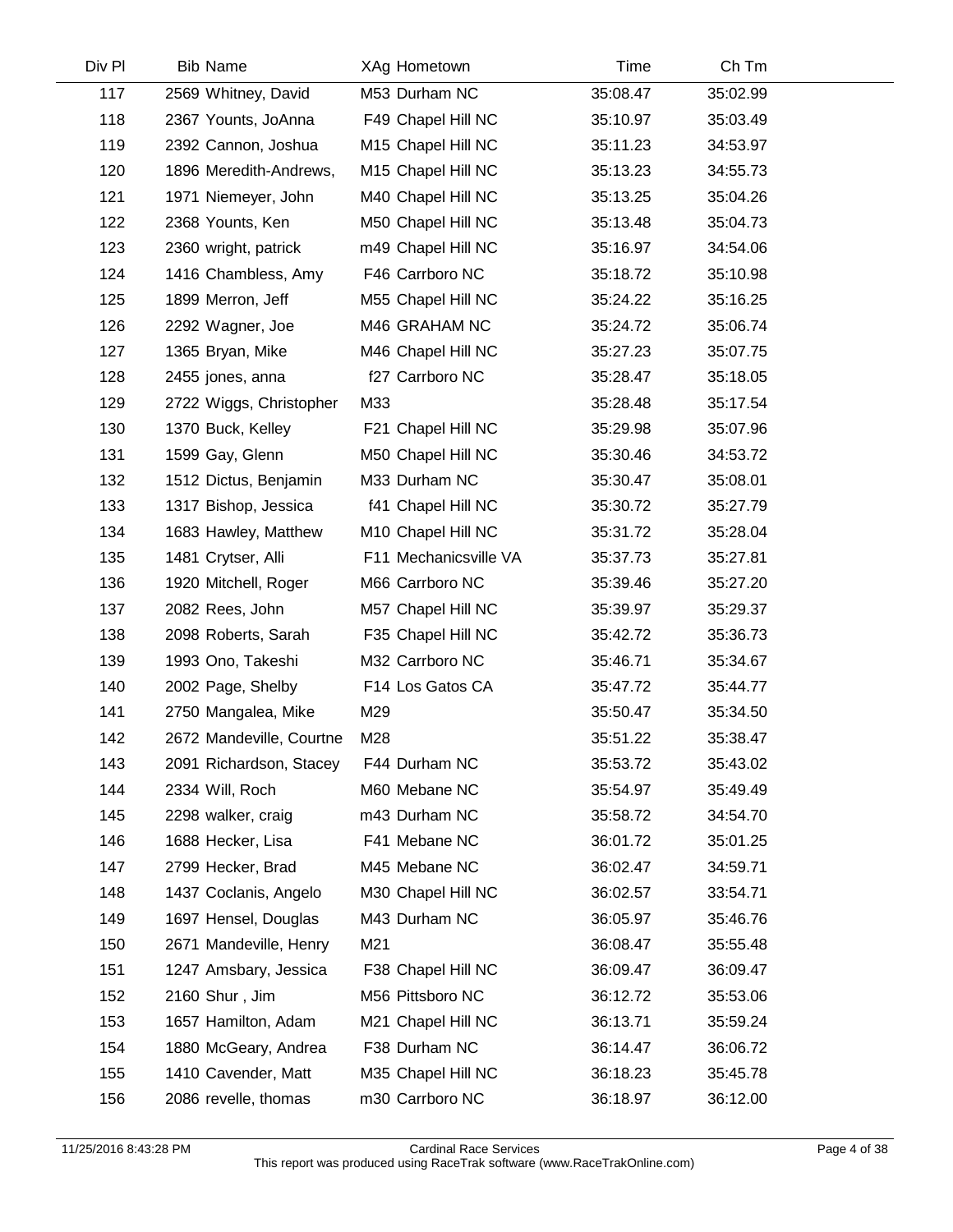| Div Pl | Bib | Name | XAg | Hometown | Time | Ch Tm |
|---|---|---|---|---|---|---|
| 117 | 2569 | Whitney, David | M53 | Durham NC | 35:08.47 | 35:02.99 |
| 118 | 2367 | Younts, JoAnna | F49 | Chapel Hill NC | 35:10.97 | 35:03.49 |
| 119 | 2392 | Cannon, Joshua | M15 | Chapel Hill NC | 35:11.23 | 34:53.97 |
| 120 | 1896 | Meredith-Andrews, | M15 | Chapel Hill NC | 35:13.23 | 34:55.73 |
| 121 | 1971 | Niemeyer, John | M40 | Chapel Hill NC | 35:13.25 | 35:04.26 |
| 122 | 2368 | Younts, Ken | M50 | Chapel Hill NC | 35:13.48 | 35:04.73 |
| 123 | 2360 | wright, patrick | m49 | Chapel Hill NC | 35:16.97 | 34:54.06 |
| 124 | 1416 | Chambless, Amy | F46 | Carrboro NC | 35:18.72 | 35:10.98 |
| 125 | 1899 | Merron, Jeff | M55 | Chapel Hill NC | 35:24.22 | 35:16.25 |
| 126 | 2292 | Wagner, Joe | M46 | GRAHAM NC | 35:24.72 | 35:06.74 |
| 127 | 1365 | Bryan, Mike | M46 | Chapel Hill NC | 35:27.23 | 35:07.75 |
| 128 | 2455 | jones, anna | f27 | Carrboro NC | 35:28.47 | 35:18.05 |
| 129 | 2722 | Wiggs, Christopher | M33 | | 35:28.48 | 35:17.54 |
| 130 | 1370 | Buck, Kelley | F21 | Chapel Hill NC | 35:29.98 | 35:07.96 |
| 131 | 1599 | Gay, Glenn | M50 | Chapel Hill NC | 35:30.46 | 34:53.72 |
| 132 | 1512 | Dictus, Benjamin | M33 | Durham NC | 35:30.47 | 35:08.01 |
| 133 | 1317 | Bishop, Jessica | f41 | Chapel Hill NC | 35:30.72 | 35:27.79 |
| 134 | 1683 | Hawley, Matthew | M10 | Chapel Hill NC | 35:31.72 | 35:28.04 |
| 135 | 1481 | Crytser, Alli | F11 | Mechanicsville VA | 35:37.73 | 35:27.81 |
| 136 | 1920 | Mitchell, Roger | M66 | Carrboro NC | 35:39.46 | 35:27.20 |
| 137 | 2082 | Rees, John | M57 | Chapel Hill NC | 35:39.97 | 35:29.37 |
| 138 | 2098 | Roberts, Sarah | F35 | Chapel Hill NC | 35:42.72 | 35:36.73 |
| 139 | 1993 | Ono, Takeshi | M32 | Carrboro NC | 35:46.71 | 35:34.67 |
| 140 | 2002 | Page, Shelby | F14 | Los Gatos CA | 35:47.72 | 35:44.77 |
| 141 | 2750 | Mangalea, Mike | M29 | | 35:50.47 | 35:34.50 |
| 142 | 2672 | Mandeville, Courtne | M28 | | 35:51.22 | 35:38.47 |
| 143 | 2091 | Richardson, Stacey | F44 | Durham NC | 35:53.72 | 35:43.02 |
| 144 | 2334 | Will, Roch | M60 | Mebane NC | 35:54.97 | 35:49.49 |
| 145 | 2298 | walker, craig | m43 | Durham NC | 35:58.72 | 34:54.70 |
| 146 | 1688 | Hecker, Lisa | F41 | Mebane NC | 36:01.72 | 35:01.25 |
| 147 | 2799 | Hecker, Brad | M45 | Mebane NC | 36:02.47 | 34:59.71 |
| 148 | 1437 | Coclanis, Angelo | M30 | Chapel Hill NC | 36:02.57 | 33:54.71 |
| 149 | 1697 | Hensel, Douglas | M43 | Durham NC | 36:05.97 | 35:46.76 |
| 150 | 2671 | Mandeville, Henry | M21 | | 36:08.47 | 35:55.48 |
| 151 | 1247 | Amsbary, Jessica | F38 | Chapel Hill NC | 36:09.47 | 36:09.47 |
| 152 | 2160 | Shur , Jim | M56 | Pittsboro NC | 36:12.72 | 35:53.06 |
| 153 | 1657 | Hamilton, Adam | M21 | Chapel Hill NC | 36:13.71 | 35:59.24 |
| 154 | 1880 | McGeary, Andrea | F38 | Durham NC | 36:14.47 | 36:06.72 |
| 155 | 1410 | Cavender, Matt | M35 | Chapel Hill NC | 36:18.23 | 35:45.78 |
| 156 | 2086 | revelle, thomas | m30 | Carrboro NC | 36:18.97 | 36:12.00 |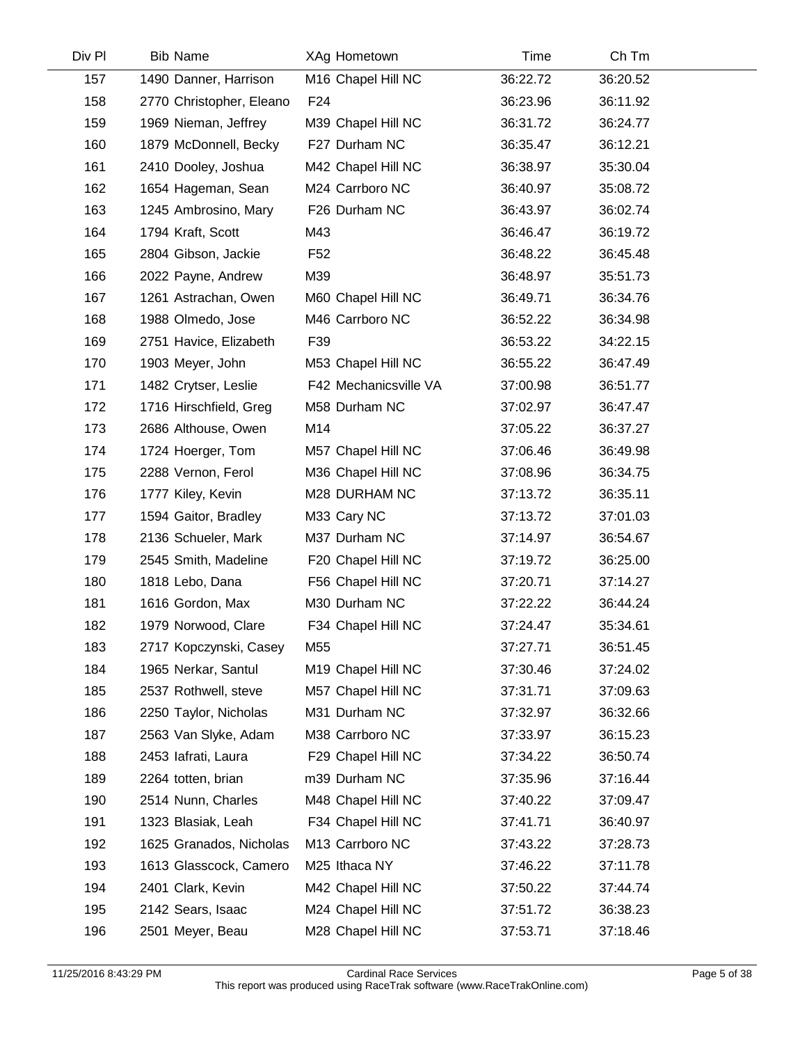| Div Pl | Bib | Name | XAg | Hometown | Time | Ch Tm |
|---|---|---|---|---|---|---|
| 157 | 1490 | Danner, Harrison | M16 | Chapel Hill NC | 36:22.72 | 36:20.52 |
| 158 | 2770 | Christopher, Eleano | F24 | | 36:23.96 | 36:11.92 |
| 159 | 1969 | Nieman, Jeffrey | M39 | Chapel Hill NC | 36:31.72 | 36:24.77 |
| 160 | 1879 | McDonnell, Becky | F27 | Durham NC | 36:35.47 | 36:12.21 |
| 161 | 2410 | Dooley, Joshua | M42 | Chapel Hill NC | 36:38.97 | 35:30.04 |
| 162 | 1654 | Hageman, Sean | M24 | Carrboro NC | 36:40.97 | 35:08.72 |
| 163 | 1245 | Ambrosino, Mary | F26 | Durham NC | 36:43.97 | 36:02.74 |
| 164 | 1794 | Kraft, Scott | M43 | | 36:46.47 | 36:19.72 |
| 165 | 2804 | Gibson, Jackie | F52 | | 36:48.22 | 36:45.48 |
| 166 | 2022 | Payne, Andrew | M39 | | 36:48.97 | 35:51.73 |
| 167 | 1261 | Astrachan, Owen | M60 | Chapel Hill NC | 36:49.71 | 36:34.76 |
| 168 | 1988 | Olmedo, Jose | M46 | Carrboro NC | 36:52.22 | 36:34.98 |
| 169 | 2751 | Havice, Elizabeth | F39 | | 36:53.22 | 34:22.15 |
| 170 | 1903 | Meyer, John | M53 | Chapel Hill NC | 36:55.22 | 36:47.49 |
| 171 | 1482 | Crytser, Leslie | F42 | Mechanicsville VA | 37:00.98 | 36:51.77 |
| 172 | 1716 | Hirschfield, Greg | M58 | Durham NC | 37:02.97 | 36:47.47 |
| 173 | 2686 | Althouse, Owen | M14 | | 37:05.22 | 36:37.27 |
| 174 | 1724 | Hoerger, Tom | M57 | Chapel Hill NC | 37:06.46 | 36:49.98 |
| 175 | 2288 | Vernon, Ferol | M36 | Chapel Hill NC | 37:08.96 | 36:34.75 |
| 176 | 1777 | Kiley, Kevin | M28 | DURHAM NC | 37:13.72 | 36:35.11 |
| 177 | 1594 | Gaitor, Bradley | M33 | Cary NC | 37:13.72 | 37:01.03 |
| 178 | 2136 | Schueler, Mark | M37 | Durham NC | 37:14.97 | 36:54.67 |
| 179 | 2545 | Smith, Madeline | F20 | Chapel Hill NC | 37:19.72 | 36:25.00 |
| 180 | 1818 | Lebo, Dana | F56 | Chapel Hill NC | 37:20.71 | 37:14.27 |
| 181 | 1616 | Gordon, Max | M30 | Durham NC | 37:22.22 | 36:44.24 |
| 182 | 1979 | Norwood, Clare | F34 | Chapel Hill NC | 37:24.47 | 35:34.61 |
| 183 | 2717 | Kopczynski, Casey | M55 | | 37:27.71 | 36:51.45 |
| 184 | 1965 | Nerkar, Santul | M19 | Chapel Hill NC | 37:30.46 | 37:24.02 |
| 185 | 2537 | Rothwell, steve | M57 | Chapel Hill NC | 37:31.71 | 37:09.63 |
| 186 | 2250 | Taylor, Nicholas | M31 | Durham NC | 37:32.97 | 36:32.66 |
| 187 | 2563 | Van Slyke, Adam | M38 | Carrboro NC | 37:33.97 | 36:15.23 |
| 188 | 2453 | Iafrati, Laura | F29 | Chapel Hill NC | 37:34.22 | 36:50.74 |
| 189 | 2264 | totten, brian | m39 | Durham NC | 37:35.96 | 37:16.44 |
| 190 | 2514 | Nunn, Charles | M48 | Chapel Hill NC | 37:40.22 | 37:09.47 |
| 191 | 1323 | Blasiak, Leah | F34 | Chapel Hill NC | 37:41.71 | 36:40.97 |
| 192 | 1625 | Granados, Nicholas | M13 | Carrboro NC | 37:43.22 | 37:28.73 |
| 193 | 1613 | Glasscock, Camero | M25 | Ithaca NY | 37:46.22 | 37:11.78 |
| 194 | 2401 | Clark, Kevin | M42 | Chapel Hill NC | 37:50.22 | 37:44.74 |
| 195 | 2142 | Sears, Isaac | M24 | Chapel Hill NC | 37:51.72 | 36:38.23 |
| 196 | 2501 | Meyer, Beau | M28 | Chapel Hill NC | 37:53.71 | 37:18.46 |

11/25/2016 8:43:29 PM Cardinal Race Services
This report was produced using RaceTrak software (www.RaceTrakOnline.com)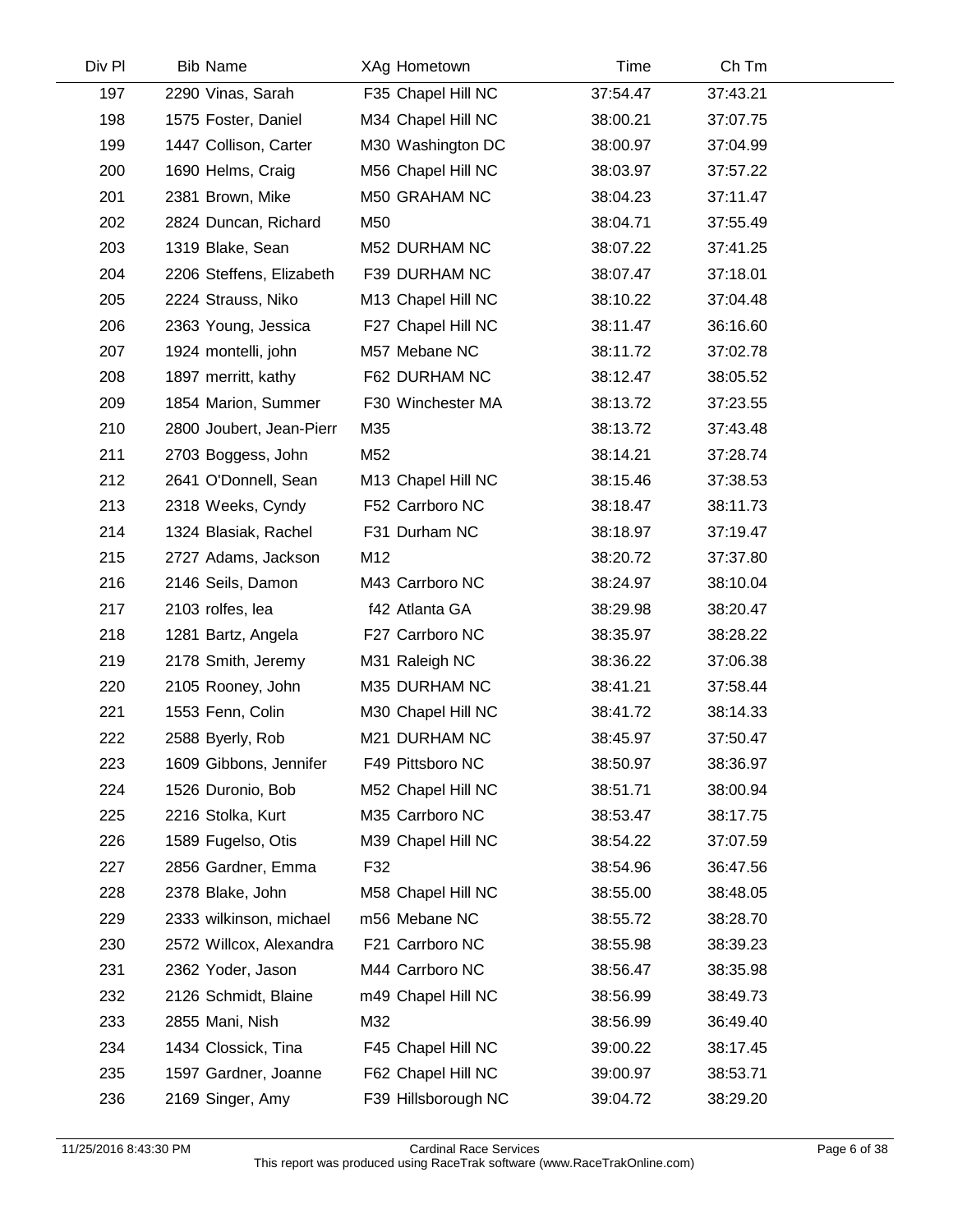| Div Pl | Bib | Name | XAg | Hometown | Time | Ch Tm |
|---|---|---|---|---|---|---|
| 197 | 2290 | Vinas, Sarah | F35 | Chapel Hill NC | 37:54.47 | 37:43.21 |
| 198 | 1575 | Foster, Daniel | M34 | Chapel Hill NC | 38:00.21 | 37:07.75 |
| 199 | 1447 | Collison, Carter | M30 | Washington DC | 38:00.97 | 37:04.99 |
| 200 | 1690 | Helms, Craig | M56 | Chapel Hill NC | 38:03.97 | 37:57.22 |
| 201 | 2381 | Brown, Mike | M50 | GRAHAM NC | 38:04.23 | 37:11.47 |
| 202 | 2824 | Duncan, Richard | M50 | | 38:04.71 | 37:55.49 |
| 203 | 1319 | Blake, Sean | M52 | DURHAM NC | 38:07.22 | 37:41.25 |
| 204 | 2206 | Steffens, Elizabeth | F39 | DURHAM NC | 38:07.47 | 37:18.01 |
| 205 | 2224 | Strauss, Niko | M13 | Chapel Hill NC | 38:10.22 | 37:04.48 |
| 206 | 2363 | Young, Jessica | F27 | Chapel Hill NC | 38:11.47 | 36:16.60 |
| 207 | 1924 | montelli, john | M57 | Mebane NC | 38:11.72 | 37:02.78 |
| 208 | 1897 | merritt, kathy | F62 | DURHAM NC | 38:12.47 | 38:05.52 |
| 209 | 1854 | Marion, Summer | F30 | Winchester MA | 38:13.72 | 37:23.55 |
| 210 | 2800 | Joubert, Jean-Pierr | M35 | | 38:13.72 | 37:43.48 |
| 211 | 2703 | Boggess, John | M52 | | 38:14.21 | 37:28.74 |
| 212 | 2641 | O'Donnell, Sean | M13 | Chapel Hill NC | 38:15.46 | 37:38.53 |
| 213 | 2318 | Weeks, Cyndy | F52 | Carrboro NC | 38:18.47 | 38:11.73 |
| 214 | 1324 | Blasiak, Rachel | F31 | Durham NC | 38:18.97 | 37:19.47 |
| 215 | 2727 | Adams, Jackson | M12 | | 38:20.72 | 37:37.80 |
| 216 | 2146 | Seils, Damon | M43 | Carrboro NC | 38:24.97 | 38:10.04 |
| 217 | 2103 | rolfes, lea | f42 | Atlanta GA | 38:29.98 | 38:20.47 |
| 218 | 1281 | Bartz, Angela | F27 | Carrboro NC | 38:35.97 | 38:28.22 |
| 219 | 2178 | Smith, Jeremy | M31 | Raleigh NC | 38:36.22 | 37:06.38 |
| 220 | 2105 | Rooney, John | M35 | DURHAM NC | 38:41.21 | 37:58.44 |
| 221 | 1553 | Fenn, Colin | M30 | Chapel Hill NC | 38:41.72 | 38:14.33 |
| 222 | 2588 | Byerly, Rob | M21 | DURHAM NC | 38:45.97 | 37:50.47 |
| 223 | 1609 | Gibbons, Jennifer | F49 | Pittsboro NC | 38:50.97 | 38:36.97 |
| 224 | 1526 | Duronio, Bob | M52 | Chapel Hill NC | 38:51.71 | 38:00.94 |
| 225 | 2216 | Stolka, Kurt | M35 | Carrboro NC | 38:53.47 | 38:17.75 |
| 226 | 1589 | Fugelso, Otis | M39 | Chapel Hill NC | 38:54.22 | 37:07.59 |
| 227 | 2856 | Gardner, Emma | F32 | | 38:54.96 | 36:47.56 |
| 228 | 2378 | Blake, John | M58 | Chapel Hill NC | 38:55.00 | 38:48.05 |
| 229 | 2333 | wilkinson, michael | m56 | Mebane NC | 38:55.72 | 38:28.70 |
| 230 | 2572 | Willcox, Alexandra | F21 | Carrboro NC | 38:55.98 | 38:39.23 |
| 231 | 2362 | Yoder, Jason | M44 | Carrboro NC | 38:56.47 | 38:35.98 |
| 232 | 2126 | Schmidt, Blaine | m49 | Chapel Hill NC | 38:56.99 | 38:49.73 |
| 233 | 2855 | Mani, Nish | M32 | | 38:56.99 | 36:49.40 |
| 234 | 1434 | Clossick, Tina | F45 | Chapel Hill NC | 39:00.22 | 38:17.45 |
| 235 | 1597 | Gardner, Joanne | F62 | Chapel Hill NC | 39:00.97 | 38:53.71 |
| 236 | 2169 | Singer, Amy | F39 | Hillsborough NC | 39:04.72 | 38:29.20 |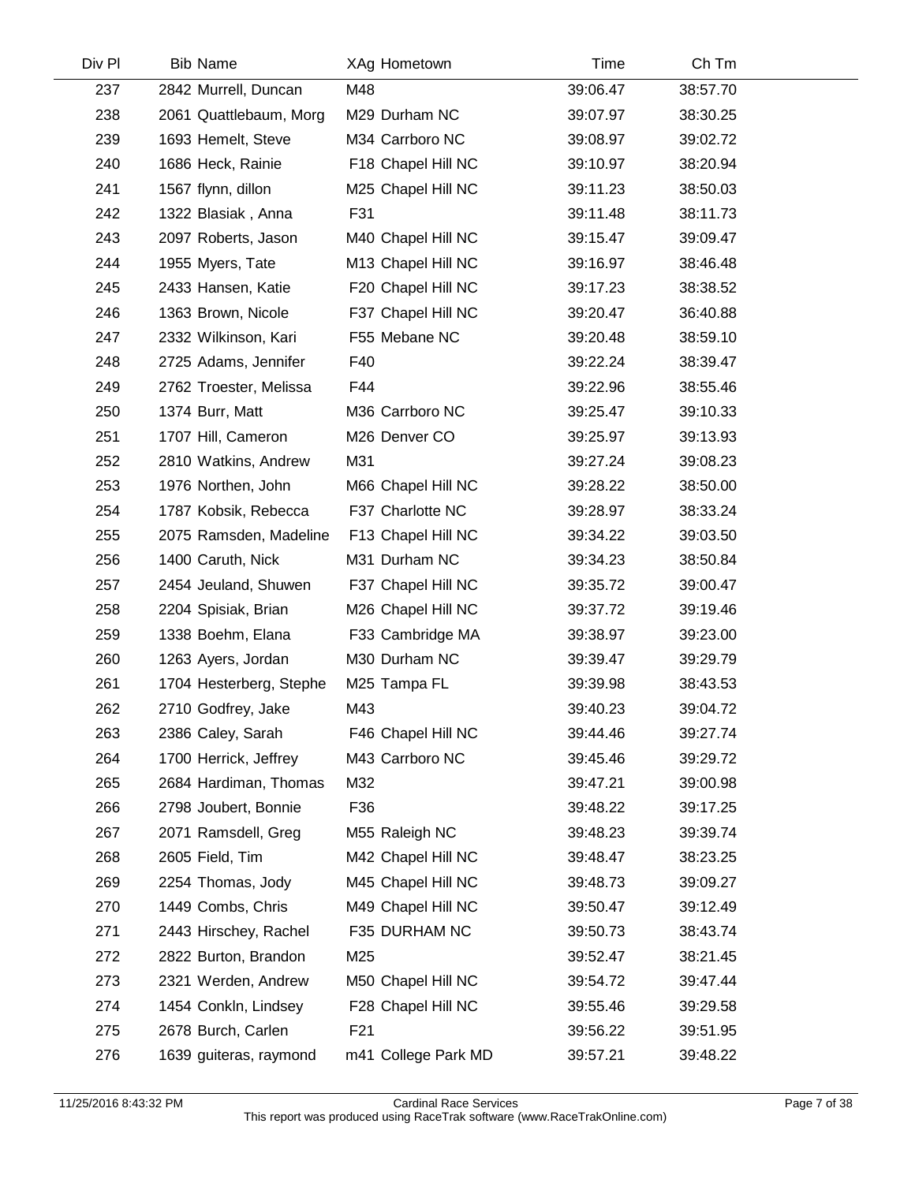| Div Pl | Bib | Name | XAg | Hometown | Time | Ch Tm |
|---|---|---|---|---|---|---|
| 237 | 2842 | Murrell, Duncan | M48 | | 39:06.47 | 38:57.70 |
| 238 | 2061 | Quattlebaum, Morg | M29 | Durham NC | 39:07.97 | 38:30.25 |
| 239 | 1693 | Hemelt, Steve | M34 | Carrboro NC | 39:08.97 | 39:02.72 |
| 240 | 1686 | Heck, Rainie | F18 | Chapel Hill NC | 39:10.97 | 38:20.94 |
| 241 | 1567 | flynn, dillon | M25 | Chapel Hill NC | 39:11.23 | 38:50.03 |
| 242 | 1322 | Blasiak , Anna | F31 | | 39:11.48 | 38:11.73 |
| 243 | 2097 | Roberts, Jason | M40 | Chapel Hill NC | 39:15.47 | 39:09.47 |
| 244 | 1955 | Myers, Tate | M13 | Chapel Hill NC | 39:16.97 | 38:46.48 |
| 245 | 2433 | Hansen, Katie | F20 | Chapel Hill NC | 39:17.23 | 38:38.52 |
| 246 | 1363 | Brown, Nicole | F37 | Chapel Hill NC | 39:20.47 | 36:40.88 |
| 247 | 2332 | Wilkinson, Kari | F55 | Mebane NC | 39:20.48 | 38:59.10 |
| 248 | 2725 | Adams, Jennifer | F40 | | 39:22.24 | 38:39.47 |
| 249 | 2762 | Troester, Melissa | F44 | | 39:22.96 | 38:55.46 |
| 250 | 1374 | Burr, Matt | M36 | Carrboro NC | 39:25.47 | 39:10.33 |
| 251 | 1707 | Hill, Cameron | M26 | Denver CO | 39:25.97 | 39:13.93 |
| 252 | 2810 | Watkins, Andrew | M31 | | 39:27.24 | 39:08.23 |
| 253 | 1976 | Northen, John | M66 | Chapel Hill NC | 39:28.22 | 38:50.00 |
| 254 | 1787 | Kobsik, Rebecca | F37 | Charlotte NC | 39:28.97 | 38:33.24 |
| 255 | 2075 | Ramsden, Madeline | F13 | Chapel Hill NC | 39:34.22 | 39:03.50 |
| 256 | 1400 | Caruth, Nick | M31 | Durham NC | 39:34.23 | 38:50.84 |
| 257 | 2454 | Jeuland, Shuwen | F37 | Chapel Hill NC | 39:35.72 | 39:00.47 |
| 258 | 2204 | Spisiak, Brian | M26 | Chapel Hill NC | 39:37.72 | 39:19.46 |
| 259 | 1338 | Boehm, Elana | F33 | Cambridge MA | 39:38.97 | 39:23.00 |
| 260 | 1263 | Ayers, Jordan | M30 | Durham NC | 39:39.47 | 39:29.79 |
| 261 | 1704 | Hesterberg, Stephe | M25 | Tampa FL | 39:39.98 | 38:43.53 |
| 262 | 2710 | Godfrey, Jake | M43 | | 39:40.23 | 39:04.72 |
| 263 | 2386 | Caley, Sarah | F46 | Chapel Hill NC | 39:44.46 | 39:27.74 |
| 264 | 1700 | Herrick, Jeffrey | M43 | Carrboro NC | 39:45.46 | 39:29.72 |
| 265 | 2684 | Hardiman, Thomas | M32 | | 39:47.21 | 39:00.98 |
| 266 | 2798 | Joubert, Bonnie | F36 | | 39:48.22 | 39:17.25 |
| 267 | 2071 | Ramsdell, Greg | M55 | Raleigh NC | 39:48.23 | 39:39.74 |
| 268 | 2605 | Field, Tim | M42 | Chapel Hill NC | 39:48.47 | 38:23.25 |
| 269 | 2254 | Thomas, Jody | M45 | Chapel Hill NC | 39:48.73 | 39:09.27 |
| 270 | 1449 | Combs, Chris | M49 | Chapel Hill NC | 39:50.47 | 39:12.49 |
| 271 | 2443 | Hirschey, Rachel | F35 | DURHAM NC | 39:50.73 | 38:43.74 |
| 272 | 2822 | Burton, Brandon | M25 | | 39:52.47 | 38:21.45 |
| 273 | 2321 | Werden, Andrew | M50 | Chapel Hill NC | 39:54.72 | 39:47.44 |
| 274 | 1454 | Conkln, Lindsey | F28 | Chapel Hill NC | 39:55.46 | 39:29.58 |
| 275 | 2678 | Burch, Carlen | F21 | | 39:56.22 | 39:51.95 |
| 276 | 1639 | guiteras, raymond | m41 | College Park MD | 39:57.21 | 39:48.22 |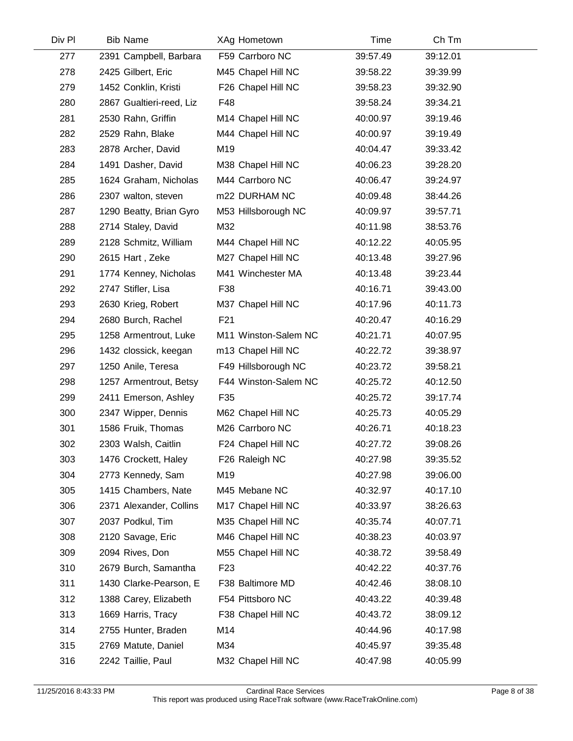| Div Pl | Bib | Name | XAg | Hometown | Time | Ch Tm |
|---|---|---|---|---|---|---|
| 277 | 2391 | Campbell, Barbara | F59 | Carrboro NC | 39:57.49 | 39:12.01 |
| 278 | 2425 | Gilbert, Eric | M45 | Chapel Hill NC | 39:58.22 | 39:39.99 |
| 279 | 1452 | Conklin, Kristi | F26 | Chapel Hill NC | 39:58.23 | 39:32.90 |
| 280 | 2867 | Gualtieri-reed, Liz | F48 | | 39:58.24 | 39:34.21 |
| 281 | 2530 | Rahn, Griffin | M14 | Chapel Hill NC | 40:00.97 | 39:19.46 |
| 282 | 2529 | Rahn, Blake | M44 | Chapel Hill NC | 40:00.97 | 39:19.49 |
| 283 | 2878 | Archer, David | M19 | | 40:04.47 | 39:33.42 |
| 284 | 1491 | Dasher, David | M38 | Chapel Hill NC | 40:06.23 | 39:28.20 |
| 285 | 1624 | Graham, Nicholas | M44 | Carrboro NC | 40:06.47 | 39:24.97 |
| 286 | 2307 | walton, steven | m22 | DURHAM NC | 40:09.48 | 38:44.26 |
| 287 | 1290 | Beatty, Brian Gyro | M53 | Hillsborough NC | 40:09.97 | 39:57.71 |
| 288 | 2714 | Staley, David | M32 | | 40:11.98 | 38:53.76 |
| 289 | 2128 | Schmitz, William | M44 | Chapel Hill NC | 40:12.22 | 40:05.95 |
| 290 | 2615 | Hart , Zeke | M27 | Chapel Hill NC | 40:13.48 | 39:27.96 |
| 291 | 1774 | Kenney, Nicholas | M41 | Winchester MA | 40:13.48 | 39:23.44 |
| 292 | 2747 | Stifler, Lisa | F38 | | 40:16.71 | 39:43.00 |
| 293 | 2630 | Krieg, Robert | M37 | Chapel Hill NC | 40:17.96 | 40:11.73 |
| 294 | 2680 | Burch, Rachel | F21 | | 40:20.47 | 40:16.29 |
| 295 | 1258 | Armentrout, Luke | M11 | Winston-Salem NC | 40:21.71 | 40:07.95 |
| 296 | 1432 | clossick, keegan | m13 | Chapel Hill NC | 40:22.72 | 39:38.97 |
| 297 | 1250 | Anile, Teresa | F49 | Hillsborough NC | 40:23.72 | 39:58.21 |
| 298 | 1257 | Armentrout, Betsy | F44 | Winston-Salem NC | 40:25.72 | 40:12.50 |
| 299 | 2411 | Emerson, Ashley | F35 | | 40:25.72 | 39:17.74 |
| 300 | 2347 | Wipper, Dennis | M62 | Chapel Hill NC | 40:25.73 | 40:05.29 |
| 301 | 1586 | Fruik, Thomas | M26 | Carrboro NC | 40:26.71 | 40:18.23 |
| 302 | 2303 | Walsh, Caitlin | F24 | Chapel Hill NC | 40:27.72 | 39:08.26 |
| 303 | 1476 | Crockett, Haley | F26 | Raleigh NC | 40:27.98 | 39:35.52 |
| 304 | 2773 | Kennedy, Sam | M19 | | 40:27.98 | 39:06.00 |
| 305 | 1415 | Chambers, Nate | M45 | Mebane NC | 40:32.97 | 40:17.10 |
| 306 | 2371 | Alexander, Collins | M17 | Chapel Hill NC | 40:33.97 | 38:26.63 |
| 307 | 2037 | Podkul, Tim | M35 | Chapel Hill NC | 40:35.74 | 40:07.71 |
| 308 | 2120 | Savage, Eric | M46 | Chapel Hill NC | 40:38.23 | 40:03.97 |
| 309 | 2094 | Rives, Don | M55 | Chapel Hill NC | 40:38.72 | 39:58.49 |
| 310 | 2679 | Burch, Samantha | F23 | | 40:42.22 | 40:37.76 |
| 311 | 1430 | Clarke-Pearson, E | F38 | Baltimore MD | 40:42.46 | 38:08.10 |
| 312 | 1388 | Carey, Elizabeth | F54 | Pittsboro NC | 40:43.22 | 40:39.48 |
| 313 | 1669 | Harris, Tracy | F38 | Chapel Hill NC | 40:43.72 | 38:09.12 |
| 314 | 2755 | Hunter, Braden | M14 | | 40:44.96 | 40:17.98 |
| 315 | 2769 | Matute, Daniel | M34 | | 40:45.97 | 39:35.48 |
| 316 | 2242 | Taillie, Paul | M32 | Chapel Hill NC | 40:47.98 | 40:05.99 |

11/25/2016 8:43:33 PM — Cardinal Race Services — This report was produced using RaceTrak software (www.RaceTrakOnline.com)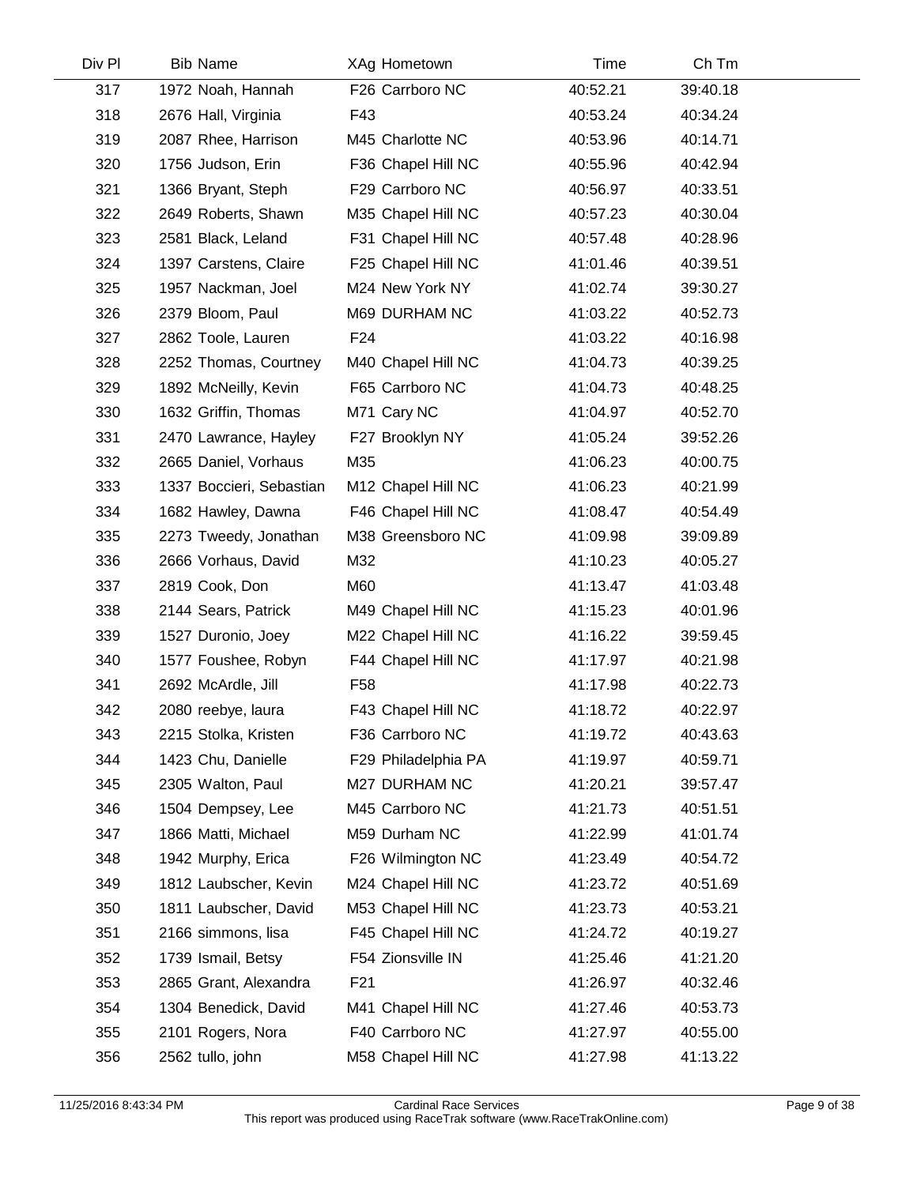| Div Pl | Bib | Name | XAg | Hometown | Time | Ch Tm |
|---|---|---|---|---|---|---|
| 317 | 1972 | Noah, Hannah | F26 | Carrboro NC | 40:52.21 | 39:40.18 |
| 318 | 2676 | Hall, Virginia | F43 | | 40:53.24 | 40:34.24 |
| 319 | 2087 | Rhee, Harrison | M45 | Charlotte NC | 40:53.96 | 40:14.71 |
| 320 | 1756 | Judson, Erin | F36 | Chapel Hill NC | 40:55.96 | 40:42.94 |
| 321 | 1366 | Bryant, Steph | F29 | Carrboro NC | 40:56.97 | 40:33.51 |
| 322 | 2649 | Roberts, Shawn | M35 | Chapel Hill NC | 40:57.23 | 40:30.04 |
| 323 | 2581 | Black, Leland | F31 | Chapel Hill NC | 40:57.48 | 40:28.96 |
| 324 | 1397 | Carstens, Claire | F25 | Chapel Hill NC | 41:01.46 | 40:39.51 |
| 325 | 1957 | Nackman, Joel | M24 | New York NY | 41:02.74 | 39:30.27 |
| 326 | 2379 | Bloom, Paul | M69 | DURHAM NC | 41:03.22 | 40:52.73 |
| 327 | 2862 | Toole, Lauren | F24 | | 41:03.22 | 40:16.98 |
| 328 | 2252 | Thomas, Courtney | M40 | Chapel Hill NC | 41:04.73 | 40:39.25 |
| 329 | 1892 | McNeilly, Kevin | F65 | Carrboro NC | 41:04.73 | 40:48.25 |
| 330 | 1632 | Griffin, Thomas | M71 | Cary NC | 41:04.97 | 40:52.70 |
| 331 | 2470 | Lawrance, Hayley | F27 | Brooklyn NY | 41:05.24 | 39:52.26 |
| 332 | 2665 | Daniel, Vorhaus | M35 | | 41:06.23 | 40:00.75 |
| 333 | 1337 | Boccieri, Sebastian | M12 | Chapel Hill NC | 41:06.23 | 40:21.99 |
| 334 | 1682 | Hawley, Dawna | F46 | Chapel Hill NC | 41:08.47 | 40:54.49 |
| 335 | 2273 | Tweedy, Jonathan | M38 | Greensboro NC | 41:09.98 | 39:09.89 |
| 336 | 2666 | Vorhaus, David | M32 | | 41:10.23 | 40:05.27 |
| 337 | 2819 | Cook, Don | M60 | | 41:13.47 | 41:03.48 |
| 338 | 2144 | Sears, Patrick | M49 | Chapel Hill NC | 41:15.23 | 40:01.96 |
| 339 | 1527 | Duronio, Joey | M22 | Chapel Hill NC | 41:16.22 | 39:59.45 |
| 340 | 1577 | Foushee, Robyn | F44 | Chapel Hill NC | 41:17.97 | 40:21.98 |
| 341 | 2692 | McArdle, Jill | F58 | | 41:17.98 | 40:22.73 |
| 342 | 2080 | reebye, laura | F43 | Chapel Hill NC | 41:18.72 | 40:22.97 |
| 343 | 2215 | Stolka, Kristen | F36 | Carrboro NC | 41:19.72 | 40:43.63 |
| 344 | 1423 | Chu, Danielle | F29 | Philadelphia PA | 41:19.97 | 40:59.71 |
| 345 | 2305 | Walton, Paul | M27 | DURHAM NC | 41:20.21 | 39:57.47 |
| 346 | 1504 | Dempsey, Lee | M45 | Carrboro NC | 41:21.73 | 40:51.51 |
| 347 | 1866 | Matti, Michael | M59 | Durham NC | 41:22.99 | 41:01.74 |
| 348 | 1942 | Murphy, Erica | F26 | Wilmington NC | 41:23.49 | 40:54.72 |
| 349 | 1812 | Laubscher, Kevin | M24 | Chapel Hill NC | 41:23.72 | 40:51.69 |
| 350 | 1811 | Laubscher, David | M53 | Chapel Hill NC | 41:23.73 | 40:53.21 |
| 351 | 2166 | simmons, lisa | F45 | Chapel Hill NC | 41:24.72 | 40:19.27 |
| 352 | 1739 | Ismail, Betsy | F54 | Zionsville IN | 41:25.46 | 41:21.20 |
| 353 | 2865 | Grant, Alexandra | F21 | | 41:26.97 | 40:32.46 |
| 354 | 1304 | Benedick, David | M41 | Chapel Hill NC | 41:27.46 | 40:53.73 |
| 355 | 2101 | Rogers, Nora | F40 | Carrboro NC | 41:27.97 | 40:55.00 |
| 356 | 2562 | tullo, john | M58 | Chapel Hill NC | 41:27.98 | 41:13.22 |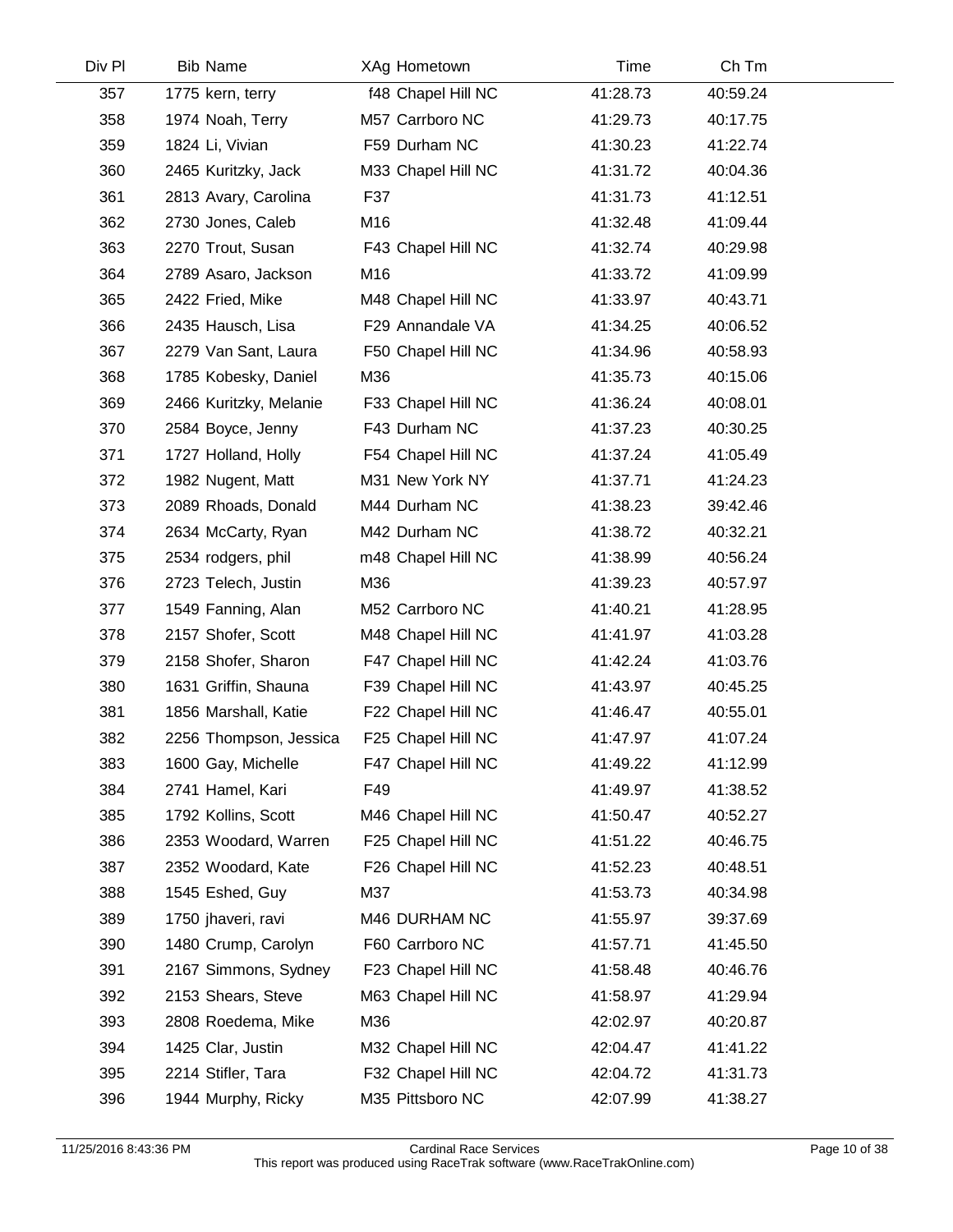| Div Pl | Bib | Name | XAg | Hometown | Time | Ch Tm |
|---|---|---|---|---|---|---|
| 357 | 1775 | kern, terry | f48 | Chapel Hill NC | 41:28.73 | 40:59.24 |
| 358 | 1974 | Noah, Terry | M57 | Carrboro NC | 41:29.73 | 40:17.75 |
| 359 | 1824 | Li, Vivian | F59 | Durham NC | 41:30.23 | 41:22.74 |
| 360 | 2465 | Kuritzky, Jack | M33 | Chapel Hill NC | 41:31.72 | 40:04.36 |
| 361 | 2813 | Avary, Carolina | F37 | | 41:31.73 | 41:12.51 |
| 362 | 2730 | Jones, Caleb | M16 | | 41:32.48 | 41:09.44 |
| 363 | 2270 | Trout, Susan | F43 | Chapel Hill NC | 41:32.74 | 40:29.98 |
| 364 | 2789 | Asaro, Jackson | M16 | | 41:33.72 | 41:09.99 |
| 365 | 2422 | Fried, Mike | M48 | Chapel Hill NC | 41:33.97 | 40:43.71 |
| 366 | 2435 | Hausch, Lisa | F29 | Annandale VA | 41:34.25 | 40:06.52 |
| 367 | 2279 | Van Sant, Laura | F50 | Chapel Hill NC | 41:34.96 | 40:58.93 |
| 368 | 1785 | Kobesky, Daniel | M36 | | 41:35.73 | 40:15.06 |
| 369 | 2466 | Kuritzky, Melanie | F33 | Chapel Hill NC | 41:36.24 | 40:08.01 |
| 370 | 2584 | Boyce, Jenny | F43 | Durham NC | 41:37.23 | 40:30.25 |
| 371 | 1727 | Holland, Holly | F54 | Chapel Hill NC | 41:37.24 | 41:05.49 |
| 372 | 1982 | Nugent, Matt | M31 | New York NY | 41:37.71 | 41:24.23 |
| 373 | 2089 | Rhoads, Donald | M44 | Durham NC | 41:38.23 | 39:42.46 |
| 374 | 2634 | McCarty, Ryan | M42 | Durham NC | 41:38.72 | 40:32.21 |
| 375 | 2534 | rodgers, phil | m48 | Chapel Hill NC | 41:38.99 | 40:56.24 |
| 376 | 2723 | Telech, Justin | M36 | | 41:39.23 | 40:57.97 |
| 377 | 1549 | Fanning, Alan | M52 | Carrboro NC | 41:40.21 | 41:28.95 |
| 378 | 2157 | Shofer, Scott | M48 | Chapel Hill NC | 41:41.97 | 41:03.28 |
| 379 | 2158 | Shofer, Sharon | F47 | Chapel Hill NC | 41:42.24 | 41:03.76 |
| 380 | 1631 | Griffin, Shauna | F39 | Chapel Hill NC | 41:43.97 | 40:45.25 |
| 381 | 1856 | Marshall, Katie | F22 | Chapel Hill NC | 41:46.47 | 40:55.01 |
| 382 | 2256 | Thompson, Jessica | F25 | Chapel Hill NC | 41:47.97 | 41:07.24 |
| 383 | 1600 | Gay, Michelle | F47 | Chapel Hill NC | 41:49.22 | 41:12.99 |
| 384 | 2741 | Hamel, Kari | F49 | | 41:49.97 | 41:38.52 |
| 385 | 1792 | Kollins, Scott | M46 | Chapel Hill NC | 41:50.47 | 40:52.27 |
| 386 | 2353 | Woodard, Warren | F25 | Chapel Hill NC | 41:51.22 | 40:46.75 |
| 387 | 2352 | Woodard, Kate | F26 | Chapel Hill NC | 41:52.23 | 40:48.51 |
| 388 | 1545 | Eshed, Guy | M37 | | 41:53.73 | 40:34.98 |
| 389 | 1750 | jhaveri, ravi | M46 | DURHAM NC | 41:55.97 | 39:37.69 |
| 390 | 1480 | Crump, Carolyn | F60 | Carrboro NC | 41:57.71 | 41:45.50 |
| 391 | 2167 | Simmons, Sydney | F23 | Chapel Hill NC | 41:58.48 | 40:46.76 |
| 392 | 2153 | Shears, Steve | M63 | Chapel Hill NC | 41:58.97 | 41:29.94 |
| 393 | 2808 | Roedema, Mike | M36 | | 42:02.97 | 40:20.87 |
| 394 | 1425 | Clar, Justin | M32 | Chapel Hill NC | 42:04.47 | 41:41.22 |
| 395 | 2214 | Stifler, Tara | F32 | Chapel Hill NC | 42:04.72 | 41:31.73 |
| 396 | 1944 | Murphy, Ricky | M35 | Pittsboro NC | 42:07.99 | 41:38.27 |

11/25/2016 8:43:36 PM — Cardinal Race Services — This report was produced using RaceTrak software (www.RaceTrakOnline.com)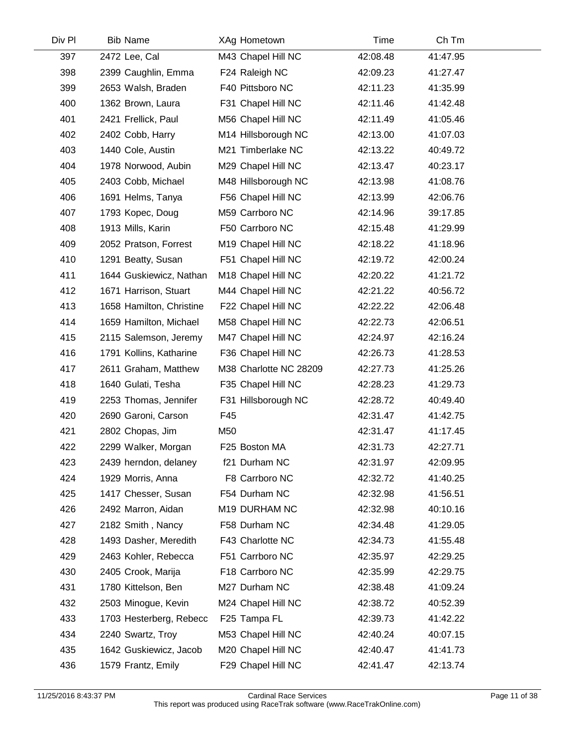| Div Pl | Bib | Name | XAg | Hometown | Time | Ch Tm |
|---|---|---|---|---|---|---|
| 397 | 2472 | Lee, Cal | M43 | Chapel Hill NC | 42:08.48 | 41:47.95 |
| 398 | 2399 | Caughlin, Emma | F24 | Raleigh NC | 42:09.23 | 41:27.47 |
| 399 | 2653 | Walsh, Braden | F40 | Pittsboro NC | 42:11.23 | 41:35.99 |
| 400 | 1362 | Brown, Laura | F31 | Chapel Hill NC | 42:11.46 | 41:42.48 |
| 401 | 2421 | Frellick, Paul | M56 | Chapel Hill NC | 42:11.49 | 41:05.46 |
| 402 | 2402 | Cobb, Harry | M14 | Hillsborough NC | 42:13.00 | 41:07.03 |
| 403 | 1440 | Cole, Austin | M21 | Timberlake NC | 42:13.22 | 40:49.72 |
| 404 | 1978 | Norwood, Aubin | M29 | Chapel Hill NC | 42:13.47 | 40:23.17 |
| 405 | 2403 | Cobb, Michael | M48 | Hillsborough NC | 42:13.98 | 41:08.76 |
| 406 | 1691 | Helms, Tanya | F56 | Chapel Hill NC | 42:13.99 | 42:06.76 |
| 407 | 1793 | Kopec, Doug | M59 | Carrboro NC | 42:14.96 | 39:17.85 |
| 408 | 1913 | Mills, Karin | F50 | Carrboro NC | 42:15.48 | 41:29.99 |
| 409 | 2052 | Pratson, Forrest | M19 | Chapel Hill NC | 42:18.22 | 41:18.96 |
| 410 | 1291 | Beatty, Susan | F51 | Chapel Hill NC | 42:19.72 | 42:00.24 |
| 411 | 1644 | Guskiewicz, Nathan | M18 | Chapel Hill NC | 42:20.22 | 41:21.72 |
| 412 | 1671 | Harrison, Stuart | M44 | Chapel Hill NC | 42:21.22 | 40:56.72 |
| 413 | 1658 | Hamilton, Christine | F22 | Chapel Hill NC | 42:22.22 | 42:06.48 |
| 414 | 1659 | Hamilton, Michael | M58 | Chapel Hill NC | 42:22.73 | 42:06.51 |
| 415 | 2115 | Salemson, Jeremy | M47 | Chapel Hill NC | 42:24.97 | 42:16.24 |
| 416 | 1791 | Kollins, Katharine | F36 | Chapel Hill NC | 42:26.73 | 41:28.53 |
| 417 | 2611 | Graham, Matthew | M38 | Charlotte NC 28209 | 42:27.73 | 41:25.26 |
| 418 | 1640 | Gulati, Tesha | F35 | Chapel Hill NC | 42:28.23 | 41:29.73 |
| 419 | 2253 | Thomas, Jennifer | F31 | Hillsborough NC | 42:28.72 | 40:49.40 |
| 420 | 2690 | Garoni, Carson | F45 | | 42:31.47 | 41:42.75 |
| 421 | 2802 | Chopas, Jim | M50 | | 42:31.47 | 41:17.45 |
| 422 | 2299 | Walker, Morgan | F25 | Boston MA | 42:31.73 | 42:27.71 |
| 423 | 2439 | herndon, delaney | f21 | Durham NC | 42:31.97 | 42:09.95 |
| 424 | 1929 | Morris, Anna | F8 | Carrboro NC | 42:32.72 | 41:40.25 |
| 425 | 1417 | Chesser, Susan | F54 | Durham NC | 42:32.98 | 41:56.51 |
| 426 | 2492 | Marron, Aidan | M19 | DURHAM NC | 42:32.98 | 40:10.16 |
| 427 | 2182 | Smith , Nancy | F58 | Durham NC | 42:34.48 | 41:29.05 |
| 428 | 1493 | Dasher, Meredith | F43 | Charlotte NC | 42:34.73 | 41:55.48 |
| 429 | 2463 | Kohler, Rebecca | F51 | Carrboro NC | 42:35.97 | 42:29.25 |
| 430 | 2405 | Crook, Marija | F18 | Carrboro NC | 42:35.99 | 42:29.75 |
| 431 | 1780 | Kittelson, Ben | M27 | Durham NC | 42:38.48 | 41:09.24 |
| 432 | 2503 | Minogue, Kevin | M24 | Chapel Hill NC | 42:38.72 | 40:52.39 |
| 433 | 1703 | Hesterberg, Rebecc | F25 | Tampa FL | 42:39.73 | 41:42.22 |
| 434 | 2240 | Swartz, Troy | M53 | Chapel Hill NC | 42:40.24 | 40:07.15 |
| 435 | 1642 | Guskiewicz, Jacob | M20 | Chapel Hill NC | 42:40.47 | 41:41.73 |
| 436 | 1579 | Frantz, Emily | F29 | Chapel Hill NC | 42:41.47 | 42:13.74 |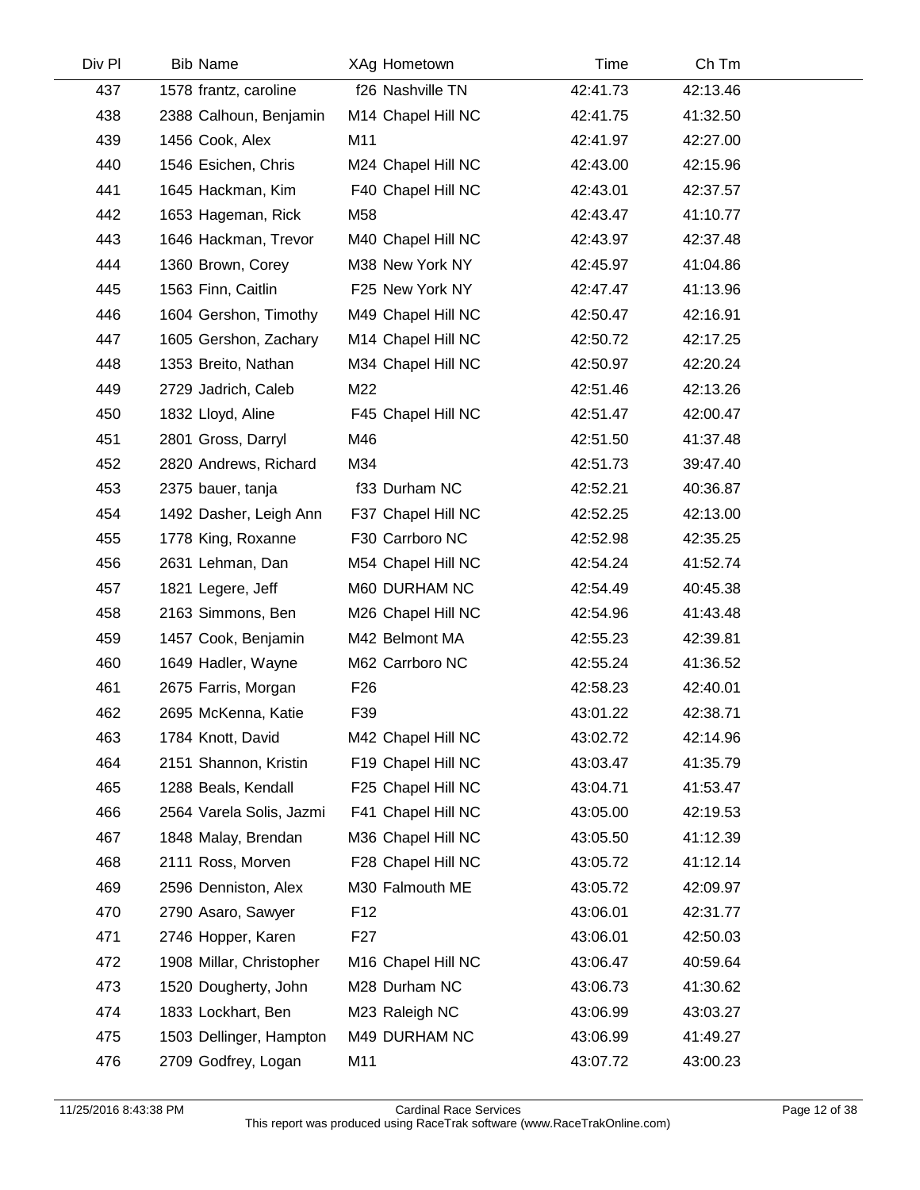| Div Pl | Bib | Name | XAg | Hometown | Time | Ch Tm |
|---|---|---|---|---|---|---|
| 437 | 1578 | frantz, caroline | f26 | Nashville TN | 42:41.73 | 42:13.46 |
| 438 | 2388 | Calhoun, Benjamin | M14 | Chapel Hill NC | 42:41.75 | 41:32.50 |
| 439 | 1456 | Cook, Alex | M11 | | 42:41.97 | 42:27.00 |
| 440 | 1546 | Esichen, Chris | M24 | Chapel Hill NC | 42:43.00 | 42:15.96 |
| 441 | 1645 | Hackman, Kim | F40 | Chapel Hill NC | 42:43.01 | 42:37.57 |
| 442 | 1653 | Hageman, Rick | M58 | | 42:43.47 | 41:10.77 |
| 443 | 1646 | Hackman, Trevor | M40 | Chapel Hill NC | 42:43.97 | 42:37.48 |
| 444 | 1360 | Brown, Corey | M38 | New York NY | 42:45.97 | 41:04.86 |
| 445 | 1563 | Finn, Caitlin | F25 | New York NY | 42:47.47 | 41:13.96 |
| 446 | 1604 | Gershon, Timothy | M49 | Chapel Hill NC | 42:50.47 | 42:16.91 |
| 447 | 1605 | Gershon, Zachary | M14 | Chapel Hill NC | 42:50.72 | 42:17.25 |
| 448 | 1353 | Breito, Nathan | M34 | Chapel Hill NC | 42:50.97 | 42:20.24 |
| 449 | 2729 | Jadrich, Caleb | M22 | | 42:51.46 | 42:13.26 |
| 450 | 1832 | Lloyd, Aline | F45 | Chapel Hill NC | 42:51.47 | 42:00.47 |
| 451 | 2801 | Gross, Darryl | M46 | | 42:51.50 | 41:37.48 |
| 452 | 2820 | Andrews, Richard | M34 | | 42:51.73 | 39:47.40 |
| 453 | 2375 | bauer, tanja | f33 | Durham NC | 42:52.21 | 40:36.87 |
| 454 | 1492 | Dasher, Leigh Ann | F37 | Chapel Hill NC | 42:52.25 | 42:13.00 |
| 455 | 1778 | King, Roxanne | F30 | Carrboro NC | 42:52.98 | 42:35.25 |
| 456 | 2631 | Lehman, Dan | M54 | Chapel Hill NC | 42:54.24 | 41:52.74 |
| 457 | 1821 | Legere, Jeff | M60 | DURHAM NC | 42:54.49 | 40:45.38 |
| 458 | 2163 | Simmons, Ben | M26 | Chapel Hill NC | 42:54.96 | 41:43.48 |
| 459 | 1457 | Cook, Benjamin | M42 | Belmont MA | 42:55.23 | 42:39.81 |
| 460 | 1649 | Hadler, Wayne | M62 | Carrboro NC | 42:55.24 | 41:36.52 |
| 461 | 2675 | Farris, Morgan | F26 | | 42:58.23 | 42:40.01 |
| 462 | 2695 | McKenna, Katie | F39 | | 43:01.22 | 42:38.71 |
| 463 | 1784 | Knott, David | M42 | Chapel Hill NC | 43:02.72 | 42:14.96 |
| 464 | 2151 | Shannon, Kristin | F19 | Chapel Hill NC | 43:03.47 | 41:35.79 |
| 465 | 1288 | Beals, Kendall | F25 | Chapel Hill NC | 43:04.71 | 41:53.47 |
| 466 | 2564 | Varela Solis, Jazmi | F41 | Chapel Hill NC | 43:05.00 | 42:19.53 |
| 467 | 1848 | Malay, Brendan | M36 | Chapel Hill NC | 43:05.50 | 41:12.39 |
| 468 | 2111 | Ross, Morven | F28 | Chapel Hill NC | 43:05.72 | 41:12.14 |
| 469 | 2596 | Denniston, Alex | M30 | Falmouth ME | 43:05.72 | 42:09.97 |
| 470 | 2790 | Asaro, Sawyer | F12 | | 43:06.01 | 42:31.77 |
| 471 | 2746 | Hopper, Karen | F27 | | 43:06.01 | 42:50.03 |
| 472 | 1908 | Millar, Christopher | M16 | Chapel Hill NC | 43:06.47 | 40:59.64 |
| 473 | 1520 | Dougherty, John | M28 | Durham NC | 43:06.73 | 41:30.62 |
| 474 | 1833 | Lockhart, Ben | M23 | Raleigh NC | 43:06.99 | 43:03.27 |
| 475 | 1503 | Dellinger, Hampton | M49 | DURHAM NC | 43:06.99 | 41:49.27 |
| 476 | 2709 | Godfrey, Logan | M11 | | 43:07.72 | 43:00.23 |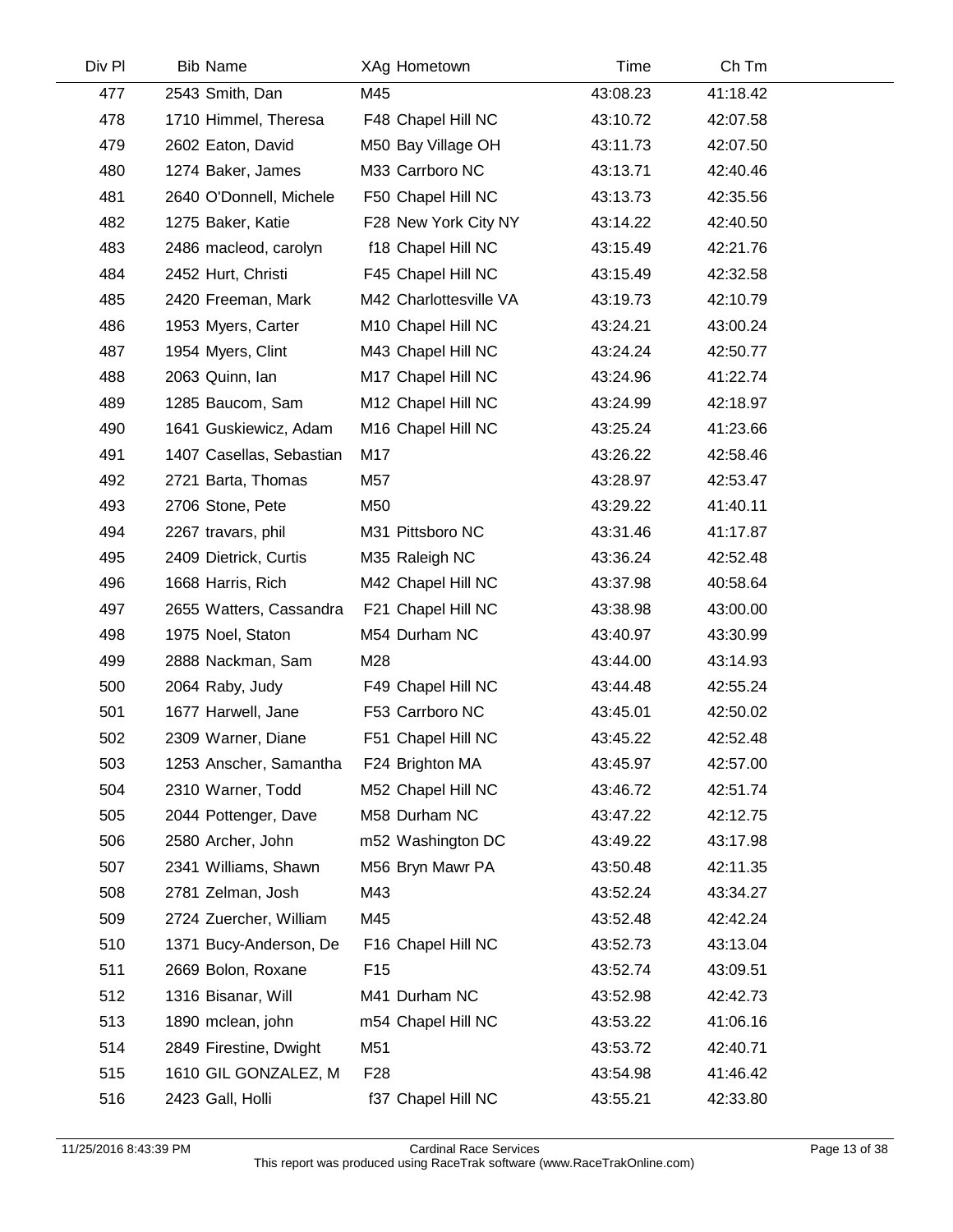| Div Pl | Bib | Name | XAg | Hometown | Time | Ch Tm |
|---|---|---|---|---|---|---|
| 477 | 2543 | Smith, Dan | M45 | | 43:08.23 | 41:18.42 |
| 478 | 1710 | Himmel, Theresa | F48 | Chapel Hill NC | 43:10.72 | 42:07.58 |
| 479 | 2602 | Eaton, David | M50 | Bay Village OH | 43:11.73 | 42:07.50 |
| 480 | 1274 | Baker, James | M33 | Carrboro NC | 43:13.71 | 42:40.46 |
| 481 | 2640 | O'Donnell, Michele | F50 | Chapel Hill NC | 43:13.73 | 42:35.56 |
| 482 | 1275 | Baker, Katie | F28 | New York City NY | 43:14.22 | 42:40.50 |
| 483 | 2486 | macleod, carolyn | f18 | Chapel Hill NC | 43:15.49 | 42:21.76 |
| 484 | 2452 | Hurt, Christi | F45 | Chapel Hill NC | 43:15.49 | 42:32.58 |
| 485 | 2420 | Freeman, Mark | M42 | Charlottesville VA | 43:19.73 | 42:10.79 |
| 486 | 1953 | Myers, Carter | M10 | Chapel Hill NC | 43:24.21 | 43:00.24 |
| 487 | 1954 | Myers, Clint | M43 | Chapel Hill NC | 43:24.24 | 42:50.77 |
| 488 | 2063 | Quinn, Ian | M17 | Chapel Hill NC | 43:24.96 | 41:22.74 |
| 489 | 1285 | Baucom, Sam | M12 | Chapel Hill NC | 43:24.99 | 42:18.97 |
| 490 | 1641 | Guskiewicz, Adam | M16 | Chapel Hill NC | 43:25.24 | 41:23.66 |
| 491 | 1407 | Casellas, Sebastian | M17 | | 43:26.22 | 42:58.46 |
| 492 | 2721 | Barta, Thomas | M57 | | 43:28.97 | 42:53.47 |
| 493 | 2706 | Stone, Pete | M50 | | 43:29.22 | 41:40.11 |
| 494 | 2267 | travars, phil | M31 | Pittsboro NC | 43:31.46 | 41:17.87 |
| 495 | 2409 | Dietrick, Curtis | M35 | Raleigh NC | 43:36.24 | 42:52.48 |
| 496 | 1668 | Harris, Rich | M42 | Chapel Hill NC | 43:37.98 | 40:58.64 |
| 497 | 2655 | Watters, Cassandra | F21 | Chapel Hill NC | 43:38.98 | 43:00.00 |
| 498 | 1975 | Noel, Staton | M54 | Durham NC | 43:40.97 | 43:30.99 |
| 499 | 2888 | Nackman, Sam | M28 | | 43:44.00 | 43:14.93 |
| 500 | 2064 | Raby, Judy | F49 | Chapel Hill NC | 43:44.48 | 42:55.24 |
| 501 | 1677 | Harwell, Jane | F53 | Carrboro NC | 43:45.01 | 42:50.02 |
| 502 | 2309 | Warner, Diane | F51 | Chapel Hill NC | 43:45.22 | 42:52.48 |
| 503 | 1253 | Anscher, Samantha | F24 | Brighton MA | 43:45.97 | 42:57.00 |
| 504 | 2310 | Warner, Todd | M52 | Chapel Hill NC | 43:46.72 | 42:51.74 |
| 505 | 2044 | Pottenger, Dave | M58 | Durham NC | 43:47.22 | 42:12.75 |
| 506 | 2580 | Archer, John | m52 | Washington DC | 43:49.22 | 43:17.98 |
| 507 | 2341 | Williams, Shawn | M56 | Bryn Mawr PA | 43:50.48 | 42:11.35 |
| 508 | 2781 | Zelman, Josh | M43 | | 43:52.24 | 43:34.27 |
| 509 | 2724 | Zuercher, William | M45 | | 43:52.48 | 42:42.24 |
| 510 | 1371 | Bucy-Anderson, De | F16 | Chapel Hill NC | 43:52.73 | 43:13.04 |
| 511 | 2669 | Bolon, Roxane | F15 | | 43:52.74 | 43:09.51 |
| 512 | 1316 | Bisanar, Will | M41 | Durham NC | 43:52.98 | 42:42.73 |
| 513 | 1890 | mclean, john | m54 | Chapel Hill NC | 43:53.22 | 41:06.16 |
| 514 | 2849 | Firestine, Dwight | M51 | | 43:53.72 | 42:40.71 |
| 515 | 1610 | GIL GONZALEZ, M | F28 | | 43:54.98 | 41:46.42 |
| 516 | 2423 | Gall, Holli | f37 | Chapel Hill NC | 43:55.21 | 42:33.80 |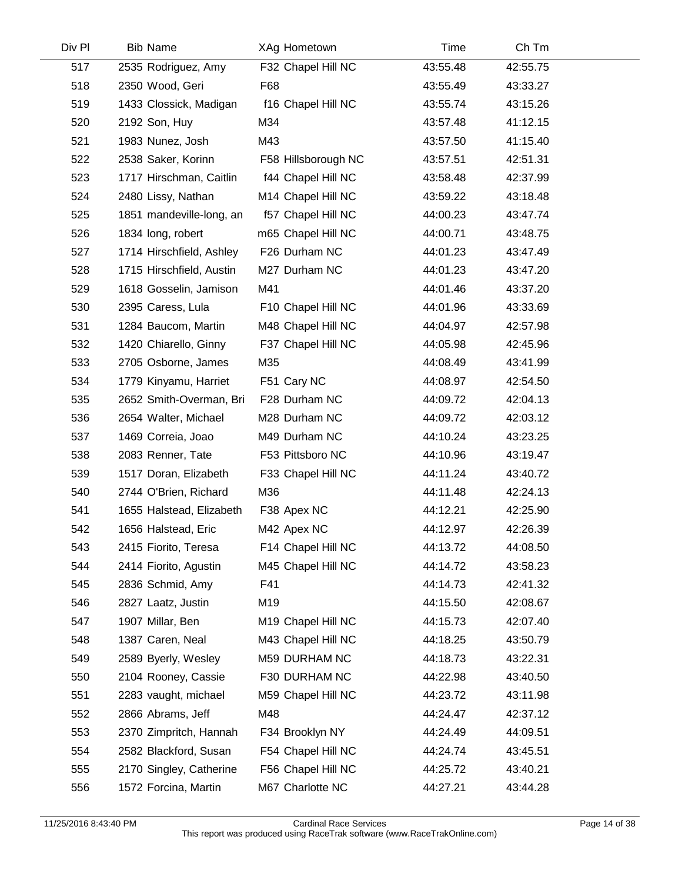| Div Pl | Bib | Name | XAg | Hometown | Time | Ch Tm |
|---|---|---|---|---|---|---|
| 517 | 2535 | Rodriguez, Amy | F32 | Chapel Hill NC | 43:55.48 | 42:55.75 |
| 518 | 2350 | Wood, Geri | F68 | | 43:55.49 | 43:33.27 |
| 519 | 1433 | Clossick, Madigan | f16 | Chapel Hill NC | 43:55.74 | 43:15.26 |
| 520 | 2192 | Son, Huy | M34 | | 43:57.48 | 41:12.15 |
| 521 | 1983 | Nunez, Josh | M43 | | 43:57.50 | 41:15.40 |
| 522 | 2538 | Saker, Korinn | F58 | Hillsborough NC | 43:57.51 | 42:51.31 |
| 523 | 1717 | Hirschman, Caitlin | f44 | Chapel Hill NC | 43:58.48 | 42:37.99 |
| 524 | 2480 | Lissy, Nathan | M14 | Chapel Hill NC | 43:59.22 | 43:18.48 |
| 525 | 1851 | mandeville-long, an | f57 | Chapel Hill NC | 44:00.23 | 43:47.74 |
| 526 | 1834 | long, robert | m65 | Chapel Hill NC | 44:00.71 | 43:48.75 |
| 527 | 1714 | Hirschfield, Ashley | F26 | Durham NC | 44:01.23 | 43:47.49 |
| 528 | 1715 | Hirschfield, Austin | M27 | Durham NC | 44:01.23 | 43:47.20 |
| 529 | 1618 | Gosselin, Jamison | M41 | | 44:01.46 | 43:37.20 |
| 530 | 2395 | Caress, Lula | F10 | Chapel Hill NC | 44:01.96 | 43:33.69 |
| 531 | 1284 | Baucom, Martin | M48 | Chapel Hill NC | 44:04.97 | 42:57.98 |
| 532 | 1420 | Chiarello, Ginny | F37 | Chapel Hill NC | 44:05.98 | 42:45.96 |
| 533 | 2705 | Osborne, James | M35 | | 44:08.49 | 43:41.99 |
| 534 | 1779 | Kinyamu, Harriet | F51 | Cary NC | 44:08.97 | 42:54.50 |
| 535 | 2652 | Smith-Overman, Bri | F28 | Durham NC | 44:09.72 | 42:04.13 |
| 536 | 2654 | Walter, Michael | M28 | Durham NC | 44:09.72 | 42:03.12 |
| 537 | 1469 | Correia, Joao | M49 | Durham NC | 44:10.24 | 43:23.25 |
| 538 | 2083 | Renner, Tate | F53 | Pittsboro NC | 44:10.96 | 43:19.47 |
| 539 | 1517 | Doran, Elizabeth | F33 | Chapel Hill NC | 44:11.24 | 43:40.72 |
| 540 | 2744 | O'Brien, Richard | M36 | | 44:11.48 | 42:24.13 |
| 541 | 1655 | Halstead, Elizabeth | F38 | Apex NC | 44:12.21 | 42:25.90 |
| 542 | 1656 | Halstead, Eric | M42 | Apex NC | 44:12.97 | 42:26.39 |
| 543 | 2415 | Fiorito, Teresa | F14 | Chapel Hill NC | 44:13.72 | 44:08.50 |
| 544 | 2414 | Fiorito, Agustin | M45 | Chapel Hill NC | 44:14.72 | 43:58.23 |
| 545 | 2836 | Schmid, Amy | F41 | | 44:14.73 | 42:41.32 |
| 546 | 2827 | Laatz, Justin | M19 | | 44:15.50 | 42:08.67 |
| 547 | 1907 | Millar, Ben | M19 | Chapel Hill NC | 44:15.73 | 42:07.40 |
| 548 | 1387 | Caren, Neal | M43 | Chapel Hill NC | 44:18.25 | 43:50.79 |
| 549 | 2589 | Byerly, Wesley | M59 | DURHAM NC | 44:18.73 | 43:22.31 |
| 550 | 2104 | Rooney, Cassie | F30 | DURHAM NC | 44:22.98 | 43:40.50 |
| 551 | 2283 | vaught, michael | M59 | Chapel Hill NC | 44:23.72 | 43:11.98 |
| 552 | 2866 | Abrams, Jeff | M48 | | 44:24.47 | 42:37.12 |
| 553 | 2370 | Zimpritch, Hannah | F34 | Brooklyn NY | 44:24.49 | 44:09.51 |
| 554 | 2582 | Blackford, Susan | F54 | Chapel Hill NC | 44:24.74 | 43:45.51 |
| 555 | 2170 | Singley, Catherine | F56 | Chapel Hill NC | 44:25.72 | 43:40.21 |
| 556 | 1572 | Forcina, Martin | M67 | Charlotte NC | 44:27.21 | 43:44.28 |

11/25/2016 8:43:40 PM Cardinal Race Services
This report was produced using RaceTrak software (www.RaceTrakOnline.com)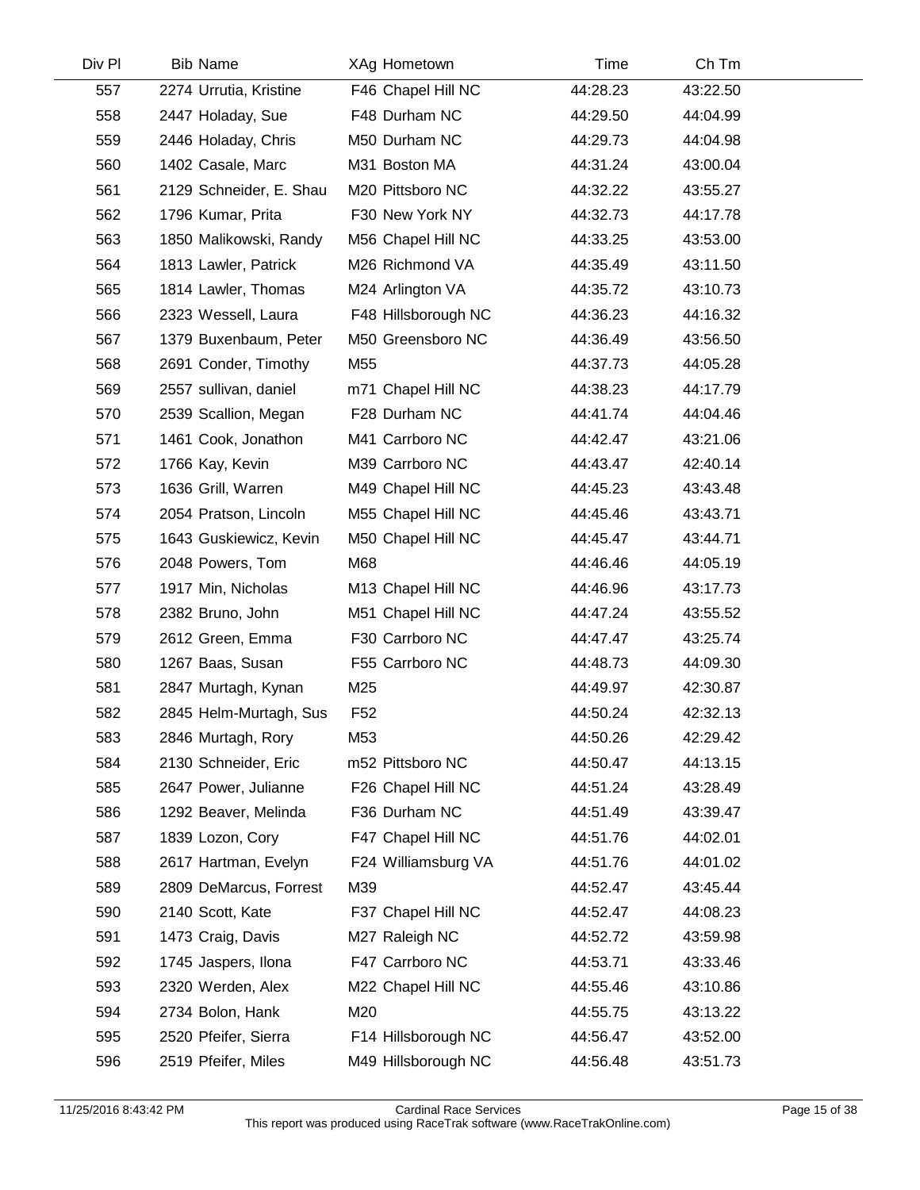| Div Pl | Bib | Name | XAg | Hometown | Time | Ch Tm |
|---|---|---|---|---|---|---|
| 557 | 2274 | Urrutia, Kristine | F46 | Chapel Hill NC | 44:28.23 | 43:22.50 |
| 558 | 2447 | Holaday, Sue | F48 | Durham NC | 44:29.50 | 44:04.99 |
| 559 | 2446 | Holaday, Chris | M50 | Durham NC | 44:29.73 | 44:04.98 |
| 560 | 1402 | Casale, Marc | M31 | Boston MA | 44:31.24 | 43:00.04 |
| 561 | 2129 | Schneider, E. Shau | M20 | Pittsboro NC | 44:32.22 | 43:55.27 |
| 562 | 1796 | Kumar, Prita | F30 | New York NY | 44:32.73 | 44:17.78 |
| 563 | 1850 | Malikowski, Randy | M56 | Chapel Hill NC | 44:33.25 | 43:53.00 |
| 564 | 1813 | Lawler, Patrick | M26 | Richmond VA | 44:35.49 | 43:11.50 |
| 565 | 1814 | Lawler, Thomas | M24 | Arlington VA | 44:35.72 | 43:10.73 |
| 566 | 2323 | Wessell, Laura | F48 | Hillsborough NC | 44:36.23 | 44:16.32 |
| 567 | 1379 | Buxenbaum, Peter | M50 | Greensboro NC | 44:36.49 | 43:56.50 |
| 568 | 2691 | Conder, Timothy | M55 | | 44:37.73 | 44:05.28 |
| 569 | 2557 | sullivan, daniel | m71 | Chapel Hill NC | 44:38.23 | 44:17.79 |
| 570 | 2539 | Scallion, Megan | F28 | Durham NC | 44:41.74 | 44:04.46 |
| 571 | 1461 | Cook, Jonathon | M41 | Carrboro NC | 44:42.47 | 43:21.06 |
| 572 | 1766 | Kay, Kevin | M39 | Carrboro NC | 44:43.47 | 42:40.14 |
| 573 | 1636 | Grill, Warren | M49 | Chapel Hill NC | 44:45.23 | 43:43.48 |
| 574 | 2054 | Pratson, Lincoln | M55 | Chapel Hill NC | 44:45.46 | 43:43.71 |
| 575 | 1643 | Guskiewicz, Kevin | M50 | Chapel Hill NC | 44:45.47 | 43:44.71 |
| 576 | 2048 | Powers, Tom | M68 | | 44:46.46 | 44:05.19 |
| 577 | 1917 | Min, Nicholas | M13 | Chapel Hill NC | 44:46.96 | 43:17.73 |
| 578 | 2382 | Bruno, John | M51 | Chapel Hill NC | 44:47.24 | 43:55.52 |
| 579 | 2612 | Green, Emma | F30 | Carrboro NC | 44:47.47 | 43:25.74 |
| 580 | 1267 | Baas, Susan | F55 | Carrboro NC | 44:48.73 | 44:09.30 |
| 581 | 2847 | Murtagh, Kynan | M25 | | 44:49.97 | 42:30.87 |
| 582 | 2845 | Helm-Murtagh, Sus | F52 | | 44:50.24 | 42:32.13 |
| 583 | 2846 | Murtagh, Rory | M53 | | 44:50.26 | 42:29.42 |
| 584 | 2130 | Schneider, Eric | m52 | Pittsboro NC | 44:50.47 | 44:13.15 |
| 585 | 2647 | Power, Julianne | F26 | Chapel Hill NC | 44:51.24 | 43:28.49 |
| 586 | 1292 | Beaver, Melinda | F36 | Durham NC | 44:51.49 | 43:39.47 |
| 587 | 1839 | Lozon, Cory | F47 | Chapel Hill NC | 44:51.76 | 44:02.01 |
| 588 | 2617 | Hartman, Evelyn | F24 | Williamsburg VA | 44:51.76 | 44:01.02 |
| 589 | 2809 | DeMarcus, Forrest | M39 | | 44:52.47 | 43:45.44 |
| 590 | 2140 | Scott, Kate | F37 | Chapel Hill NC | 44:52.47 | 44:08.23 |
| 591 | 1473 | Craig, Davis | M27 | Raleigh NC | 44:52.72 | 43:59.98 |
| 592 | 1745 | Jaspers, Ilona | F47 | Carrboro NC | 44:53.71 | 43:33.46 |
| 593 | 2320 | Werden, Alex | M22 | Chapel Hill NC | 44:55.46 | 43:10.86 |
| 594 | 2734 | Bolon, Hank | M20 | | 44:55.75 | 43:13.22 |
| 595 | 2520 | Pfeifer, Sierra | F14 | Hillsborough NC | 44:56.47 | 43:52.00 |
| 596 | 2519 | Pfeifer, Miles | M49 | Hillsborough NC | 44:56.48 | 43:51.73 |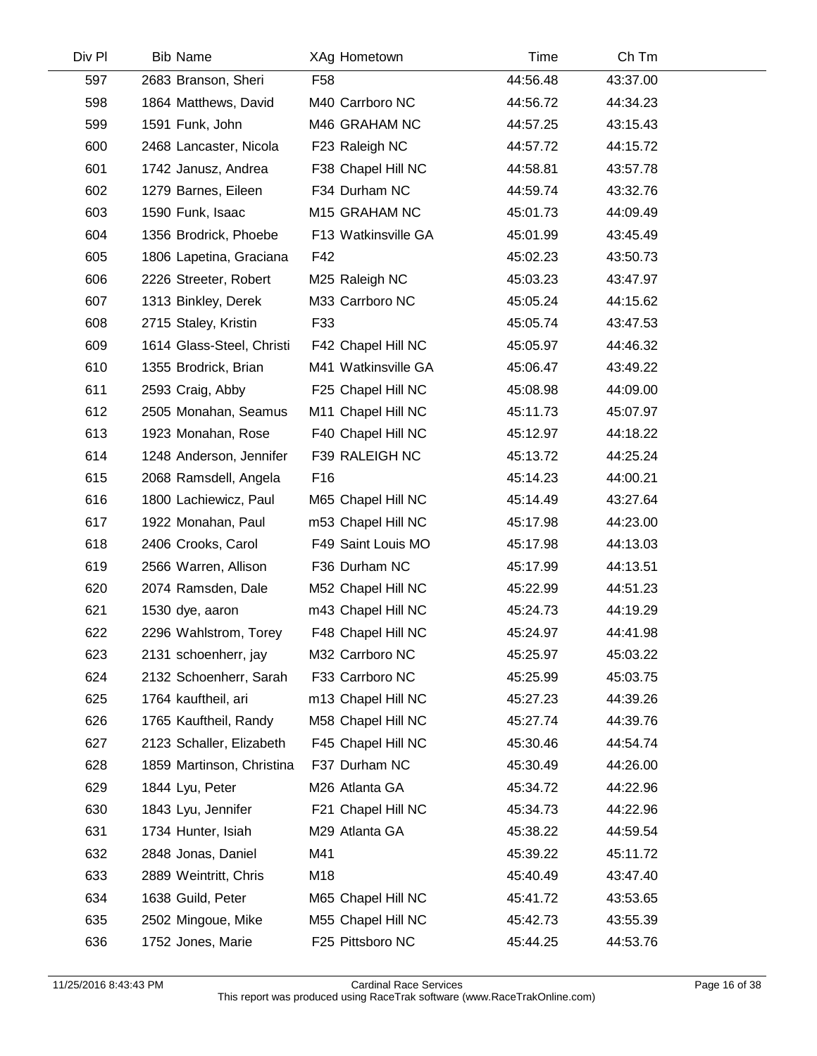| Div Pl | Bib | Name | XAg | Hometown | Time | Ch Tm |
|---|---|---|---|---|---|---|
| 597 | 2683 | Branson, Sheri | F58 | | 44:56.48 | 43:37.00 |
| 598 | 1864 | Matthews, David | M40 | Carrboro NC | 44:56.72 | 44:34.23 |
| 599 | 1591 | Funk, John | M46 | GRAHAM NC | 44:57.25 | 43:15.43 |
| 600 | 2468 | Lancaster, Nicola | F23 | Raleigh NC | 44:57.72 | 44:15.72 |
| 601 | 1742 | Janusz, Andrea | F38 | Chapel Hill NC | 44:58.81 | 43:57.78 |
| 602 | 1279 | Barnes, Eileen | F34 | Durham NC | 44:59.74 | 43:32.76 |
| 603 | 1590 | Funk, Isaac | M15 | GRAHAM NC | 45:01.73 | 44:09.49 |
| 604 | 1356 | Brodrick, Phoebe | F13 | Watkinsville GA | 45:01.99 | 43:45.49 |
| 605 | 1806 | Lapetina, Graciana | F42 | | 45:02.23 | 43:50.73 |
| 606 | 2226 | Streeter, Robert | M25 | Raleigh NC | 45:03.23 | 43:47.97 |
| 607 | 1313 | Binkley, Derek | M33 | Carrboro NC | 45:05.24 | 44:15.62 |
| 608 | 2715 | Staley, Kristin | F33 | | 45:05.74 | 43:47.53 |
| 609 | 1614 | Glass-Steel, Christi | F42 | Chapel Hill NC | 45:05.97 | 44:46.32 |
| 610 | 1355 | Brodrick, Brian | M41 | Watkinsville GA | 45:06.47 | 43:49.22 |
| 611 | 2593 | Craig, Abby | F25 | Chapel Hill NC | 45:08.98 | 44:09.00 |
| 612 | 2505 | Monahan, Seamus | M11 | Chapel Hill NC | 45:11.73 | 45:07.97 |
| 613 | 1923 | Monahan, Rose | F40 | Chapel Hill NC | 45:12.97 | 44:18.22 |
| 614 | 1248 | Anderson, Jennifer | F39 | RALEIGH NC | 45:13.72 | 44:25.24 |
| 615 | 2068 | Ramsdell, Angela | F16 | | 45:14.23 | 44:00.21 |
| 616 | 1800 | Lachiewicz, Paul | M65 | Chapel Hill NC | 45:14.49 | 43:27.64 |
| 617 | 1922 | Monahan, Paul | m53 | Chapel Hill NC | 45:17.98 | 44:23.00 |
| 618 | 2406 | Crooks, Carol | F49 | Saint Louis MO | 45:17.98 | 44:13.03 |
| 619 | 2566 | Warren, Allison | F36 | Durham NC | 45:17.99 | 44:13.51 |
| 620 | 2074 | Ramsden, Dale | M52 | Chapel Hill NC | 45:22.99 | 44:51.23 |
| 621 | 1530 | dye, aaron | m43 | Chapel Hill NC | 45:24.73 | 44:19.29 |
| 622 | 2296 | Wahlstrom, Torey | F48 | Chapel Hill NC | 45:24.97 | 44:41.98 |
| 623 | 2131 | schoenherr, jay | M32 | Carrboro NC | 45:25.97 | 45:03.22 |
| 624 | 2132 | Schoenherr, Sarah | F33 | Carrboro NC | 45:25.99 | 45:03.75 |
| 625 | 1764 | kauftheil, ari | m13 | Chapel Hill NC | 45:27.23 | 44:39.26 |
| 626 | 1765 | Kauftheil, Randy | M58 | Chapel Hill NC | 45:27.74 | 44:39.76 |
| 627 | 2123 | Schaller, Elizabeth | F45 | Chapel Hill NC | 45:30.46 | 44:54.74 |
| 628 | 1859 | Martinson, Christina | F37 | Durham NC | 45:30.49 | 44:26.00 |
| 629 | 1844 | Lyu, Peter | M26 | Atlanta GA | 45:34.72 | 44:22.96 |
| 630 | 1843 | Lyu, Jennifer | F21 | Chapel Hill NC | 45:34.73 | 44:22.96 |
| 631 | 1734 | Hunter, Isiah | M29 | Atlanta GA | 45:38.22 | 44:59.54 |
| 632 | 2848 | Jonas, Daniel | M41 | | 45:39.22 | 45:11.72 |
| 633 | 2889 | Weintritt, Chris | M18 | | 45:40.49 | 43:47.40 |
| 634 | 1638 | Guild, Peter | M65 | Chapel Hill NC | 45:41.72 | 43:53.65 |
| 635 | 2502 | Mingoue, Mike | M55 | Chapel Hill NC | 45:42.73 | 43:55.39 |
| 636 | 1752 | Jones, Marie | F25 | Pittsboro NC | 45:44.25 | 44:53.76 |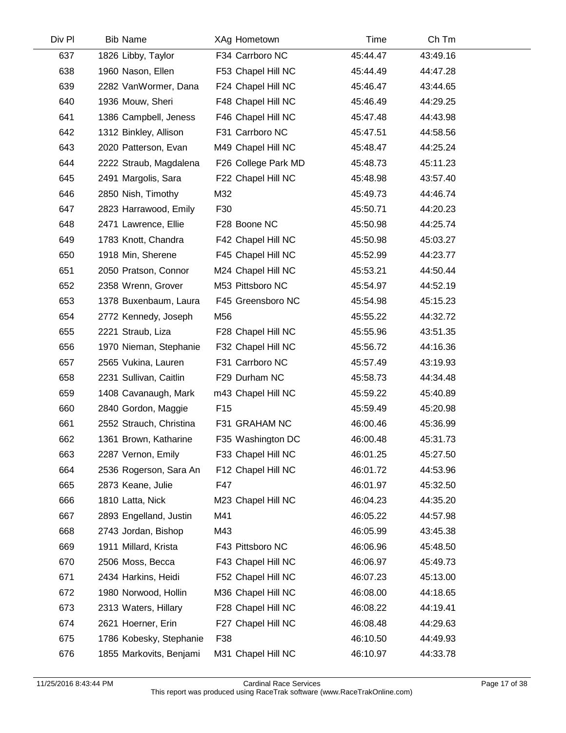| Div Pl | Bib | Name | XAg | Hometown | Time | Ch Tm |
|---|---|---|---|---|---|---|
| 637 | 1826 | Libby, Taylor | F34 | Carrboro NC | 45:44.47 | 43:49.16 |
| 638 | 1960 | Nason, Ellen | F53 | Chapel Hill NC | 45:44.49 | 44:47.28 |
| 639 | 2282 | VanWormer, Dana | F24 | Chapel Hill NC | 45:46.47 | 43:44.65 |
| 640 | 1936 | Mouw, Sheri | F48 | Chapel Hill NC | 45:46.49 | 44:29.25 |
| 641 | 1386 | Campbell, Jeness | F46 | Chapel Hill NC | 45:47.48 | 44:43.98 |
| 642 | 1312 | Binkley, Allison | F31 | Carrboro NC | 45:47.51 | 44:58.56 |
| 643 | 2020 | Patterson, Evan | M49 | Chapel Hill NC | 45:48.47 | 44:25.24 |
| 644 | 2222 | Straub, Magdalena | F26 | College Park MD | 45:48.73 | 45:11.23 |
| 645 | 2491 | Margolis, Sara | F22 | Chapel Hill NC | 45:48.98 | 43:57.40 |
| 646 | 2850 | Nish, Timothy | M32 | | 45:49.73 | 44:46.74 |
| 647 | 2823 | Harrawood, Emily | F30 | | 45:50.71 | 44:20.23 |
| 648 | 2471 | Lawrence, Ellie | F28 | Boone NC | 45:50.98 | 44:25.74 |
| 649 | 1783 | Knott, Chandra | F42 | Chapel Hill NC | 45:50.98 | 45:03.27 |
| 650 | 1918 | Min, Sherene | F45 | Chapel Hill NC | 45:52.99 | 44:23.77 |
| 651 | 2050 | Pratson, Connor | M24 | Chapel Hill NC | 45:53.21 | 44:50.44 |
| 652 | 2358 | Wrenn, Grover | M53 | Pittsboro NC | 45:54.97 | 44:52.19 |
| 653 | 1378 | Buxenbaum, Laura | F45 | Greensboro NC | 45:54.98 | 45:15.23 |
| 654 | 2772 | Kennedy, Joseph | M56 | | 45:55.22 | 44:32.72 |
| 655 | 2221 | Straub, Liza | F28 | Chapel Hill NC | 45:55.96 | 43:51.35 |
| 656 | 1970 | Nieman, Stephanie | F32 | Chapel Hill NC | 45:56.72 | 44:16.36 |
| 657 | 2565 | Vukina, Lauren | F31 | Carrboro NC | 45:57.49 | 43:19.93 |
| 658 | 2231 | Sullivan, Caitlin | F29 | Durham NC | 45:58.73 | 44:34.48 |
| 659 | 1408 | Cavanaugh, Mark | m43 | Chapel Hill NC | 45:59.22 | 45:40.89 |
| 660 | 2840 | Gordon, Maggie | F15 | | 45:59.49 | 45:20.98 |
| 661 | 2552 | Strauch, Christina | F31 | GRAHAM NC | 46:00.46 | 45:36.99 |
| 662 | 1361 | Brown, Katharine | F35 | Washington DC | 46:00.48 | 45:31.73 |
| 663 | 2287 | Vernon, Emily | F33 | Chapel Hill NC | 46:01.25 | 45:27.50 |
| 664 | 2536 | Rogerson, Sara An | F12 | Chapel Hill NC | 46:01.72 | 44:53.96 |
| 665 | 2873 | Keane, Julie | F47 | | 46:01.97 | 45:32.50 |
| 666 | 1810 | Latta, Nick | M23 | Chapel Hill NC | 46:04.23 | 44:35.20 |
| 667 | 2893 | Engelland, Justin | M41 | | 46:05.22 | 44:57.98 |
| 668 | 2743 | Jordan, Bishop | M43 | | 46:05.99 | 43:45.38 |
| 669 | 1911 | Millard, Krista | F43 | Pittsboro NC | 46:06.96 | 45:48.50 |
| 670 | 2506 | Moss, Becca | F43 | Chapel Hill NC | 46:06.97 | 45:49.73 |
| 671 | 2434 | Harkins, Heidi | F52 | Chapel Hill NC | 46:07.23 | 45:13.00 |
| 672 | 1980 | Norwood, Hollin | M36 | Chapel Hill NC | 46:08.00 | 44:18.65 |
| 673 | 2313 | Waters, Hillary | F28 | Chapel Hill NC | 46:08.22 | 44:19.41 |
| 674 | 2621 | Hoerner, Erin | F27 | Chapel Hill NC | 46:08.48 | 44:29.63 |
| 675 | 1786 | Kobesky, Stephanie | F38 | | 46:10.50 | 44:49.93 |
| 676 | 1855 | Markovits, Benjami | M31 | Chapel Hill NC | 46:10.97 | 44:33.78 |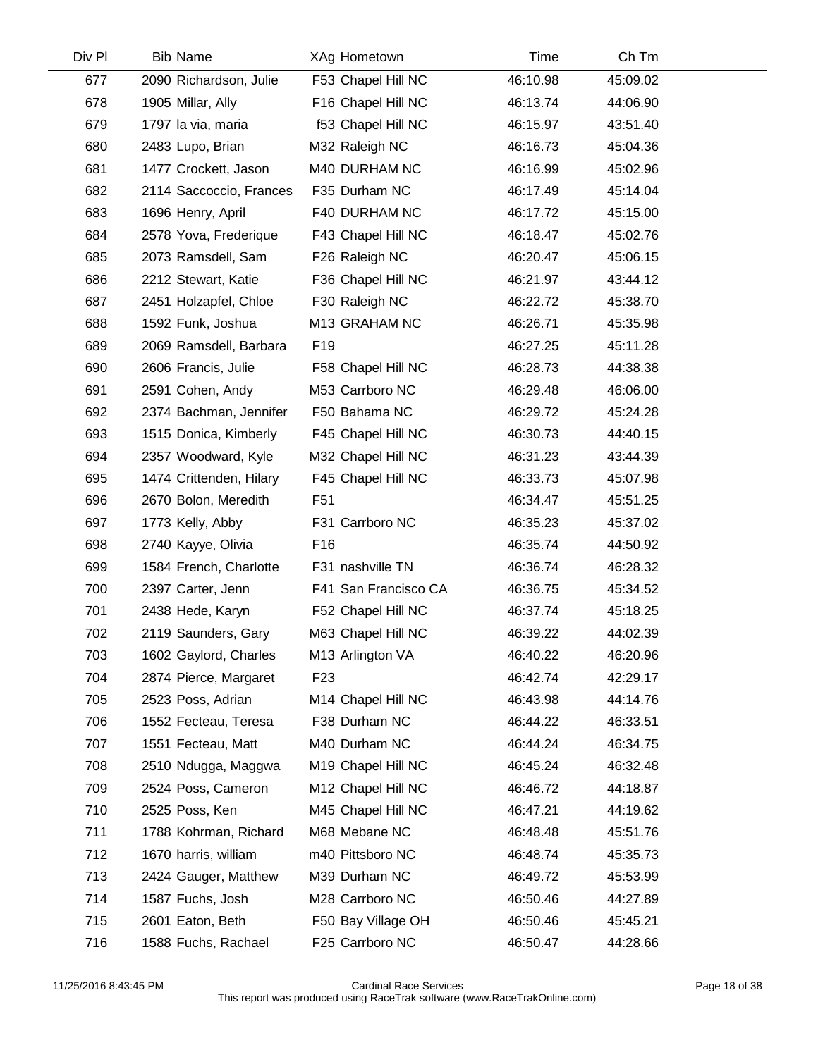| Div Pl | Bib | Name | XAg | Hometown | Time | Ch Tm |
|---|---|---|---|---|---|---|
| 677 | 2090 | Richardson, Julie | F53 | Chapel Hill NC | 46:10.98 | 45:09.02 |
| 678 | 1905 | Millar, Ally | F16 | Chapel Hill NC | 46:13.74 | 44:06.90 |
| 679 | 1797 | la via, maria | f53 | Chapel Hill NC | 46:15.97 | 43:51.40 |
| 680 | 2483 | Lupo, Brian | M32 | Raleigh NC | 46:16.73 | 45:04.36 |
| 681 | 1477 | Crockett, Jason | M40 | DURHAM NC | 46:16.99 | 45:02.96 |
| 682 | 2114 | Saccoccio, Frances | F35 | Durham NC | 46:17.49 | 45:14.04 |
| 683 | 1696 | Henry, April | F40 | DURHAM NC | 46:17.72 | 45:15.00 |
| 684 | 2578 | Yova, Frederique | F43 | Chapel Hill NC | 46:18.47 | 45:02.76 |
| 685 | 2073 | Ramsdell, Sam | F26 | Raleigh NC | 46:20.47 | 45:06.15 |
| 686 | 2212 | Stewart, Katie | F36 | Chapel Hill NC | 46:21.97 | 43:44.12 |
| 687 | 2451 | Holzapfel, Chloe | F30 | Raleigh NC | 46:22.72 | 45:38.70 |
| 688 | 1592 | Funk, Joshua | M13 | GRAHAM NC | 46:26.71 | 45:35.98 |
| 689 | 2069 | Ramsdell, Barbara | F19 | | 46:27.25 | 45:11.28 |
| 690 | 2606 | Francis, Julie | F58 | Chapel Hill NC | 46:28.73 | 44:38.38 |
| 691 | 2591 | Cohen, Andy | M53 | Carrboro NC | 46:29.48 | 46:06.00 |
| 692 | 2374 | Bachman, Jennifer | F50 | Bahama NC | 46:29.72 | 45:24.28 |
| 693 | 1515 | Donica, Kimberly | F45 | Chapel Hill NC | 46:30.73 | 44:40.15 |
| 694 | 2357 | Woodward, Kyle | M32 | Chapel Hill NC | 46:31.23 | 43:44.39 |
| 695 | 1474 | Crittenden, Hilary | F45 | Chapel Hill NC | 46:33.73 | 45:07.98 |
| 696 | 2670 | Bolon, Meredith | F51 | | 46:34.47 | 45:51.25 |
| 697 | 1773 | Kelly, Abby | F31 | Carrboro NC | 46:35.23 | 45:37.02 |
| 698 | 2740 | Kayye, Olivia | F16 | | 46:35.74 | 44:50.92 |
| 699 | 1584 | French, Charlotte | F31 | nashville TN | 46:36.74 | 46:28.32 |
| 700 | 2397 | Carter, Jenn | F41 | San Francisco CA | 46:36.75 | 45:34.52 |
| 701 | 2438 | Hede, Karyn | F52 | Chapel Hill NC | 46:37.74 | 45:18.25 |
| 702 | 2119 | Saunders, Gary | M63 | Chapel Hill NC | 46:39.22 | 44:02.39 |
| 703 | 1602 | Gaylord, Charles | M13 | Arlington VA | 46:40.22 | 46:20.96 |
| 704 | 2874 | Pierce, Margaret | F23 | | 46:42.74 | 42:29.17 |
| 705 | 2523 | Poss, Adrian | M14 | Chapel Hill NC | 46:43.98 | 44:14.76 |
| 706 | 1552 | Fecteau, Teresa | F38 | Durham NC | 46:44.22 | 46:33.51 |
| 707 | 1551 | Fecteau, Matt | M40 | Durham NC | 46:44.24 | 46:34.75 |
| 708 | 2510 | Ndugga, Maggwa | M19 | Chapel Hill NC | 46:45.24 | 46:32.48 |
| 709 | 2524 | Poss, Cameron | M12 | Chapel Hill NC | 46:46.72 | 44:18.87 |
| 710 | 2525 | Poss, Ken | M45 | Chapel Hill NC | 46:47.21 | 44:19.62 |
| 711 | 1788 | Kohrman, Richard | M68 | Mebane NC | 46:48.48 | 45:51.76 |
| 712 | 1670 | harris, william | m40 | Pittsboro NC | 46:48.74 | 45:35.73 |
| 713 | 2424 | Gauger, Matthew | M39 | Durham NC | 46:49.72 | 45:53.99 |
| 714 | 1587 | Fuchs, Josh | M28 | Carrboro NC | 46:50.46 | 44:27.89 |
| 715 | 2601 | Eaton, Beth | F50 | Bay Village OH | 46:50.46 | 45:45.21 |
| 716 | 1588 | Fuchs, Rachael | F25 | Carrboro NC | 46:50.47 | 44:28.66 |

11/25/2016 8:43:45 PM — Cardinal Race Services — This report was produced using RaceTrak software (www.RaceTrakOnline.com)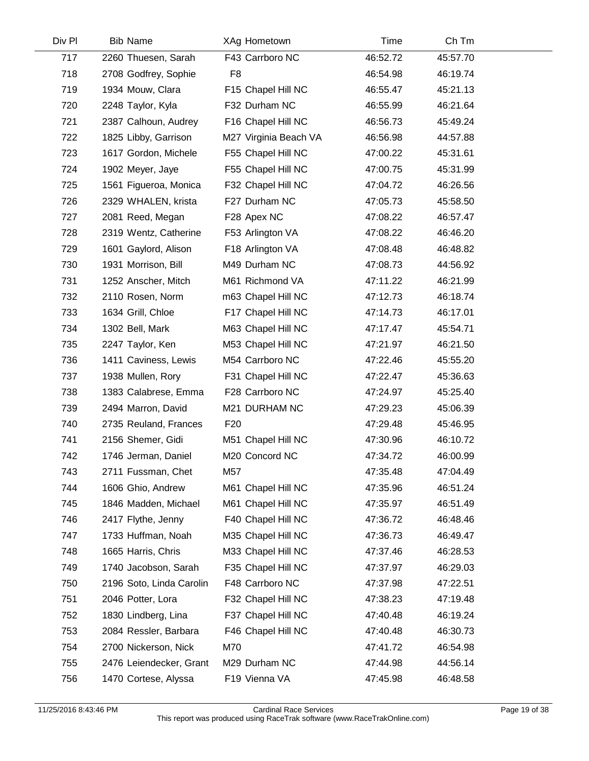| Div Pl | Bib | Name | XAg | Hometown | Time | Ch Tm |
|---|---|---|---|---|---|---|
| 717 | 2260 | Thuesen, Sarah | F43 | Carrboro NC | 46:52.72 | 45:57.70 |
| 718 | 2708 | Godfrey, Sophie | F8 | | 46:54.98 | 46:19.74 |
| 719 | 1934 | Mouw, Clara | F15 | Chapel Hill NC | 46:55.47 | 45:21.13 |
| 720 | 2248 | Taylor, Kyla | F32 | Durham NC | 46:55.99 | 46:21.64 |
| 721 | 2387 | Calhoun, Audrey | F16 | Chapel Hill NC | 46:56.73 | 45:49.24 |
| 722 | 1825 | Libby, Garrison | M27 | Virginia Beach VA | 46:56.98 | 44:57.88 |
| 723 | 1617 | Gordon, Michele | F55 | Chapel Hill NC | 47:00.22 | 45:31.61 |
| 724 | 1902 | Meyer, Jaye | F55 | Chapel Hill NC | 47:00.75 | 45:31.99 |
| 725 | 1561 | Figueroa, Monica | F32 | Chapel Hill NC | 47:04.72 | 46:26.56 |
| 726 | 2329 | WHALEN, krista | F27 | Durham NC | 47:05.73 | 45:58.50 |
| 727 | 2081 | Reed, Megan | F28 | Apex NC | 47:08.22 | 46:57.47 |
| 728 | 2319 | Wentz, Catherine | F53 | Arlington VA | 47:08.22 | 46:46.20 |
| 729 | 1601 | Gaylord, Alison | F18 | Arlington VA | 47:08.48 | 46:48.82 |
| 730 | 1931 | Morrison, Bill | M49 | Durham NC | 47:08.73 | 44:56.92 |
| 731 | 1252 | Anscher, Mitch | M61 | Richmond VA | 47:11.22 | 46:21.99 |
| 732 | 2110 | Rosen, Norm | m63 | Chapel Hill NC | 47:12.73 | 46:18.74 |
| 733 | 1634 | Grill, Chloe | F17 | Chapel Hill NC | 47:14.73 | 46:17.01 |
| 734 | 1302 | Bell, Mark | M63 | Chapel Hill NC | 47:17.47 | 45:54.71 |
| 735 | 2247 | Taylor, Ken | M53 | Chapel Hill NC | 47:21.97 | 46:21.50 |
| 736 | 1411 | Caviness, Lewis | M54 | Carrboro NC | 47:22.46 | 45:55.20 |
| 737 | 1938 | Mullen, Rory | F31 | Chapel Hill NC | 47:22.47 | 45:36.63 |
| 738 | 1383 | Calabrese, Emma | F28 | Carrboro NC | 47:24.97 | 45:25.40 |
| 739 | 2494 | Marron, David | M21 | DURHAM NC | 47:29.23 | 45:06.39 |
| 740 | 2735 | Reuland, Frances | F20 | | 47:29.48 | 45:46.95 |
| 741 | 2156 | Shemer, Gidi | M51 | Chapel Hill NC | 47:30.96 | 46:10.72 |
| 742 | 1746 | Jerman, Daniel | M20 | Concord NC | 47:34.72 | 46:00.99 |
| 743 | 2711 | Fussman, Chet | M57 | | 47:35.48 | 47:04.49 |
| 744 | 1606 | Ghio, Andrew | M61 | Chapel Hill NC | 47:35.96 | 46:51.24 |
| 745 | 1846 | Madden, Michael | M61 | Chapel Hill NC | 47:35.97 | 46:51.49 |
| 746 | 2417 | Flythe, Jenny | F40 | Chapel Hill NC | 47:36.72 | 46:48.46 |
| 747 | 1733 | Huffman, Noah | M35 | Chapel Hill NC | 47:36.73 | 46:49.47 |
| 748 | 1665 | Harris, Chris | M33 | Chapel Hill NC | 47:37.46 | 46:28.53 |
| 749 | 1740 | Jacobson, Sarah | F35 | Chapel Hill NC | 47:37.97 | 46:29.03 |
| 750 | 2196 | Soto, Linda Carolin | F48 | Carrboro NC | 47:37.98 | 47:22.51 |
| 751 | 2046 | Potter, Lora | F32 | Chapel Hill NC | 47:38.23 | 47:19.48 |
| 752 | 1830 | Lindberg, Lina | F37 | Chapel Hill NC | 47:40.48 | 46:19.24 |
| 753 | 2084 | Ressler, Barbara | F46 | Chapel Hill NC | 47:40.48 | 46:30.73 |
| 754 | 2700 | Nickerson, Nick | M70 | | 47:41.72 | 46:54.98 |
| 755 | 2476 | Leiendecker, Grant | M29 | Durham NC | 47:44.98 | 44:56.14 |
| 756 | 1470 | Cortese, Alyssa | F19 | Vienna VA | 47:45.98 | 46:48.58 |

11/25/2016 8:43:46 PM — Cardinal Race Services — This report was produced using RaceTrak software (www.RaceTrakOnline.com)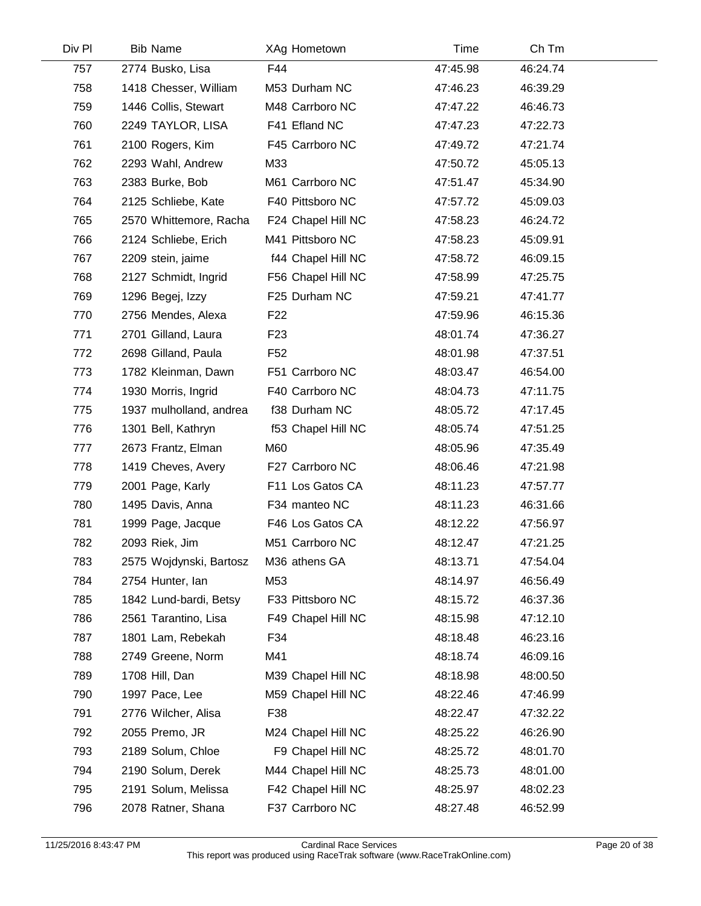| Div Pl | Bib | Name | XAg | Hometown | Time | Ch Tm |
|---|---|---|---|---|---|---|
| 757 | 2774 | Busko, Lisa | F44 | | 47:45.98 | 46:24.74 |
| 758 | 1418 | Chesser, William | M53 | Durham NC | 47:46.23 | 46:39.29 |
| 759 | 1446 | Collis, Stewart | M48 | Carrboro NC | 47:47.22 | 46:46.73 |
| 760 | 2249 | TAYLOR, LISA | F41 | Efland NC | 47:47.23 | 47:22.73 |
| 761 | 2100 | Rogers, Kim | F45 | Carrboro NC | 47:49.72 | 47:21.74 |
| 762 | 2293 | Wahl, Andrew | M33 | | 47:50.72 | 45:05.13 |
| 763 | 2383 | Burke, Bob | M61 | Carrboro NC | 47:51.47 | 45:34.90 |
| 764 | 2125 | Schliebe, Kate | F40 | Pittsboro NC | 47:57.72 | 45:09.03 |
| 765 | 2570 | Whittemore, Racha | F24 | Chapel Hill NC | 47:58.23 | 46:24.72 |
| 766 | 2124 | Schliebe, Erich | M41 | Pittsboro NC | 47:58.23 | 45:09.91 |
| 767 | 2209 | stein, jaime | f44 | Chapel Hill NC | 47:58.72 | 46:09.15 |
| 768 | 2127 | Schmidt, Ingrid | F56 | Chapel Hill NC | 47:58.99 | 47:25.75 |
| 769 | 1296 | Begej, Izzy | F25 | Durham NC | 47:59.21 | 47:41.77 |
| 770 | 2756 | Mendes, Alexa | F22 | | 47:59.96 | 46:15.36 |
| 771 | 2701 | Gilland, Laura | F23 | | 48:01.74 | 47:36.27 |
| 772 | 2698 | Gilland, Paula | F52 | | 48:01.98 | 47:37.51 |
| 773 | 1782 | Kleinman, Dawn | F51 | Carrboro NC | 48:03.47 | 46:54.00 |
| 774 | 1930 | Morris, Ingrid | F40 | Carrboro NC | 48:04.73 | 47:11.75 |
| 775 | 1937 | mulholland, andrea | f38 | Durham NC | 48:05.72 | 47:17.45 |
| 776 | 1301 | Bell, Kathryn | f53 | Chapel Hill NC | 48:05.74 | 47:51.25 |
| 777 | 2673 | Frantz, Elman | M60 | | 48:05.96 | 47:35.49 |
| 778 | 1419 | Cheves, Avery | F27 | Carrboro NC | 48:06.46 | 47:21.98 |
| 779 | 2001 | Page, Karly | F11 | Los Gatos CA | 48:11.23 | 47:57.77 |
| 780 | 1495 | Davis, Anna | F34 | manteo NC | 48:11.23 | 46:31.66 |
| 781 | 1999 | Page, Jacque | F46 | Los Gatos CA | 48:12.22 | 47:56.97 |
| 782 | 2093 | Riek, Jim | M51 | Carrboro NC | 48:12.47 | 47:21.25 |
| 783 | 2575 | Wojdynski, Bartosz | M36 | athens GA | 48:13.71 | 47:54.04 |
| 784 | 2754 | Hunter, Ian | M53 | | 48:14.97 | 46:56.49 |
| 785 | 1842 | Lund-bardi, Betsy | F33 | Pittsboro NC | 48:15.72 | 46:37.36 |
| 786 | 2561 | Tarantino, Lisa | F49 | Chapel Hill NC | 48:15.98 | 47:12.10 |
| 787 | 1801 | Lam, Rebekah | F34 | | 48:18.48 | 46:23.16 |
| 788 | 2749 | Greene, Norm | M41 | | 48:18.74 | 46:09.16 |
| 789 | 1708 | Hill, Dan | M39 | Chapel Hill NC | 48:18.98 | 48:00.50 |
| 790 | 1997 | Pace, Lee | M59 | Chapel Hill NC | 48:22.46 | 47:46.99 |
| 791 | 2776 | Wilcher, Alisa | F38 | | 48:22.47 | 47:32.22 |
| 792 | 2055 | Premo, JR | M24 | Chapel Hill NC | 48:25.22 | 46:26.90 |
| 793 | 2189 | Solum, Chloe | F9 | Chapel Hill NC | 48:25.72 | 48:01.70 |
| 794 | 2190 | Solum, Derek | M44 | Chapel Hill NC | 48:25.73 | 48:01.00 |
| 795 | 2191 | Solum, Melissa | F42 | Chapel Hill NC | 48:25.97 | 48:02.23 |
| 796 | 2078 | Ratner, Shana | F37 | Carrboro NC | 48:27.48 | 46:52.99 |

11/25/2016 8:43:47 PM — Cardinal Race Services — This report was produced using RaceTrak software (www.RaceTrakOnline.com)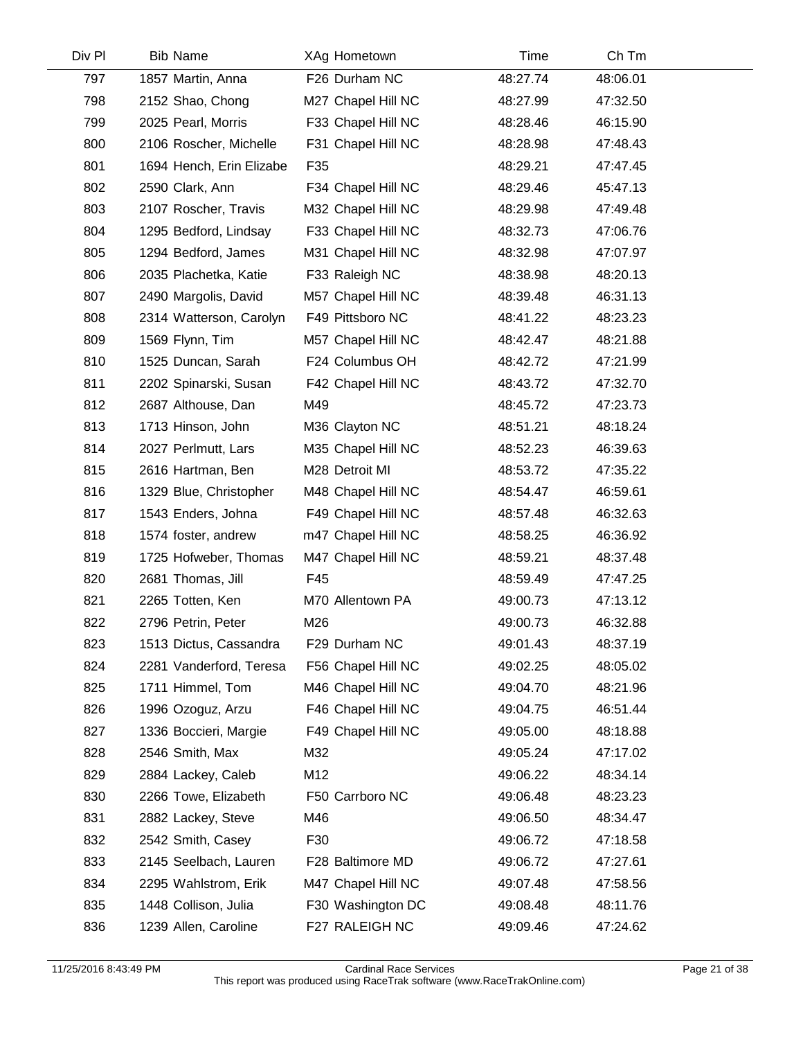| Div Pl | Bib | Name | XAg | Hometown | Time | Ch Tm |
|---|---|---|---|---|---|---|
| 797 | 1857 | Martin, Anna | F26 | Durham NC | 48:27.74 | 48:06.01 |
| 798 | 2152 | Shao, Chong | M27 | Chapel Hill NC | 48:27.99 | 47:32.50 |
| 799 | 2025 | Pearl, Morris | F33 | Chapel Hill NC | 48:28.46 | 46:15.90 |
| 800 | 2106 | Roscher, Michelle | F31 | Chapel Hill NC | 48:28.98 | 47:48.43 |
| 801 | 1694 | Hench, Erin Elizabe | F35 | | 48:29.21 | 47:47.45 |
| 802 | 2590 | Clark, Ann | F34 | Chapel Hill NC | 48:29.46 | 45:47.13 |
| 803 | 2107 | Roscher, Travis | M32 | Chapel Hill NC | 48:29.98 | 47:49.48 |
| 804 | 1295 | Bedford, Lindsay | F33 | Chapel Hill NC | 48:32.73 | 47:06.76 |
| 805 | 1294 | Bedford, James | M31 | Chapel Hill NC | 48:32.98 | 47:07.97 |
| 806 | 2035 | Plachetka, Katie | F33 | Raleigh NC | 48:38.98 | 48:20.13 |
| 807 | 2490 | Margolis, David | M57 | Chapel Hill NC | 48:39.48 | 46:31.13 |
| 808 | 2314 | Watterson, Carolyn | F49 | Pittsboro NC | 48:41.22 | 48:23.23 |
| 809 | 1569 | Flynn, Tim | M57 | Chapel Hill NC | 48:42.47 | 48:21.88 |
| 810 | 1525 | Duncan, Sarah | F24 | Columbus OH | 48:42.72 | 47:21.99 |
| 811 | 2202 | Spinarski, Susan | F42 | Chapel Hill NC | 48:43.72 | 47:32.70 |
| 812 | 2687 | Althouse, Dan | M49 | | 48:45.72 | 47:23.73 |
| 813 | 1713 | Hinson, John | M36 | Clayton NC | 48:51.21 | 48:18.24 |
| 814 | 2027 | Perlmutt, Lars | M35 | Chapel Hill NC | 48:52.23 | 46:39.63 |
| 815 | 2616 | Hartman, Ben | M28 | Detroit MI | 48:53.72 | 47:35.22 |
| 816 | 1329 | Blue, Christopher | M48 | Chapel Hill NC | 48:54.47 | 46:59.61 |
| 817 | 1543 | Enders, Johna | F49 | Chapel Hill NC | 48:57.48 | 46:32.63 |
| 818 | 1574 | foster, andrew | m47 | Chapel Hill NC | 48:58.25 | 46:36.92 |
| 819 | 1725 | Hofweber, Thomas | M47 | Chapel Hill NC | 48:59.21 | 48:37.48 |
| 820 | 2681 | Thomas, Jill | F45 | | 48:59.49 | 47:47.25 |
| 821 | 2265 | Totten, Ken | M70 | Allentown PA | 49:00.73 | 47:13.12 |
| 822 | 2796 | Petrin, Peter | M26 | | 49:00.73 | 46:32.88 |
| 823 | 1513 | Dictus, Cassandra | F29 | Durham NC | 49:01.43 | 48:37.19 |
| 824 | 2281 | Vanderford, Teresa | F56 | Chapel Hill NC | 49:02.25 | 48:05.02 |
| 825 | 1711 | Himmel, Tom | M46 | Chapel Hill NC | 49:04.70 | 48:21.96 |
| 826 | 1996 | Ozoguz, Arzu | F46 | Chapel Hill NC | 49:04.75 | 46:51.44 |
| 827 | 1336 | Boccieri, Margie | F49 | Chapel Hill NC | 49:05.00 | 48:18.88 |
| 828 | 2546 | Smith, Max | M32 | | 49:05.24 | 47:17.02 |
| 829 | 2884 | Lackey, Caleb | M12 | | 49:06.22 | 48:34.14 |
| 830 | 2266 | Towe, Elizabeth | F50 | Carrboro NC | 49:06.48 | 48:23.23 |
| 831 | 2882 | Lackey, Steve | M46 | | 49:06.50 | 48:34.47 |
| 832 | 2542 | Smith, Casey | F30 | | 49:06.72 | 47:18.58 |
| 833 | 2145 | Seelbach, Lauren | F28 | Baltimore MD | 49:06.72 | 47:27.61 |
| 834 | 2295 | Wahlstrom, Erik | M47 | Chapel Hill NC | 49:07.48 | 47:58.56 |
| 835 | 1448 | Collison, Julia | F30 | Washington DC | 49:08.48 | 48:11.76 |
| 836 | 1239 | Allen, Caroline | F27 | RALEIGH NC | 49:09.46 | 47:24.62 |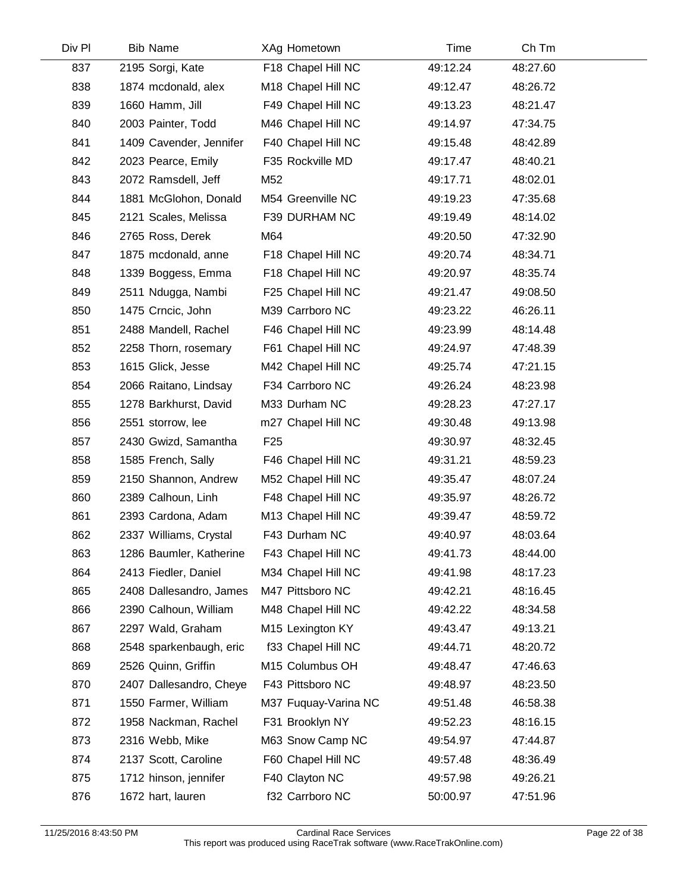| Div Pl | Bib | Name | XAg | Hometown | Time | Ch Tm |
|---|---|---|---|---|---|---|
| 837 | 2195 | Sorgi, Kate | F18 | Chapel Hill NC | 49:12.24 | 48:27.60 |
| 838 | 1874 | mcdonald, alex | M18 | Chapel Hill NC | 49:12.47 | 48:26.72 |
| 839 | 1660 | Hamm, Jill | F49 | Chapel Hill NC | 49:13.23 | 48:21.47 |
| 840 | 2003 | Painter, Todd | M46 | Chapel Hill NC | 49:14.97 | 47:34.75 |
| 841 | 1409 | Cavender, Jennifer | F40 | Chapel Hill NC | 49:15.48 | 48:42.89 |
| 842 | 2023 | Pearce, Emily | F35 | Rockville MD | 49:17.47 | 48:40.21 |
| 843 | 2072 | Ramsdell, Jeff | M52 | | 49:17.71 | 48:02.01 |
| 844 | 1881 | McGlohon, Donald | M54 | Greenville NC | 49:19.23 | 47:35.68 |
| 845 | 2121 | Scales, Melissa | F39 | DURHAM NC | 49:19.49 | 48:14.02 |
| 846 | 2765 | Ross, Derek | M64 | | 49:20.50 | 47:32.90 |
| 847 | 1875 | mcdonald, anne | F18 | Chapel Hill NC | 49:20.74 | 48:34.71 |
| 848 | 1339 | Boggess, Emma | F18 | Chapel Hill NC | 49:20.97 | 48:35.74 |
| 849 | 2511 | Ndugga, Nambi | F25 | Chapel Hill NC | 49:21.47 | 49:08.50 |
| 850 | 1475 | Crncic, John | M39 | Carrboro NC | 49:23.22 | 46:26.11 |
| 851 | 2488 | Mandell, Rachel | F46 | Chapel Hill NC | 49:23.99 | 48:14.48 |
| 852 | 2258 | Thorn, rosemary | F61 | Chapel Hill NC | 49:24.97 | 47:48.39 |
| 853 | 1615 | Glick, Jesse | M42 | Chapel Hill NC | 49:25.74 | 47:21.15 |
| 854 | 2066 | Raitano, Lindsay | F34 | Carrboro NC | 49:26.24 | 48:23.98 |
| 855 | 1278 | Barkhurst, David | M33 | Durham NC | 49:28.23 | 47:27.17 |
| 856 | 2551 | storrow, lee | m27 | Chapel Hill NC | 49:30.48 | 49:13.98 |
| 857 | 2430 | Gwizd, Samantha | F25 | | 49:30.97 | 48:32.45 |
| 858 | 1585 | French, Sally | F46 | Chapel Hill NC | 49:31.21 | 48:59.23 |
| 859 | 2150 | Shannon, Andrew | M52 | Chapel Hill NC | 49:35.47 | 48:07.24 |
| 860 | 2389 | Calhoun, Linh | F48 | Chapel Hill NC | 49:35.97 | 48:26.72 |
| 861 | 2393 | Cardona, Adam | M13 | Chapel Hill NC | 49:39.47 | 48:59.72 |
| 862 | 2337 | Williams, Crystal | F43 | Durham NC | 49:40.97 | 48:03.64 |
| 863 | 1286 | Baumler, Katherine | F43 | Chapel Hill NC | 49:41.73 | 48:44.00 |
| 864 | 2413 | Fiedler, Daniel | M34 | Chapel Hill NC | 49:41.98 | 48:17.23 |
| 865 | 2408 | Dallesandro, James | M47 | Pittsboro NC | 49:42.21 | 48:16.45 |
| 866 | 2390 | Calhoun, William | M48 | Chapel Hill NC | 49:42.22 | 48:34.58 |
| 867 | 2297 | Wald, Graham | M15 | Lexington KY | 49:43.47 | 49:13.21 |
| 868 | 2548 | sparkenbaugh, eric | f33 | Chapel Hill NC | 49:44.71 | 48:20.72 |
| 869 | 2526 | Quinn, Griffin | M15 | Columbus OH | 49:48.47 | 47:46.63 |
| 870 | 2407 | Dallesandro, Cheye | F43 | Pittsboro NC | 49:48.97 | 48:23.50 |
| 871 | 1550 | Farmer, William | M37 | Fuquay-Varina NC | 49:51.48 | 46:58.38 |
| 872 | 1958 | Nackman, Rachel | F31 | Brooklyn NY | 49:52.23 | 48:16.15 |
| 873 | 2316 | Webb, Mike | M63 | Snow Camp NC | 49:54.97 | 47:44.87 |
| 874 | 2137 | Scott, Caroline | F60 | Chapel Hill NC | 49:57.48 | 48:36.49 |
| 875 | 1712 | hinson, jennifer | F40 | Clayton NC | 49:57.98 | 49:26.21 |
| 876 | 1672 | hart, lauren | f32 | Carrboro NC | 50:00.97 | 47:51.96 |

11/25/2016 8:43:50 PM — Cardinal Race Services — This report was produced using RaceTrak software (www.RaceTrakOnline.com)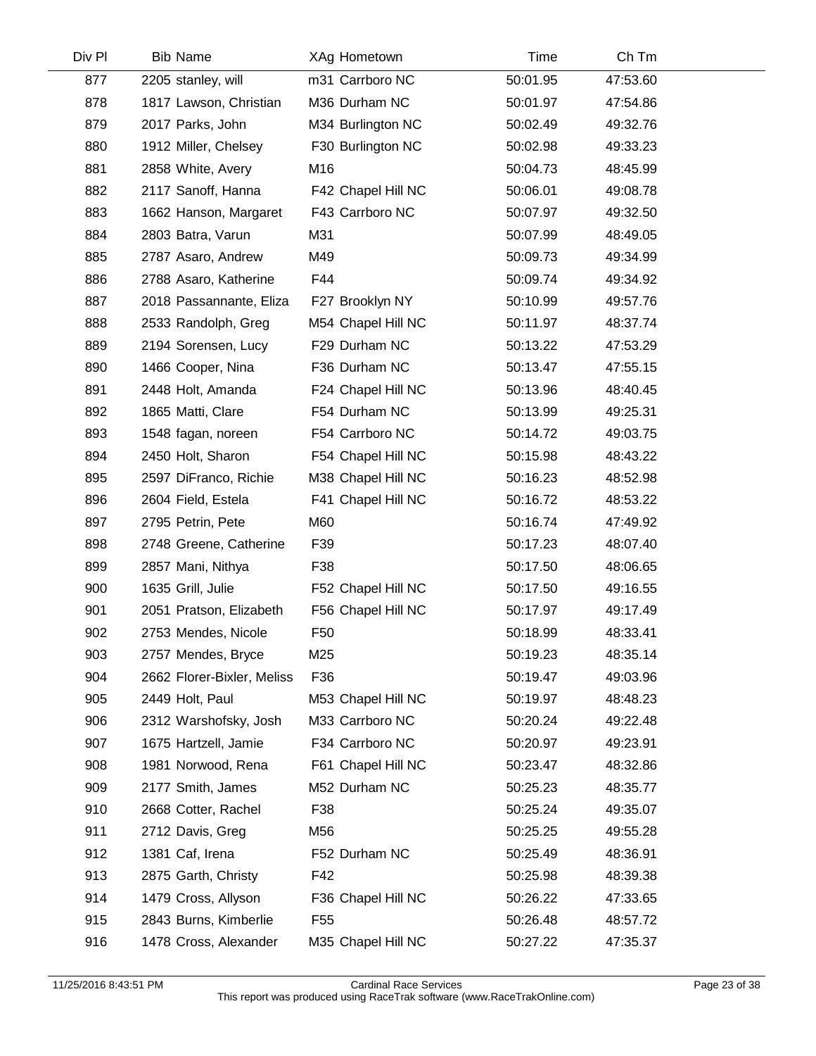| Div Pl | Bib | Name | XAg | Hometown | Time | Ch Tm |
|---|---|---|---|---|---|---|
| 877 | 2205 | stanley, will | m31 | Carrboro NC | 50:01.95 | 47:53.60 |
| 878 | 1817 | Lawson, Christian | M36 | Durham NC | 50:01.97 | 47:54.86 |
| 879 | 2017 | Parks, John | M34 | Burlington NC | 50:02.49 | 49:32.76 |
| 880 | 1912 | Miller, Chelsey | F30 | Burlington NC | 50:02.98 | 49:33.23 |
| 881 | 2858 | White, Avery | M16 | | 50:04.73 | 48:45.99 |
| 882 | 2117 | Sanoff, Hanna | F42 | Chapel Hill NC | 50:06.01 | 49:08.78 |
| 883 | 1662 | Hanson, Margaret | F43 | Carrboro NC | 50:07.97 | 49:32.50 |
| 884 | 2803 | Batra, Varun | M31 | | 50:07.99 | 48:49.05 |
| 885 | 2787 | Asaro, Andrew | M49 | | 50:09.73 | 49:34.99 |
| 886 | 2788 | Asaro, Katherine | F44 | | 50:09.74 | 49:34.92 |
| 887 | 2018 | Passannante, Eliza | F27 | Brooklyn NY | 50:10.99 | 49:57.76 |
| 888 | 2533 | Randolph, Greg | M54 | Chapel Hill NC | 50:11.97 | 48:37.74 |
| 889 | 2194 | Sorensen, Lucy | F29 | Durham NC | 50:13.22 | 47:53.29 |
| 890 | 1466 | Cooper, Nina | F36 | Durham NC | 50:13.47 | 47:55.15 |
| 891 | 2448 | Holt, Amanda | F24 | Chapel Hill NC | 50:13.96 | 48:40.45 |
| 892 | 1865 | Matti, Clare | F54 | Durham NC | 50:13.99 | 49:25.31 |
| 893 | 1548 | fagan, noreen | F54 | Carrboro NC | 50:14.72 | 49:03.75 |
| 894 | 2450 | Holt, Sharon | F54 | Chapel Hill NC | 50:15.98 | 48:43.22 |
| 895 | 2597 | DiFranco, Richie | M38 | Chapel Hill NC | 50:16.23 | 48:52.98 |
| 896 | 2604 | Field, Estela | F41 | Chapel Hill NC | 50:16.72 | 48:53.22 |
| 897 | 2795 | Petrin, Pete | M60 | | 50:16.74 | 47:49.92 |
| 898 | 2748 | Greene, Catherine | F39 | | 50:17.23 | 48:07.40 |
| 899 | 2857 | Mani, Nithya | F38 | | 50:17.50 | 48:06.65 |
| 900 | 1635 | Grill, Julie | F52 | Chapel Hill NC | 50:17.50 | 49:16.55 |
| 901 | 2051 | Pratson, Elizabeth | F56 | Chapel Hill NC | 50:17.97 | 49:17.49 |
| 902 | 2753 | Mendes, Nicole | F50 | | 50:18.99 | 48:33.41 |
| 903 | 2757 | Mendes, Bryce | M25 | | 50:19.23 | 48:35.14 |
| 904 | 2662 | Florer-Bixler, Meliss | F36 | | 50:19.47 | 49:03.96 |
| 905 | 2449 | Holt, Paul | M53 | Chapel Hill NC | 50:19.97 | 48:48.23 |
| 906 | 2312 | Warshofsky, Josh | M33 | Carrboro NC | 50:20.24 | 49:22.48 |
| 907 | 1675 | Hartzell, Jamie | F34 | Carrboro NC | 50:20.97 | 49:23.91 |
| 908 | 1981 | Norwood, Rena | F61 | Chapel Hill NC | 50:23.47 | 48:32.86 |
| 909 | 2177 | Smith, James | M52 | Durham NC | 50:25.23 | 48:35.77 |
| 910 | 2668 | Cotter, Rachel | F38 | | 50:25.24 | 49:35.07 |
| 911 | 2712 | Davis, Greg | M56 | | 50:25.25 | 49:55.28 |
| 912 | 1381 | Caf, Irena | F52 | Durham NC | 50:25.49 | 48:36.91 |
| 913 | 2875 | Garth, Christy | F42 | | 50:25.98 | 48:39.38 |
| 914 | 1479 | Cross, Allyson | F36 | Chapel Hill NC | 50:26.22 | 47:33.65 |
| 915 | 2843 | Burns, Kimberlie | F55 | | 50:26.48 | 48:57.72 |
| 916 | 1478 | Cross, Alexander | M35 | Chapel Hill NC | 50:27.22 | 47:35.37 |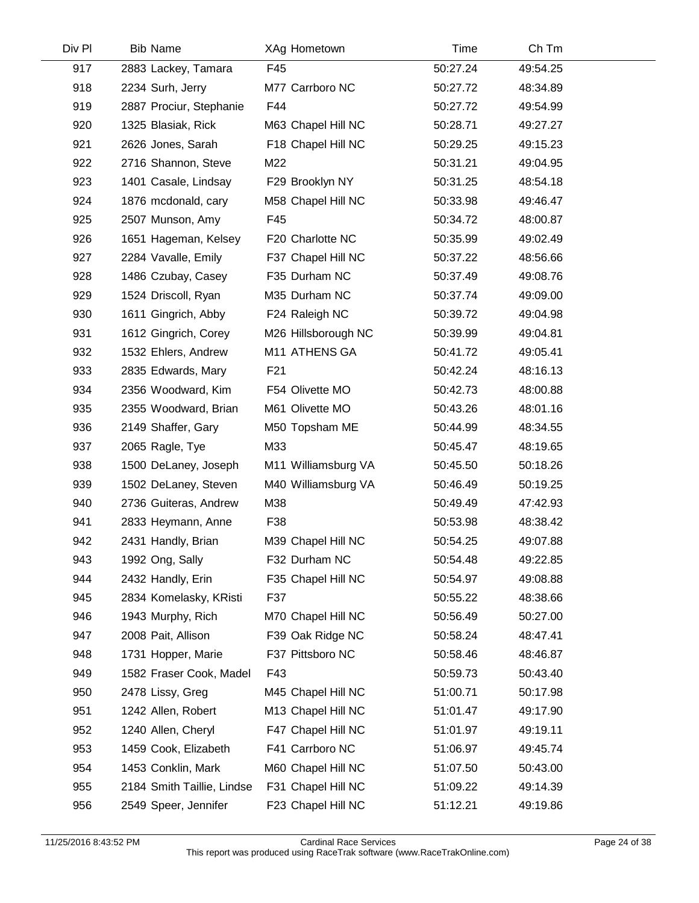| Div Pl | Bib | Name | XAg | Hometown | Time | Ch Tm |
|---|---|---|---|---|---|---|
| 917 | 2883 | Lackey, Tamara | F45 | | 50:27.24 | 49:54.25 |
| 918 | 2234 | Surh, Jerry | M77 | Carrboro NC | 50:27.72 | 48:34.89 |
| 919 | 2887 | Prociur, Stephanie | F44 | | 50:27.72 | 49:54.99 |
| 920 | 1325 | Blasiak, Rick | M63 | Chapel Hill NC | 50:28.71 | 49:27.27 |
| 921 | 2626 | Jones, Sarah | F18 | Chapel Hill NC | 50:29.25 | 49:15.23 |
| 922 | 2716 | Shannon, Steve | M22 | | 50:31.21 | 49:04.95 |
| 923 | 1401 | Casale, Lindsay | F29 | Brooklyn NY | 50:31.25 | 48:54.18 |
| 924 | 1876 | mcdonald, cary | M58 | Chapel Hill NC | 50:33.98 | 49:46.47 |
| 925 | 2507 | Munson, Amy | F45 | | 50:34.72 | 48:00.87 |
| 926 | 1651 | Hageman, Kelsey | F20 | Charlotte NC | 50:35.99 | 49:02.49 |
| 927 | 2284 | Vavalle, Emily | F37 | Chapel Hill NC | 50:37.22 | 48:56.66 |
| 928 | 1486 | Czubay, Casey | F35 | Durham NC | 50:37.49 | 49:08.76 |
| 929 | 1524 | Driscoll, Ryan | M35 | Durham NC | 50:37.74 | 49:09.00 |
| 930 | 1611 | Gingrich, Abby | F24 | Raleigh NC | 50:39.72 | 49:04.98 |
| 931 | 1612 | Gingrich, Corey | M26 | Hillsborough NC | 50:39.99 | 49:04.81 |
| 932 | 1532 | Ehlers, Andrew | M11 | ATHENS GA | 50:41.72 | 49:05.41 |
| 933 | 2835 | Edwards, Mary | F21 | | 50:42.24 | 48:16.13 |
| 934 | 2356 | Woodward, Kim | F54 | Olivette MO | 50:42.73 | 48:00.88 |
| 935 | 2355 | Woodward, Brian | M61 | Olivette MO | 50:43.26 | 48:01.16 |
| 936 | 2149 | Shaffer, Gary | M50 | Topsham ME | 50:44.99 | 48:34.55 |
| 937 | 2065 | Ragle, Tye | M33 | | 50:45.47 | 48:19.65 |
| 938 | 1500 | DeLaney, Joseph | M11 | Williamsburg VA | 50:45.50 | 50:18.26 |
| 939 | 1502 | DeLaney, Steven | M40 | Williamsburg VA | 50:46.49 | 50:19.25 |
| 940 | 2736 | Guiteras, Andrew | M38 | | 50:49.49 | 47:42.93 |
| 941 | 2833 | Heymann, Anne | F38 | | 50:53.98 | 48:38.42 |
| 942 | 2431 | Handly, Brian | M39 | Chapel Hill NC | 50:54.25 | 49:07.88 |
| 943 | 1992 | Ong, Sally | F32 | Durham NC | 50:54.48 | 49:22.85 |
| 944 | 2432 | Handly, Erin | F35 | Chapel Hill NC | 50:54.97 | 49:08.88 |
| 945 | 2834 | Komelasky, KRisti | F37 | | 50:55.22 | 48:38.66 |
| 946 | 1943 | Murphy, Rich | M70 | Chapel Hill NC | 50:56.49 | 50:27.00 |
| 947 | 2008 | Pait, Allison | F39 | Oak Ridge NC | 50:58.24 | 48:47.41 |
| 948 | 1731 | Hopper, Marie | F37 | Pittsboro NC | 50:58.46 | 48:46.87 |
| 949 | 1582 | Fraser Cook, Madel | F43 | | 50:59.73 | 50:43.40 |
| 950 | 2478 | Lissy, Greg | M45 | Chapel Hill NC | 51:00.71 | 50:17.98 |
| 951 | 1242 | Allen, Robert | M13 | Chapel Hill NC | 51:01.47 | 49:17.90 |
| 952 | 1240 | Allen, Cheryl | F47 | Chapel Hill NC | 51:01.97 | 49:19.11 |
| 953 | 1459 | Cook, Elizabeth | F41 | Carrboro NC | 51:06.97 | 49:45.74 |
| 954 | 1453 | Conklin, Mark | M60 | Chapel Hill NC | 51:07.50 | 50:43.00 |
| 955 | 2184 | Smith Taillie, Lindse | F31 | Chapel Hill NC | 51:09.22 | 49:14.39 |
| 956 | 2549 | Speer, Jennifer | F23 | Chapel Hill NC | 51:12.21 | 49:19.86 |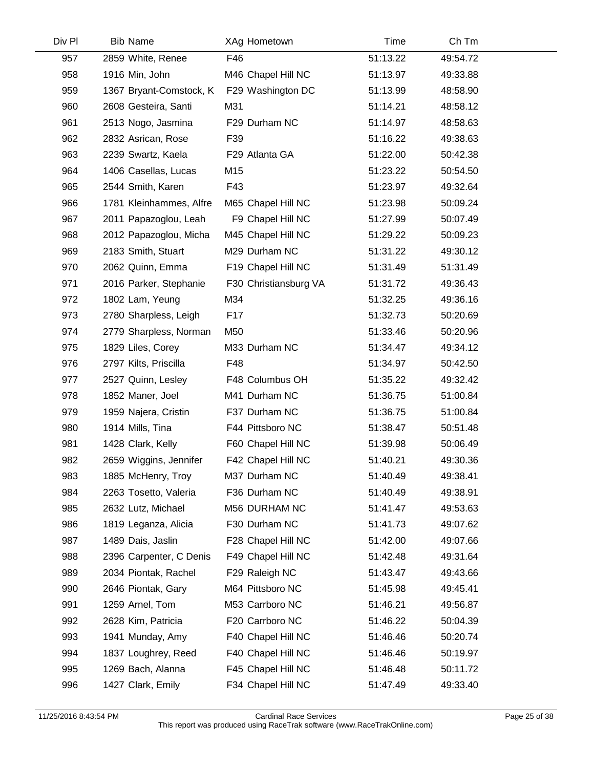| Div Pl | Bib | Name | XAg | Hometown | Time | Ch Tm |
|---|---|---|---|---|---|---|
| 957 | 2859 | White, Renee | F46 | | 51:13.22 | 49:54.72 |
| 958 | 1916 | Min, John | M46 | Chapel Hill NC | 51:13.97 | 49:33.88 |
| 959 | 1367 | Bryant-Comstock, K | F29 | Washington DC | 51:13.99 | 48:58.90 |
| 960 | 2608 | Gesteira, Santi | M31 | | 51:14.21 | 48:58.12 |
| 961 | 2513 | Nogo, Jasmina | F29 | Durham NC | 51:14.97 | 48:58.63 |
| 962 | 2832 | Asrican, Rose | F39 | | 51:16.22 | 49:38.63 |
| 963 | 2239 | Swartz, Kaela | F29 | Atlanta GA | 51:22.00 | 50:42.38 |
| 964 | 1406 | Casellas, Lucas | M15 | | 51:23.22 | 50:54.50 |
| 965 | 2544 | Smith, Karen | F43 | | 51:23.97 | 49:32.64 |
| 966 | 1781 | Kleinhammes, Alfre | M65 | Chapel Hill NC | 51:23.98 | 50:09.24 |
| 967 | 2011 | Papazoglou, Leah | F9 | Chapel Hill NC | 51:27.99 | 50:07.49 |
| 968 | 2012 | Papazoglou, Micha | M45 | Chapel Hill NC | 51:29.22 | 50:09.23 |
| 969 | 2183 | Smith, Stuart | M29 | Durham NC | 51:31.22 | 49:30.12 |
| 970 | 2062 | Quinn, Emma | F19 | Chapel Hill NC | 51:31.49 | 51:31.49 |
| 971 | 2016 | Parker, Stephanie | F30 | Christiansburg VA | 51:31.72 | 49:36.43 |
| 972 | 1802 | Lam, Yeung | M34 | | 51:32.25 | 49:36.16 |
| 973 | 2780 | Sharpless, Leigh | F17 | | 51:32.73 | 50:20.69 |
| 974 | 2779 | Sharpless, Norman | M50 | | 51:33.46 | 50:20.96 |
| 975 | 1829 | Liles, Corey | M33 | Durham NC | 51:34.47 | 49:34.12 |
| 976 | 2797 | Kilts, Priscilla | F48 | | 51:34.97 | 50:42.50 |
| 977 | 2527 | Quinn, Lesley | F48 | Columbus OH | 51:35.22 | 49:32.42 |
| 978 | 1852 | Maner, Joel | M41 | Durham NC | 51:36.75 | 51:00.84 |
| 979 | 1959 | Najera, Cristin | F37 | Durham NC | 51:36.75 | 51:00.84 |
| 980 | 1914 | Mills, Tina | F44 | Pittsboro NC | 51:38.47 | 50:51.48 |
| 981 | 1428 | Clark, Kelly | F60 | Chapel Hill NC | 51:39.98 | 50:06.49 |
| 982 | 2659 | Wiggins, Jennifer | F42 | Chapel Hill NC | 51:40.21 | 49:30.36 |
| 983 | 1885 | McHenry, Troy | M37 | Durham NC | 51:40.49 | 49:38.41 |
| 984 | 2263 | Tosetto, Valeria | F36 | Durham NC | 51:40.49 | 49:38.91 |
| 985 | 2632 | Lutz, Michael | M56 | DURHAM NC | 51:41.47 | 49:53.63 |
| 986 | 1819 | Leganza, Alicia | F30 | Durham NC | 51:41.73 | 49:07.62 |
| 987 | 1489 | Dais, Jaslin | F28 | Chapel Hill NC | 51:42.00 | 49:07.66 |
| 988 | 2396 | Carpenter, C Denis | F49 | Chapel Hill NC | 51:42.48 | 49:31.64 |
| 989 | 2034 | Piontak, Rachel | F29 | Raleigh NC | 51:43.47 | 49:43.66 |
| 990 | 2646 | Piontak, Gary | M64 | Pittsboro NC | 51:45.98 | 49:45.41 |
| 991 | 1259 | Arnel, Tom | M53 | Carrboro NC | 51:46.21 | 49:56.87 |
| 992 | 2628 | Kim, Patricia | F20 | Carrboro NC | 51:46.22 | 50:04.39 |
| 993 | 1941 | Munday, Amy | F40 | Chapel Hill NC | 51:46.46 | 50:20.74 |
| 994 | 1837 | Loughrey, Reed | F40 | Chapel Hill NC | 51:46.46 | 50:19.97 |
| 995 | 1269 | Bach, Alanna | F45 | Chapel Hill NC | 51:46.48 | 50:11.72 |
| 996 | 1427 | Clark, Emily | F34 | Chapel Hill NC | 51:47.49 | 49:33.40 |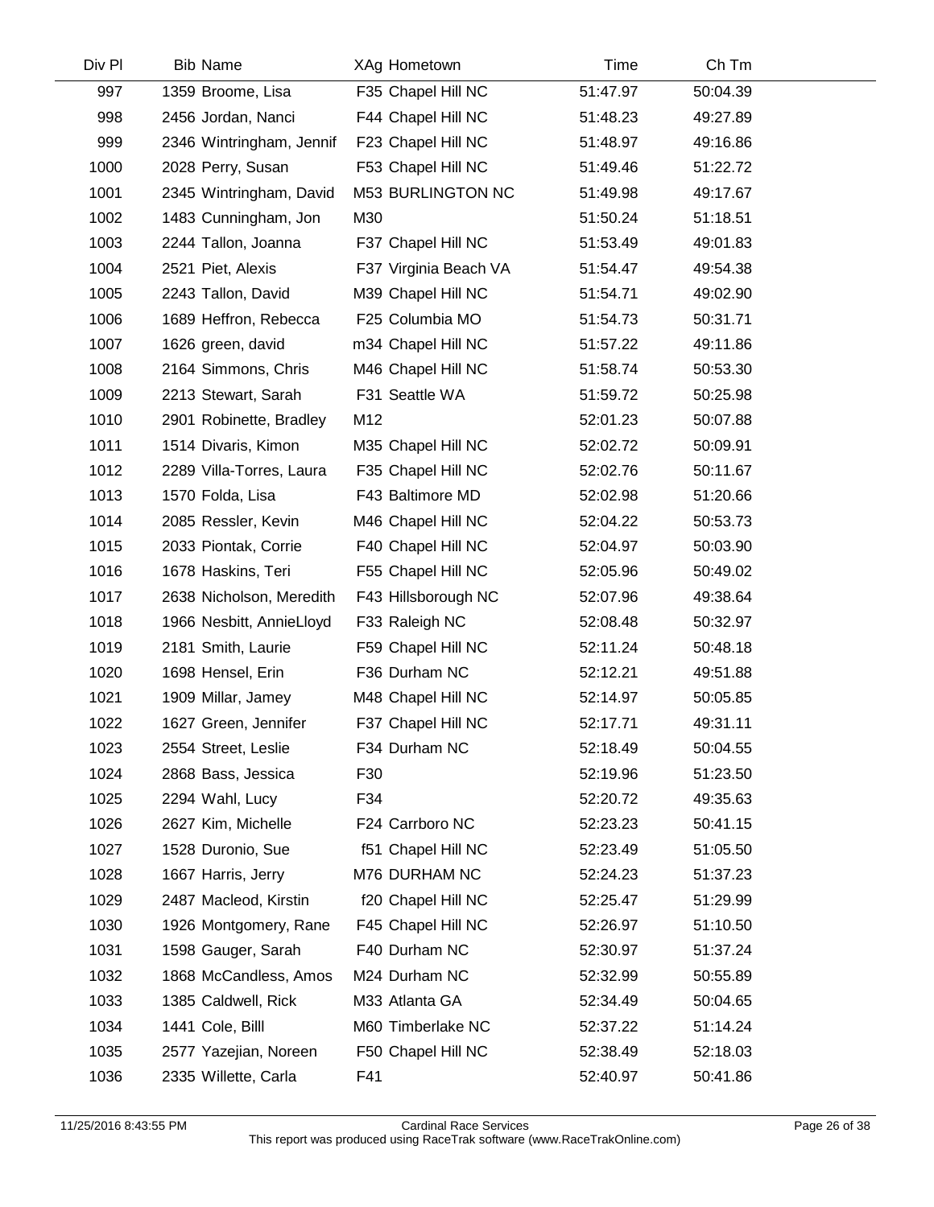| Div Pl | Bib | Name | XAg | Hometown | Time | Ch Tm |
|---|---|---|---|---|---|---|
| 997 | 1359 | Broome, Lisa | F35 | Chapel Hill NC | 51:47.97 | 50:04.39 |
| 998 | 2456 | Jordan, Nanci | F44 | Chapel Hill NC | 51:48.23 | 49:27.89 |
| 999 | 2346 | Wintringham, Jennif | F23 | Chapel Hill NC | 51:48.97 | 49:16.86 |
| 1000 | 2028 | Perry, Susan | F53 | Chapel Hill NC | 51:49.46 | 51:22.72 |
| 1001 | 2345 | Wintringham, David | M53 | BURLINGTON NC | 51:49.98 | 49:17.67 |
| 1002 | 1483 | Cunningham, Jon | M30 | | 51:50.24 | 51:18.51 |
| 1003 | 2244 | Tallon, Joanna | F37 | Chapel Hill NC | 51:53.49 | 49:01.83 |
| 1004 | 2521 | Piet, Alexis | F37 | Virginia Beach VA | 51:54.47 | 49:54.38 |
| 1005 | 2243 | Tallon, David | M39 | Chapel Hill NC | 51:54.71 | 49:02.90 |
| 1006 | 1689 | Heffron, Rebecca | F25 | Columbia MO | 51:54.73 | 50:31.71 |
| 1007 | 1626 | green, david | m34 | Chapel Hill NC | 51:57.22 | 49:11.86 |
| 1008 | 2164 | Simmons, Chris | M46 | Chapel Hill NC | 51:58.74 | 50:53.30 |
| 1009 | 2213 | Stewart, Sarah | F31 | Seattle WA | 51:59.72 | 50:25.98 |
| 1010 | 2901 | Robinette, Bradley | M12 | | 52:01.23 | 50:07.88 |
| 1011 | 1514 | Divaris, Kimon | M35 | Chapel Hill NC | 52:02.72 | 50:09.91 |
| 1012 | 2289 | Villa-Torres, Laura | F35 | Chapel Hill NC | 52:02.76 | 50:11.67 |
| 1013 | 1570 | Folda, Lisa | F43 | Baltimore MD | 52:02.98 | 51:20.66 |
| 1014 | 2085 | Ressler, Kevin | M46 | Chapel Hill NC | 52:04.22 | 50:53.73 |
| 1015 | 2033 | Piontak, Corrie | F40 | Chapel Hill NC | 52:04.97 | 50:03.90 |
| 1016 | 1678 | Haskins, Teri | F55 | Chapel Hill NC | 52:05.96 | 50:49.02 |
| 1017 | 2638 | Nicholson, Meredith | F43 | Hillsborough NC | 52:07.96 | 49:38.64 |
| 1018 | 1966 | Nesbitt, AnnieLloyd | F33 | Raleigh NC | 52:08.48 | 50:32.97 |
| 1019 | 2181 | Smith, Laurie | F59 | Chapel Hill NC | 52:11.24 | 50:48.18 |
| 1020 | 1698 | Hensel, Erin | F36 | Durham NC | 52:12.21 | 49:51.88 |
| 1021 | 1909 | Millar, Jamey | M48 | Chapel Hill NC | 52:14.97 | 50:05.85 |
| 1022 | 1627 | Green, Jennifer | F37 | Chapel Hill NC | 52:17.71 | 49:31.11 |
| 1023 | 2554 | Street, Leslie | F34 | Durham NC | 52:18.49 | 50:04.55 |
| 1024 | 2868 | Bass, Jessica | F30 | | 52:19.96 | 51:23.50 |
| 1025 | 2294 | Wahl, Lucy | F34 | | 52:20.72 | 49:35.63 |
| 1026 | 2627 | Kim, Michelle | F24 | Carrboro NC | 52:23.23 | 50:41.15 |
| 1027 | 1528 | Duronio, Sue | f51 | Chapel Hill NC | 52:23.49 | 51:05.50 |
| 1028 | 1667 | Harris, Jerry | M76 | DURHAM NC | 52:24.23 | 51:37.23 |
| 1029 | 2487 | Macleod, Kirstin | f20 | Chapel Hill NC | 52:25.47 | 51:29.99 |
| 1030 | 1926 | Montgomery, Rane | F45 | Chapel Hill NC | 52:26.97 | 51:10.50 |
| 1031 | 1598 | Gauger, Sarah | F40 | Durham NC | 52:30.97 | 51:37.24 |
| 1032 | 1868 | McCandless, Amos | M24 | Durham NC | 52:32.99 | 50:55.89 |
| 1033 | 1385 | Caldwell, Rick | M33 | Atlanta GA | 52:34.49 | 50:04.65 |
| 1034 | 1441 | Cole, Billl | M60 | Timberlake NC | 52:37.22 | 51:14.24 |
| 1035 | 2577 | Yazejian, Noreen | F50 | Chapel Hill NC | 52:38.49 | 52:18.03 |
| 1036 | 2335 | Willette, Carla | F41 | | 52:40.97 | 50:41.86 |

Cardinal Race Services
This report was produced using RaceTrak software (www.RaceTrakOnline.com)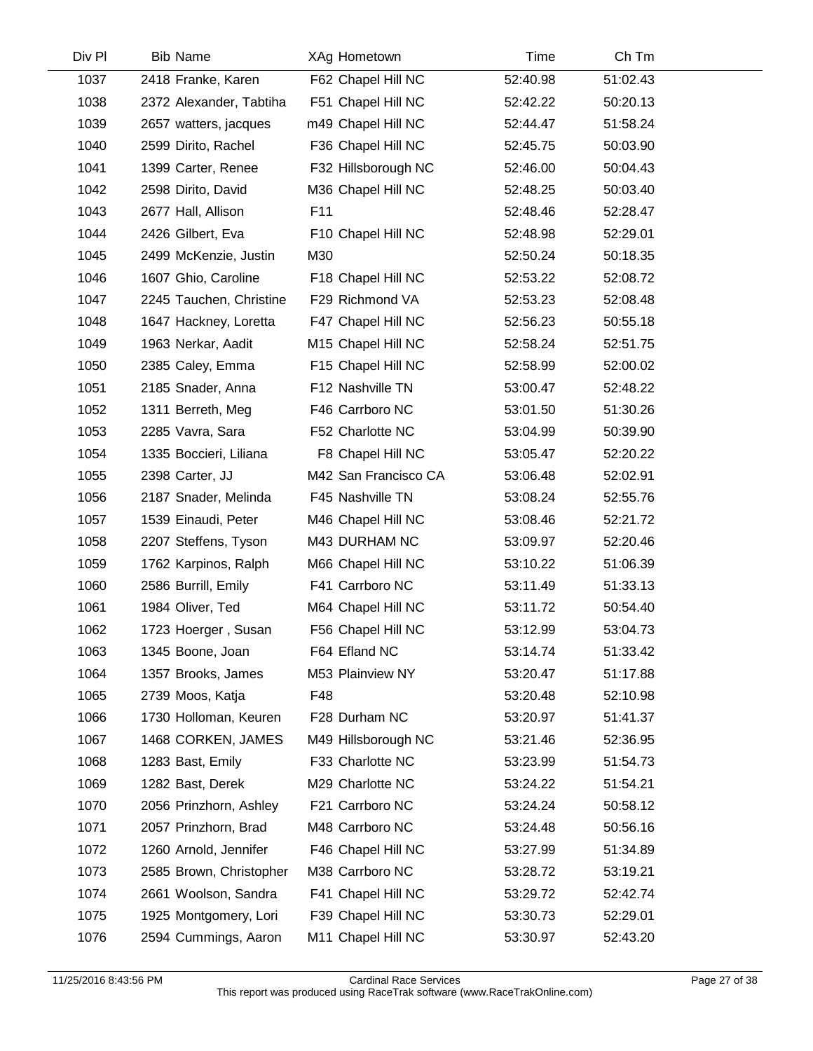| Div Pl | Bib | Name | XAg | Hometown | Time | Ch Tm |
|---|---|---|---|---|---|---|
| 1037 | 2418 | Franke, Karen | F62 | Chapel Hill NC | 52:40.98 | 51:02.43 |
| 1038 | 2372 | Alexander, Tabtiha | F51 | Chapel Hill NC | 52:42.22 | 50:20.13 |
| 1039 | 2657 | watters, jacques | m49 | Chapel Hill NC | 52:44.47 | 51:58.24 |
| 1040 | 2599 | Dirito, Rachel | F36 | Chapel Hill NC | 52:45.75 | 50:03.90 |
| 1041 | 1399 | Carter, Renee | F32 | Hillsborough NC | 52:46.00 | 50:04.43 |
| 1042 | 2598 | Dirito, David | M36 | Chapel Hill NC | 52:48.25 | 50:03.40 |
| 1043 | 2677 | Hall, Allison | F11 | | 52:48.46 | 52:28.47 |
| 1044 | 2426 | Gilbert, Eva | F10 | Chapel Hill NC | 52:48.98 | 52:29.01 |
| 1045 | 2499 | McKenzie, Justin | M30 | | 52:50.24 | 50:18.35 |
| 1046 | 1607 | Ghio, Caroline | F18 | Chapel Hill NC | 52:53.22 | 52:08.72 |
| 1047 | 2245 | Tauchen, Christine | F29 | Richmond VA | 52:53.23 | 52:08.48 |
| 1048 | 1647 | Hackney, Loretta | F47 | Chapel Hill NC | 52:56.23 | 50:55.18 |
| 1049 | 1963 | Nerkar, Aadit | M15 | Chapel Hill NC | 52:58.24 | 52:51.75 |
| 1050 | 2385 | Caley, Emma | F15 | Chapel Hill NC | 52:58.99 | 52:00.02 |
| 1051 | 2185 | Snader, Anna | F12 | Nashville TN | 53:00.47 | 52:48.22 |
| 1052 | 1311 | Berreth, Meg | F46 | Carrboro NC | 53:01.50 | 51:30.26 |
| 1053 | 2285 | Vavra, Sara | F52 | Charlotte NC | 53:04.99 | 50:39.90 |
| 1054 | 1335 | Boccieri, Liliana | F8 | Chapel Hill NC | 53:05.47 | 52:20.22 |
| 1055 | 2398 | Carter, JJ | M42 | San Francisco CA | 53:06.48 | 52:02.91 |
| 1056 | 2187 | Snader, Melinda | F45 | Nashville TN | 53:08.24 | 52:55.76 |
| 1057 | 1539 | Einaudi, Peter | M46 | Chapel Hill NC | 53:08.46 | 52:21.72 |
| 1058 | 2207 | Steffens, Tyson | M43 | DURHAM NC | 53:09.97 | 52:20.46 |
| 1059 | 1762 | Karpinos, Ralph | M66 | Chapel Hill NC | 53:10.22 | 51:06.39 |
| 1060 | 2586 | Burrill, Emily | F41 | Carrboro NC | 53:11.49 | 51:33.13 |
| 1061 | 1984 | Oliver, Ted | M64 | Chapel Hill NC | 53:11.72 | 50:54.40 |
| 1062 | 1723 | Hoerger , Susan | F56 | Chapel Hill NC | 53:12.99 | 53:04.73 |
| 1063 | 1345 | Boone, Joan | F64 | Efland NC | 53:14.74 | 51:33.42 |
| 1064 | 1357 | Brooks, James | M53 | Plainview NY | 53:20.47 | 51:17.88 |
| 1065 | 2739 | Moos, Katja | F48 | | 53:20.48 | 52:10.98 |
| 1066 | 1730 | Holloman, Keuren | F28 | Durham NC | 53:20.97 | 51:41.37 |
| 1067 | 1468 | CORKEN, JAMES | M49 | Hillsborough NC | 53:21.46 | 52:36.95 |
| 1068 | 1283 | Bast, Emily | F33 | Charlotte NC | 53:23.99 | 51:54.73 |
| 1069 | 1282 | Bast, Derek | M29 | Charlotte NC | 53:24.22 | 51:54.21 |
| 1070 | 2056 | Prinzhorn, Ashley | F21 | Carrboro NC | 53:24.24 | 50:58.12 |
| 1071 | 2057 | Prinzhorn, Brad | M48 | Carrboro NC | 53:24.48 | 50:56.16 |
| 1072 | 1260 | Arnold, Jennifer | F46 | Chapel Hill NC | 53:27.99 | 51:34.89 |
| 1073 | 2585 | Brown, Christopher | M38 | Carrboro NC | 53:28.72 | 53:19.21 |
| 1074 | 2661 | Woolson, Sandra | F41 | Chapel Hill NC | 53:29.72 | 52:42.74 |
| 1075 | 1925 | Montgomery, Lori | F39 | Chapel Hill NC | 53:30.73 | 52:29.01 |
| 1076 | 2594 | Cummings, Aaron | M11 | Chapel Hill NC | 53:30.97 | 52:43.20 |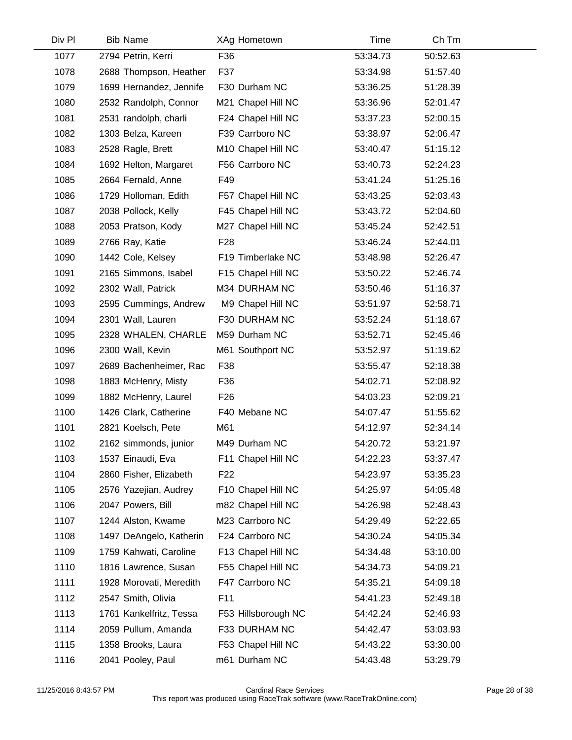| Div Pl | Bib | Name | XAg | Hometown | Time | Ch Tm |
|---|---|---|---|---|---|---|
| 1077 | 2794 | Petrin, Kerri | F36 | | 53:34.73 | 50:52.63 |
| 1078 | 2688 | Thompson, Heather | F37 | | 53:34.98 | 51:57.40 |
| 1079 | 1699 | Hernandez, Jennife | F30 | Durham NC | 53:36.25 | 51:28.39 |
| 1080 | 2532 | Randolph, Connor | M21 | Chapel Hill NC | 53:36.96 | 52:01.47 |
| 1081 | 2531 | randolph, charli | F24 | Chapel Hill NC | 53:37.23 | 52:00.15 |
| 1082 | 1303 | Belza, Kareen | F39 | Carrboro NC | 53:38.97 | 52:06.47 |
| 1083 | 2528 | Ragle, Brett | M10 | Chapel Hill NC | 53:40.47 | 51:15.12 |
| 1084 | 1692 | Helton, Margaret | F56 | Carrboro NC | 53:40.73 | 52:24.23 |
| 1085 | 2664 | Fernald, Anne | F49 | | 53:41.24 | 51:25.16 |
| 1086 | 1729 | Holloman, Edith | F57 | Chapel Hill NC | 53:43.25 | 52:03.43 |
| 1087 | 2038 | Pollock, Kelly | F45 | Chapel Hill NC | 53:43.72 | 52:04.60 |
| 1088 | 2053 | Pratson, Kody | M27 | Chapel Hill NC | 53:45.24 | 52:42.51 |
| 1089 | 2766 | Ray, Katie | F28 | | 53:46.24 | 52:44.01 |
| 1090 | 1442 | Cole, Kelsey | F19 | Timberlake NC | 53:48.98 | 52:26.47 |
| 1091 | 2165 | Simmons, Isabel | F15 | Chapel Hill NC | 53:50.22 | 52:46.74 |
| 1092 | 2302 | Wall, Patrick | M34 | DURHAM NC | 53:50.46 | 51:16.37 |
| 1093 | 2595 | Cummings, Andrew | M9 | Chapel Hill NC | 53:51.97 | 52:58.71 |
| 1094 | 2301 | Wall, Lauren | F30 | DURHAM NC | 53:52.24 | 51:18.67 |
| 1095 | 2328 | WHALEN, CHARLE | M59 | Durham NC | 53:52.71 | 52:45.46 |
| 1096 | 2300 | Wall, Kevin | M61 | Southport NC | 53:52.97 | 51:19.62 |
| 1097 | 2689 | Bachenheimer, Rac | F38 | | 53:55.47 | 52:18.38 |
| 1098 | 1883 | McHenry, Misty | F36 | | 54:02.71 | 52:08.92 |
| 1099 | 1882 | McHenry, Laurel | F26 | | 54:03.23 | 52:09.21 |
| 1100 | 1426 | Clark, Catherine | F40 | Mebane NC | 54:07.47 | 51:55.62 |
| 1101 | 2821 | Koelsch, Pete | M61 | | 54:12.97 | 52:34.14 |
| 1102 | 2162 | simmonds, junior | M49 | Durham NC | 54:20.72 | 53:21.97 |
| 1103 | 1537 | Einaudi, Eva | F11 | Chapel Hill NC | 54:22.23 | 53:37.47 |
| 1104 | 2860 | Fisher, Elizabeth | F22 | | 54:23.97 | 53:35.23 |
| 1105 | 2576 | Yazejian, Audrey | F10 | Chapel Hill NC | 54:25.97 | 54:05.48 |
| 1106 | 2047 | Powers, Bill | m82 | Chapel Hill NC | 54:26.98 | 52:48.43 |
| 1107 | 1244 | Alston, Kwame | M23 | Carrboro NC | 54:29.49 | 52:22.65 |
| 1108 | 1497 | DeAngelo, Katherin | F24 | Carrboro NC | 54:30.24 | 54:05.34 |
| 1109 | 1759 | Kahwati, Caroline | F13 | Chapel Hill NC | 54:34.48 | 53:10.00 |
| 1110 | 1816 | Lawrence, Susan | F55 | Chapel Hill NC | 54:34.73 | 54:09.21 |
| 1111 | 1928 | Morovati, Meredith | F47 | Carrboro NC | 54:35.21 | 54:09.18 |
| 1112 | 2547 | Smith, Olivia | F11 | | 54:41.23 | 52:49.18 |
| 1113 | 1761 | Kankelfritz, Tessa | F53 | Hillsborough NC | 54:42.24 | 52:46.93 |
| 1114 | 2059 | Pullum, Amanda | F33 | DURHAM NC | 54:42.47 | 53:03.93 |
| 1115 | 1358 | Brooks, Laura | F53 | Chapel Hill NC | 54:43.22 | 53:30.00 |
| 1116 | 2041 | Pooley, Paul | m61 | Durham NC | 54:43.48 | 53:29.79 |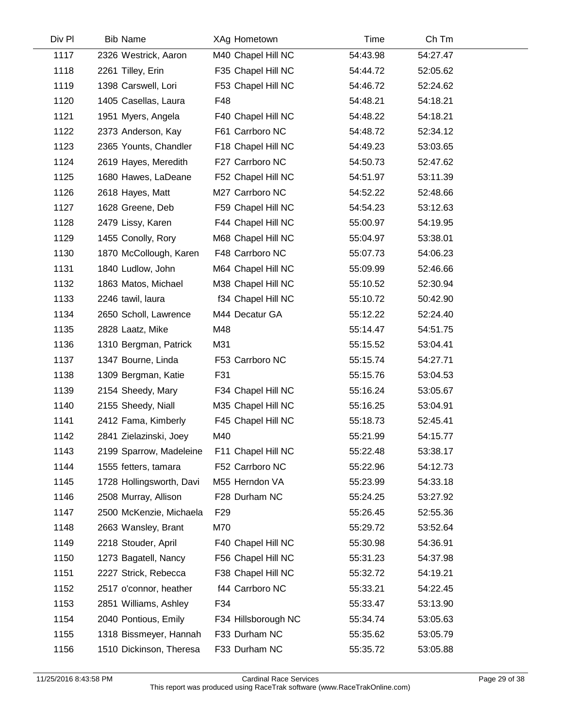| Div Pl | Bib | Name | XAg | Hometown | Time | Ch Tm |
|---|---|---|---|---|---|---|
| 1117 | 2326 | Westrick, Aaron | M40 | Chapel Hill NC | 54:43.98 | 54:27.47 |
| 1118 | 2261 | Tilley, Erin | F35 | Chapel Hill NC | 54:44.72 | 52:05.62 |
| 1119 | 1398 | Carswell, Lori | F53 | Chapel Hill NC | 54:46.72 | 52:24.62 |
| 1120 | 1405 | Casellas, Laura | F48 | | 54:48.21 | 54:18.21 |
| 1121 | 1951 | Myers, Angela | F40 | Chapel Hill NC | 54:48.22 | 54:18.21 |
| 1122 | 2373 | Anderson, Kay | F61 | Carrboro NC | 54:48.72 | 52:34.12 |
| 1123 | 2365 | Younts, Chandler | F18 | Chapel Hill NC | 54:49.23 | 53:03.65 |
| 1124 | 2619 | Hayes, Meredith | F27 | Carrboro NC | 54:50.73 | 52:47.62 |
| 1125 | 1680 | Hawes, LaDeane | F52 | Chapel Hill NC | 54:51.97 | 53:11.39 |
| 1126 | 2618 | Hayes, Matt | M27 | Carrboro NC | 54:52.22 | 52:48.66 |
| 1127 | 1628 | Greene, Deb | F59 | Chapel Hill NC | 54:54.23 | 53:12.63 |
| 1128 | 2479 | Lissy, Karen | F44 | Chapel Hill NC | 55:00.97 | 54:19.95 |
| 1129 | 1455 | Conolly, Rory | M68 | Chapel Hill NC | 55:04.97 | 53:38.01 |
| 1130 | 1870 | McCollough, Karen | F48 | Carrboro NC | 55:07.73 | 54:06.23 |
| 1131 | 1840 | Ludlow, John | M64 | Chapel Hill NC | 55:09.99 | 52:46.66 |
| 1132 | 1863 | Matos, Michael | M38 | Chapel Hill NC | 55:10.52 | 52:30.94 |
| 1133 | 2246 | tawil, laura | f34 | Chapel Hill NC | 55:10.72 | 50:42.90 |
| 1134 | 2650 | Scholl, Lawrence | M44 | Decatur GA | 55:12.22 | 52:24.40 |
| 1135 | 2828 | Laatz, Mike | M48 | | 55:14.47 | 54:51.75 |
| 1136 | 1310 | Bergman, Patrick | M31 | | 55:15.52 | 53:04.41 |
| 1137 | 1347 | Bourne, Linda | F53 | Carrboro NC | 55:15.74 | 54:27.71 |
| 1138 | 1309 | Bergman, Katie | F31 | | 55:15.76 | 53:04.53 |
| 1139 | 2154 | Sheedy, Mary | F34 | Chapel Hill NC | 55:16.24 | 53:05.67 |
| 1140 | 2155 | Sheedy, Niall | M35 | Chapel Hill NC | 55:16.25 | 53:04.91 |
| 1141 | 2412 | Fama, Kimberly | F45 | Chapel Hill NC | 55:18.73 | 52:45.41 |
| 1142 | 2841 | Zielazinski, Joey | M40 | | 55:21.99 | 54:15.77 |
| 1143 | 2199 | Sparrow, Madeleine | F11 | Chapel Hill NC | 55:22.48 | 53:38.17 |
| 1144 | 1555 | fetters, tamara | F52 | Carrboro NC | 55:22.96 | 54:12.73 |
| 1145 | 1728 | Hollingsworth, Davi | M55 | Herndon VA | 55:23.99 | 54:33.18 |
| 1146 | 2508 | Murray, Allison | F28 | Durham NC | 55:24.25 | 53:27.92 |
| 1147 | 2500 | McKenzie, Michaela | F29 | | 55:26.45 | 52:55.36 |
| 1148 | 2663 | Wansley, Brant | M70 | | 55:29.72 | 53:52.64 |
| 1149 | 2218 | Stouder, April | F40 | Chapel Hill NC | 55:30.98 | 54:36.91 |
| 1150 | 1273 | Bagatell, Nancy | F56 | Chapel Hill NC | 55:31.23 | 54:37.98 |
| 1151 | 2227 | Strick, Rebecca | F38 | Chapel Hill NC | 55:32.72 | 54:19.21 |
| 1152 | 2517 | o'connor, heather | f44 | Carrboro NC | 55:33.21 | 54:22.45 |
| 1153 | 2851 | Williams, Ashley | F34 | | 55:33.47 | 53:13.90 |
| 1154 | 2040 | Pontious, Emily | F34 | Hillsborough NC | 55:34.74 | 53:05.63 |
| 1155 | 1318 | Bissmeyer, Hannah | F33 | Durham NC | 55:35.62 | 53:05.79 |
| 1156 | 1510 | Dickinson, Theresa | F33 | Durham NC | 55:35.72 | 53:05.88 |

11/25/2016 8:43:58 PM — Cardinal Race Services — This report was produced using RaceTrak software (www.RaceTrakOnline.com)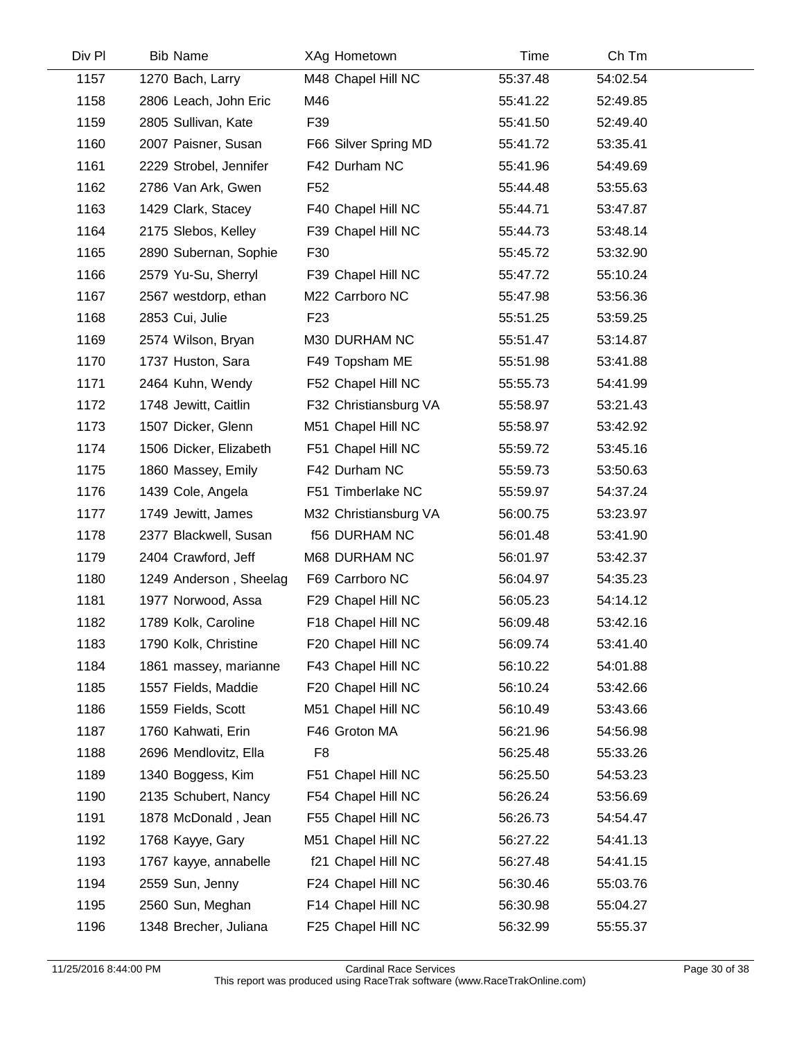| Div Pl | Bib | Name | XAg | Hometown | Time | Ch Tm |
|---|---|---|---|---|---|---|
| 1157 | 1270 | Bach, Larry | M48 | Chapel Hill NC | 55:37.48 | 54:02.54 |
| 1158 | 2806 | Leach, John Eric | M46 | | 55:41.22 | 52:49.85 |
| 1159 | 2805 | Sullivan, Kate | F39 | | 55:41.50 | 52:49.40 |
| 1160 | 2007 | Paisner, Susan | F66 | Silver Spring MD | 55:41.72 | 53:35.41 |
| 1161 | 2229 | Strobel, Jennifer | F42 | Durham NC | 55:41.96 | 54:49.69 |
| 1162 | 2786 | Van Ark, Gwen | F52 | | 55:44.48 | 53:55.63 |
| 1163 | 1429 | Clark, Stacey | F40 | Chapel Hill NC | 55:44.71 | 53:47.87 |
| 1164 | 2175 | Slebos, Kelley | F39 | Chapel Hill NC | 55:44.73 | 53:48.14 |
| 1165 | 2890 | Subernan, Sophie | F30 | | 55:45.72 | 53:32.90 |
| 1166 | 2579 | Yu-Su, Sherryl | F39 | Chapel Hill NC | 55:47.72 | 55:10.24 |
| 1167 | 2567 | westdorp, ethan | M22 | Carrboro NC | 55:47.98 | 53:56.36 |
| 1168 | 2853 | Cui, Julie | F23 | | 55:51.25 | 53:59.25 |
| 1169 | 2574 | Wilson, Bryan | M30 | DURHAM NC | 55:51.47 | 53:14.87 |
| 1170 | 1737 | Huston, Sara | F49 | Topsham ME | 55:51.98 | 53:41.88 |
| 1171 | 2464 | Kuhn, Wendy | F52 | Chapel Hill NC | 55:55.73 | 54:41.99 |
| 1172 | 1748 | Jewitt, Caitlin | F32 | Christiansburg VA | 55:58.97 | 53:21.43 |
| 1173 | 1507 | Dicker, Glenn | M51 | Chapel Hill NC | 55:58.97 | 53:42.92 |
| 1174 | 1506 | Dicker, Elizabeth | F51 | Chapel Hill NC | 55:59.72 | 53:45.16 |
| 1175 | 1860 | Massey, Emily | F42 | Durham NC | 55:59.73 | 53:50.63 |
| 1176 | 1439 | Cole, Angela | F51 | Timberlake NC | 55:59.97 | 54:37.24 |
| 1177 | 1749 | Jewitt, James | M32 | Christiansburg VA | 56:00.75 | 53:23.97 |
| 1178 | 2377 | Blackwell, Susan | f56 | DURHAM NC | 56:01.48 | 53:41.90 |
| 1179 | 2404 | Crawford, Jeff | M68 | DURHAM NC | 56:01.97 | 53:42.37 |
| 1180 | 1249 | Anderson , Sheelag | F69 | Carrboro NC | 56:04.97 | 54:35.23 |
| 1181 | 1977 | Norwood, Assa | F29 | Chapel Hill NC | 56:05.23 | 54:14.12 |
| 1182 | 1789 | Kolk, Caroline | F18 | Chapel Hill NC | 56:09.48 | 53:42.16 |
| 1183 | 1790 | Kolk, Christine | F20 | Chapel Hill NC | 56:09.74 | 53:41.40 |
| 1184 | 1861 | massey, marianne | F43 | Chapel Hill NC | 56:10.22 | 54:01.88 |
| 1185 | 1557 | Fields, Maddie | F20 | Chapel Hill NC | 56:10.24 | 53:42.66 |
| 1186 | 1559 | Fields, Scott | M51 | Chapel Hill NC | 56:10.49 | 53:43.66 |
| 1187 | 1760 | Kahwati, Erin | F46 | Groton MA | 56:21.96 | 54:56.98 |
| 1188 | 2696 | Mendlovitz, Ella | F8 | | 56:25.48 | 55:33.26 |
| 1189 | 1340 | Boggess, Kim | F51 | Chapel Hill NC | 56:25.50 | 54:53.23 |
| 1190 | 2135 | Schubert, Nancy | F54 | Chapel Hill NC | 56:26.24 | 53:56.69 |
| 1191 | 1878 | McDonald , Jean | F55 | Chapel Hill NC | 56:26.73 | 54:54.47 |
| 1192 | 1768 | Kayye, Gary | M51 | Chapel Hill NC | 56:27.22 | 54:41.13 |
| 1193 | 1767 | kayye, annabelle | f21 | Chapel Hill NC | 56:27.48 | 54:41.15 |
| 1194 | 2559 | Sun, Jenny | F24 | Chapel Hill NC | 56:30.46 | 55:03.76 |
| 1195 | 2560 | Sun, Meghan | F14 | Chapel Hill NC | 56:30.98 | 55:04.27 |
| 1196 | 1348 | Brecher, Juliana | F25 | Chapel Hill NC | 56:32.99 | 55:55.37 |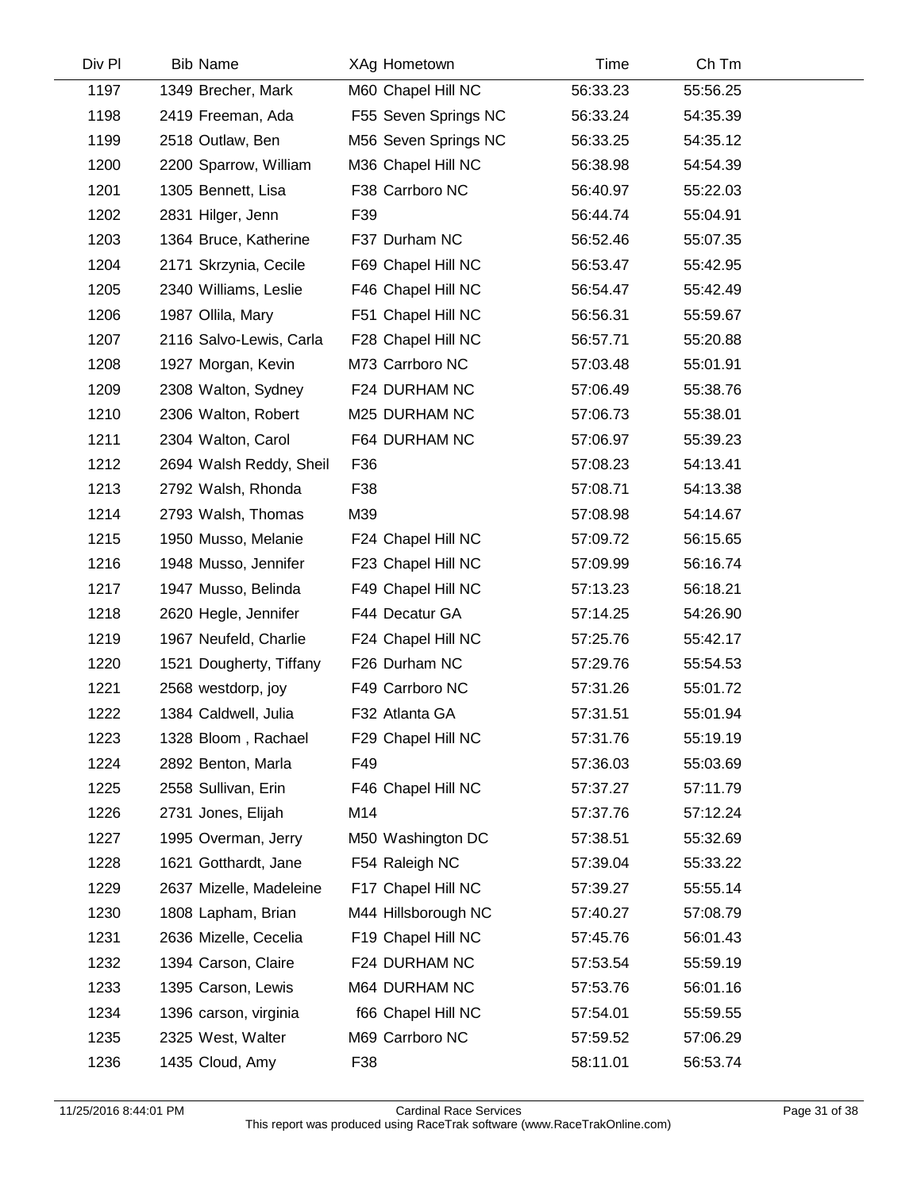| Div Pl | Bib | Name | XAg | Hometown | Time | Ch Tm |
|---|---|---|---|---|---|---|
| 1197 | 1349 | Brecher, Mark | M60 | Chapel Hill NC | 56:33.23 | 55:56.25 |
| 1198 | 2419 | Freeman, Ada | F55 | Seven Springs NC | 56:33.24 | 54:35.39 |
| 1199 | 2518 | Outlaw, Ben | M56 | Seven Springs NC | 56:33.25 | 54:35.12 |
| 1200 | 2200 | Sparrow, William | M36 | Chapel Hill NC | 56:38.98 | 54:54.39 |
| 1201 | 1305 | Bennett, Lisa | F38 | Carrboro NC | 56:40.97 | 55:22.03 |
| 1202 | 2831 | Hilger, Jenn | F39 | | 56:44.74 | 55:04.91 |
| 1203 | 1364 | Bruce, Katherine | F37 | Durham NC | 56:52.46 | 55:07.35 |
| 1204 | 2171 | Skrzynia, Cecile | F69 | Chapel Hill NC | 56:53.47 | 55:42.95 |
| 1205 | 2340 | Williams, Leslie | F46 | Chapel Hill NC | 56:54.47 | 55:42.49 |
| 1206 | 1987 | Ollila, Mary | F51 | Chapel Hill NC | 56:56.31 | 55:59.67 |
| 1207 | 2116 | Salvo-Lewis, Carla | F28 | Chapel Hill NC | 56:57.71 | 55:20.88 |
| 1208 | 1927 | Morgan, Kevin | M73 | Carrboro NC | 57:03.48 | 55:01.91 |
| 1209 | 2308 | Walton, Sydney | F24 | DURHAM NC | 57:06.49 | 55:38.76 |
| 1210 | 2306 | Walton, Robert | M25 | DURHAM NC | 57:06.73 | 55:38.01 |
| 1211 | 2304 | Walton, Carol | F64 | DURHAM NC | 57:06.97 | 55:39.23 |
| 1212 | 2694 | Walsh Reddy, Sheil | F36 | | 57:08.23 | 54:13.41 |
| 1213 | 2792 | Walsh, Rhonda | F38 | | 57:08.71 | 54:13.38 |
| 1214 | 2793 | Walsh, Thomas | M39 | | 57:08.98 | 54:14.67 |
| 1215 | 1950 | Musso, Melanie | F24 | Chapel Hill NC | 57:09.72 | 56:15.65 |
| 1216 | 1948 | Musso, Jennifer | F23 | Chapel Hill NC | 57:09.99 | 56:16.74 |
| 1217 | 1947 | Musso, Belinda | F49 | Chapel Hill NC | 57:13.23 | 56:18.21 |
| 1218 | 2620 | Hegle, Jennifer | F44 | Decatur GA | 57:14.25 | 54:26.90 |
| 1219 | 1967 | Neufeld, Charlie | F24 | Chapel Hill NC | 57:25.76 | 55:42.17 |
| 1220 | 1521 | Dougherty, Tiffany | F26 | Durham NC | 57:29.76 | 55:54.53 |
| 1221 | 2568 | westdorp, joy | F49 | Carrboro NC | 57:31.26 | 55:01.72 |
| 1222 | 1384 | Caldwell, Julia | F32 | Atlanta GA | 57:31.51 | 55:01.94 |
| 1223 | 1328 | Bloom , Rachael | F29 | Chapel Hill NC | 57:31.76 | 55:19.19 |
| 1224 | 2892 | Benton, Marla | F49 | | 57:36.03 | 55:03.69 |
| 1225 | 2558 | Sullivan, Erin | F46 | Chapel Hill NC | 57:37.27 | 57:11.79 |
| 1226 | 2731 | Jones, Elijah | M14 | | 57:37.76 | 57:12.24 |
| 1227 | 1995 | Overman, Jerry | M50 | Washington DC | 57:38.51 | 55:32.69 |
| 1228 | 1621 | Gotthardt, Jane | F54 | Raleigh NC | 57:39.04 | 55:33.22 |
| 1229 | 2637 | Mizelle, Madeleine | F17 | Chapel Hill NC | 57:39.27 | 55:55.14 |
| 1230 | 1808 | Lapham, Brian | M44 | Hillsborough NC | 57:40.27 | 57:08.79 |
| 1231 | 2636 | Mizelle, Cecelia | F19 | Chapel Hill NC | 57:45.76 | 56:01.43 |
| 1232 | 1394 | Carson, Claire | F24 | DURHAM NC | 57:53.54 | 55:59.19 |
| 1233 | 1395 | Carson, Lewis | M64 | DURHAM NC | 57:53.76 | 56:01.16 |
| 1234 | 1396 | carson, virginia | f66 | Chapel Hill NC | 57:54.01 | 55:59.55 |
| 1235 | 2325 | West, Walter | M69 | Carrboro NC | 57:59.52 | 57:06.29 |
| 1236 | 1435 | Cloud, Amy | F38 | | 58:11.01 | 56:53.74 |

11/25/2016 8:44:01 PM — Cardinal Race Services — This report was produced using RaceTrak software (www.RaceTrakOnline.com)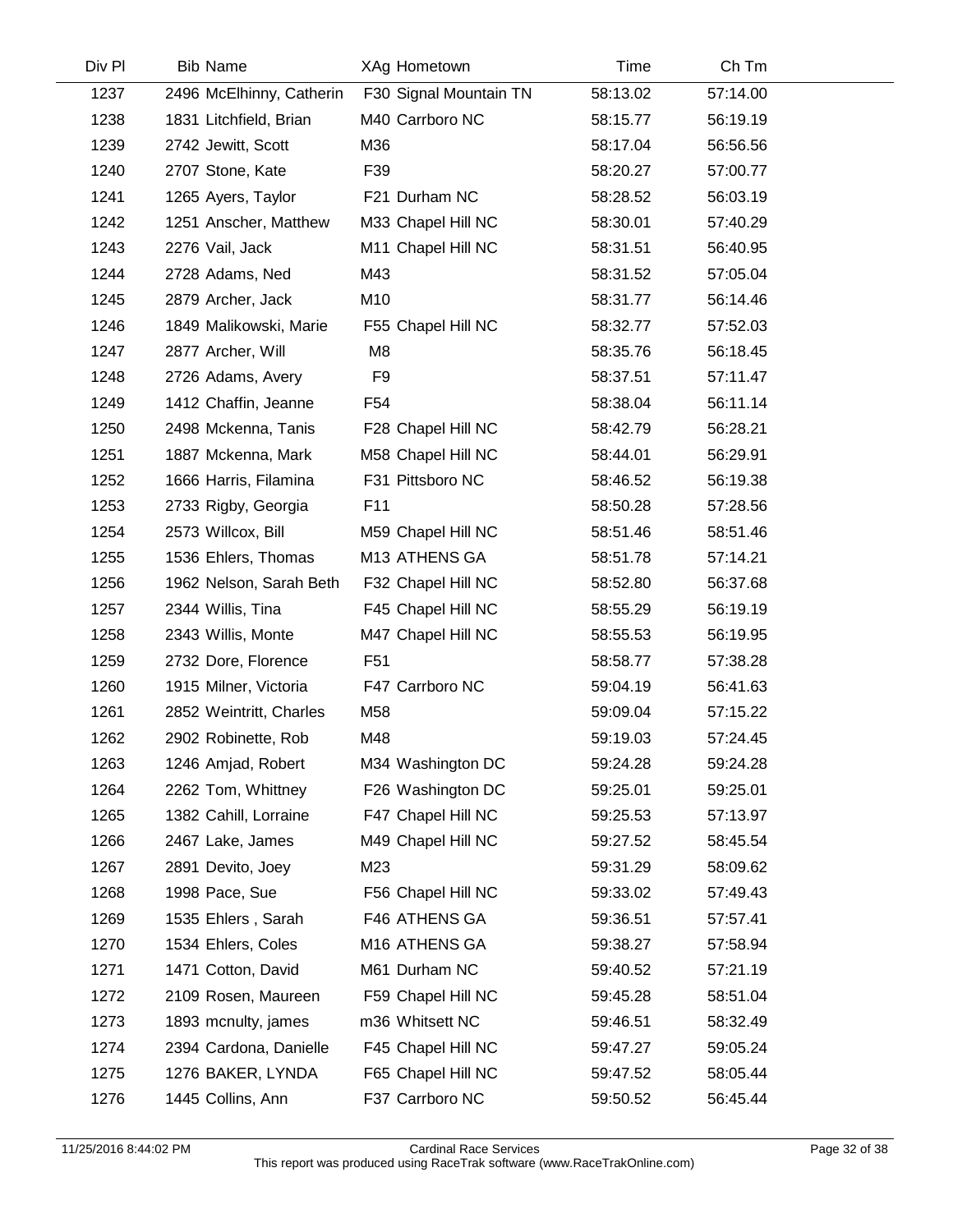| Div Pl | Bib | Name | XAg | Hometown | Time | Ch Tm |
|---|---|---|---|---|---|---|
| 1237 | 2496 | McElhinny, Catherin | F30 | Signal Mountain TN | 58:13.02 | 57:14.00 |
| 1238 | 1831 | Litchfield, Brian | M40 | Carrboro NC | 58:15.77 | 56:19.19 |
| 1239 | 2742 | Jewitt, Scott | M36 | | 58:17.04 | 56:56.56 |
| 1240 | 2707 | Stone, Kate | F39 | | 58:20.27 | 57:00.77 |
| 1241 | 1265 | Ayers, Taylor | F21 | Durham NC | 58:28.52 | 56:03.19 |
| 1242 | 1251 | Anscher, Matthew | M33 | Chapel Hill NC | 58:30.01 | 57:40.29 |
| 1243 | 2276 | Vail, Jack | M11 | Chapel Hill NC | 58:31.51 | 56:40.95 |
| 1244 | 2728 | Adams, Ned | M43 | | 58:31.52 | 57:05.04 |
| 1245 | 2879 | Archer, Jack | M10 | | 58:31.77 | 56:14.46 |
| 1246 | 1849 | Malikowski, Marie | F55 | Chapel Hill NC | 58:32.77 | 57:52.03 |
| 1247 | 2877 | Archer, Will | M8 | | 58:35.76 | 56:18.45 |
| 1248 | 2726 | Adams, Avery | F9 | | 58:37.51 | 57:11.47 |
| 1249 | 1412 | Chaffin, Jeanne | F54 | | 58:38.04 | 56:11.14 |
| 1250 | 2498 | Mckenna, Tanis | F28 | Chapel Hill NC | 58:42.79 | 56:28.21 |
| 1251 | 1887 | Mckenna, Mark | M58 | Chapel Hill NC | 58:44.01 | 56:29.91 |
| 1252 | 1666 | Harris, Filamina | F31 | Pittsboro NC | 58:46.52 | 56:19.38 |
| 1253 | 2733 | Rigby, Georgia | F11 | | 58:50.28 | 57:28.56 |
| 1254 | 2573 | Willcox, Bill | M59 | Chapel Hill NC | 58:51.46 | 58:51.46 |
| 1255 | 1536 | Ehlers, Thomas | M13 | ATHENS GA | 58:51.78 | 57:14.21 |
| 1256 | 1962 | Nelson, Sarah Beth | F32 | Chapel Hill NC | 58:52.80 | 56:37.68 |
| 1257 | 2344 | Willis, Tina | F45 | Chapel Hill NC | 58:55.29 | 56:19.19 |
| 1258 | 2343 | Willis, Monte | M47 | Chapel Hill NC | 58:55.53 | 56:19.95 |
| 1259 | 2732 | Dore, Florence | F51 | | 58:58.77 | 57:38.28 |
| 1260 | 1915 | Milner, Victoria | F47 | Carrboro NC | 59:04.19 | 56:41.63 |
| 1261 | 2852 | Weintritt, Charles | M58 | | 59:09.04 | 57:15.22 |
| 1262 | 2902 | Robinette, Rob | M48 | | 59:19.03 | 57:24.45 |
| 1263 | 1246 | Amjad, Robert | M34 | Washington DC | 59:24.28 | 59:24.28 |
| 1264 | 2262 | Tom, Whittney | F26 | Washington DC | 59:25.01 | 59:25.01 |
| 1265 | 1382 | Cahill, Lorraine | F47 | Chapel Hill NC | 59:25.53 | 57:13.97 |
| 1266 | 2467 | Lake, James | M49 | Chapel Hill NC | 59:27.52 | 58:45.54 |
| 1267 | 2891 | Devito, Joey | M23 | | 59:31.29 | 58:09.62 |
| 1268 | 1998 | Pace, Sue | F56 | Chapel Hill NC | 59:33.02 | 57:49.43 |
| 1269 | 1535 | Ehlers , Sarah | F46 | ATHENS GA | 59:36.51 | 57:57.41 |
| 1270 | 1534 | Ehlers, Coles | M16 | ATHENS GA | 59:38.27 | 57:58.94 |
| 1271 | 1471 | Cotton, David | M61 | Durham NC | 59:40.52 | 57:21.19 |
| 1272 | 2109 | Rosen, Maureen | F59 | Chapel Hill NC | 59:45.28 | 58:51.04 |
| 1273 | 1893 | mcnulty, james | m36 | Whitsett NC | 59:46.51 | 58:32.49 |
| 1274 | 2394 | Cardona, Danielle | F45 | Chapel Hill NC | 59:47.27 | 59:05.24 |
| 1275 | 1276 | BAKER, LYNDA | F65 | Chapel Hill NC | 59:47.52 | 58:05.44 |
| 1276 | 1445 | Collins, Ann | F37 | Carrboro NC | 59:50.52 | 56:45.44 |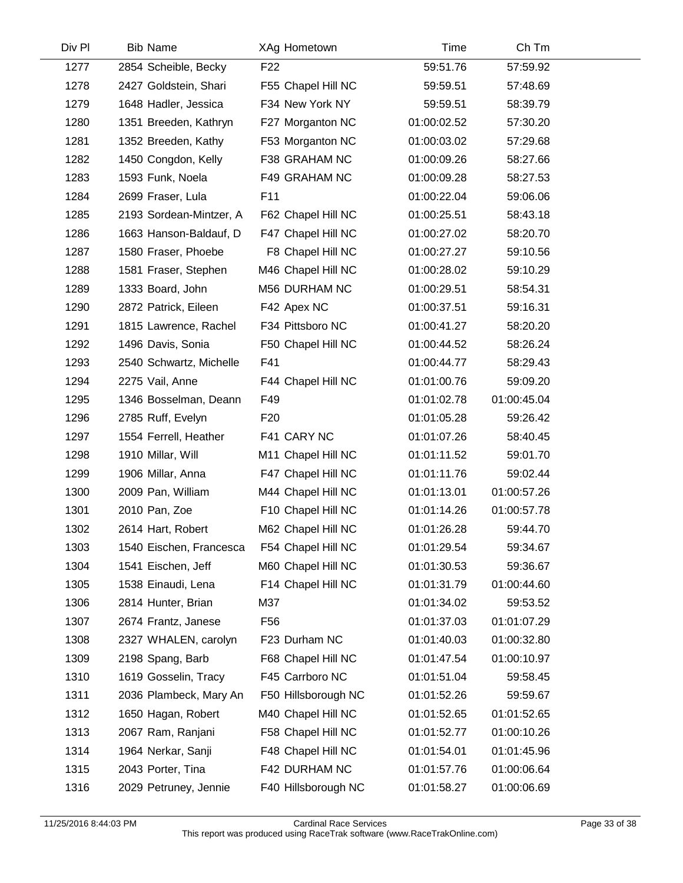| Div Pl | Bib | Name | XAg | Hometown | Time | Ch Tm |
|---|---|---|---|---|---|---|
| 1277 | 2854 | Scheible, Becky | F22 | | 59:51.76 | 57:59.92 |
| 1278 | 2427 | Goldstein, Shari | F55 | Chapel Hill NC | 59:59.51 | 57:48.69 |
| 1279 | 1648 | Hadler, Jessica | F34 | New York NY | 59:59.51 | 58:39.79 |
| 1280 | 1351 | Breeden, Kathryn | F27 | Morganton NC | 01:00:02.52 | 57:30.20 |
| 1281 | 1352 | Breeden, Kathy | F53 | Morganton NC | 01:00:03.02 | 57:29.68 |
| 1282 | 1450 | Congdon, Kelly | F38 | GRAHAM NC | 01:00:09.26 | 58:27.66 |
| 1283 | 1593 | Funk, Noela | F49 | GRAHAM NC | 01:00:09.28 | 58:27.53 |
| 1284 | 2699 | Fraser, Lula | F11 | | 01:00:22.04 | 59:06.06 |
| 1285 | 2193 | Sordean-Mintzer, A | F62 | Chapel Hill NC | 01:00:25.51 | 58:43.18 |
| 1286 | 1663 | Hanson-Baldauf, D | F47 | Chapel Hill NC | 01:00:27.02 | 58:20.70 |
| 1287 | 1580 | Fraser, Phoebe | F8 | Chapel Hill NC | 01:00:27.27 | 59:10.56 |
| 1288 | 1581 | Fraser, Stephen | M46 | Chapel Hill NC | 01:00:28.02 | 59:10.29 |
| 1289 | 1333 | Board, John | M56 | DURHAM NC | 01:00:29.51 | 58:54.31 |
| 1290 | 2872 | Patrick, Eileen | F42 | Apex NC | 01:00:37.51 | 59:16.31 |
| 1291 | 1815 | Lawrence, Rachel | F34 | Pittsboro NC | 01:00:41.27 | 58:20.20 |
| 1292 | 1496 | Davis, Sonia | F50 | Chapel Hill NC | 01:00:44.52 | 58:26.24 |
| 1293 | 2540 | Schwartz, Michelle | F41 | | 01:00:44.77 | 58:29.43 |
| 1294 | 2275 | Vail, Anne | F44 | Chapel Hill NC | 01:01:00.76 | 59:09.20 |
| 1295 | 1346 | Bosselman, Deann | F49 | | 01:01:02.78 | 01:00:45.04 |
| 1296 | 2785 | Ruff, Evelyn | F20 | | 01:01:05.28 | 59:26.42 |
| 1297 | 1554 | Ferrell, Heather | F41 | CARY NC | 01:01:07.26 | 58:40.45 |
| 1298 | 1910 | Millar, Will | M11 | Chapel Hill NC | 01:01:11.52 | 59:01.70 |
| 1299 | 1906 | Millar, Anna | F47 | Chapel Hill NC | 01:01:11.76 | 59:02.44 |
| 1300 | 2009 | Pan, William | M44 | Chapel Hill NC | 01:01:13.01 | 01:00:57.26 |
| 1301 | 2010 | Pan, Zoe | F10 | Chapel Hill NC | 01:01:14.26 | 01:00:57.78 |
| 1302 | 2614 | Hart, Robert | M62 | Chapel Hill NC | 01:01:26.28 | 59:44.70 |
| 1303 | 1540 | Eischen, Francesca | F54 | Chapel Hill NC | 01:01:29.54 | 59:34.67 |
| 1304 | 1541 | Eischen, Jeff | M60 | Chapel Hill NC | 01:01:30.53 | 59:36.67 |
| 1305 | 1538 | Einaudi, Lena | F14 | Chapel Hill NC | 01:01:31.79 | 01:00:44.60 |
| 1306 | 2814 | Hunter, Brian | M37 | | 01:01:34.02 | 59:53.52 |
| 1307 | 2674 | Frantz, Janese | F56 | | 01:01:37.03 | 01:01:07.29 |
| 1308 | 2327 | WHALEN, carolyn | F23 | Durham NC | 01:01:40.03 | 01:00:32.80 |
| 1309 | 2198 | Spang, Barb | F68 | Chapel Hill NC | 01:01:47.54 | 01:00:10.97 |
| 1310 | 1619 | Gosselin, Tracy | F45 | Carrboro NC | 01:01:51.04 | 59:58.45 |
| 1311 | 2036 | Plambeck, Mary An | F50 | Hillsborough NC | 01:01:52.26 | 59:59.67 |
| 1312 | 1650 | Hagan, Robert | M40 | Chapel Hill NC | 01:01:52.65 | 01:01:52.65 |
| 1313 | 2067 | Ram, Ranjani | F58 | Chapel Hill NC | 01:01:52.77 | 01:00:10.26 |
| 1314 | 1964 | Nerkar, Sanji | F48 | Chapel Hill NC | 01:01:54.01 | 01:01:45.96 |
| 1315 | 2043 | Porter, Tina | F42 | DURHAM NC | 01:01:57.76 | 01:00:06.64 |
| 1316 | 2029 | Petruney, Jennie | F40 | Hillsborough NC | 01:01:58.27 | 01:00:06.69 |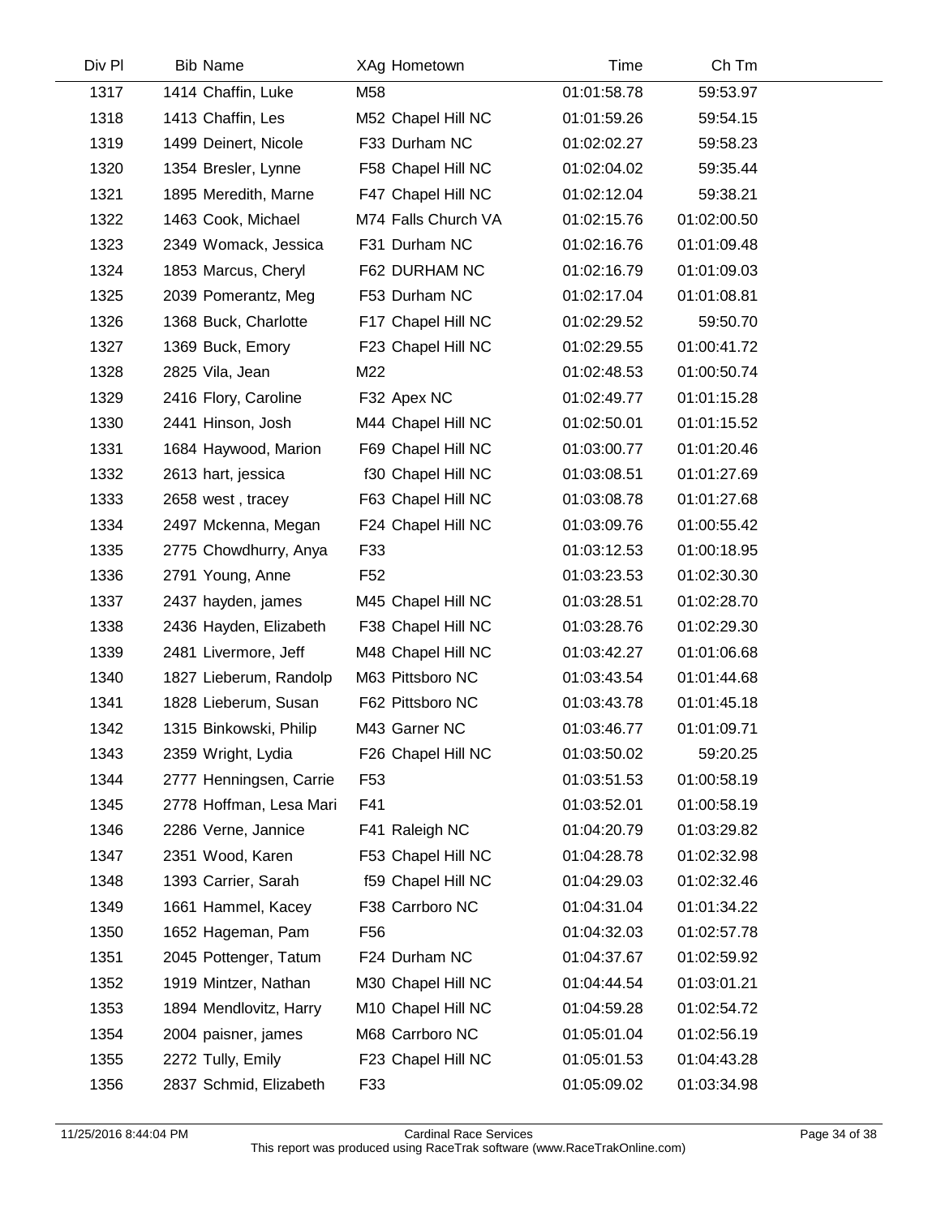| Div Pl | Bib | Name | XAg | Hometown | Time | Ch Tm |
|---|---|---|---|---|---|---|
| 1317 | 1414 | Chaffin, Luke | M58 | | 01:01:58.78 | 59:53.97 |
| 1318 | 1413 | Chaffin, Les | M52 | Chapel Hill NC | 01:01:59.26 | 59:54.15 |
| 1319 | 1499 | Deinert, Nicole | F33 | Durham NC | 01:02:02.27 | 59:58.23 |
| 1320 | 1354 | Bresler, Lynne | F58 | Chapel Hill NC | 01:02:04.02 | 59:35.44 |
| 1321 | 1895 | Meredith, Marne | F47 | Chapel Hill NC | 01:02:12.04 | 59:38.21 |
| 1322 | 1463 | Cook, Michael | M74 | Falls Church VA | 01:02:15.76 | 01:02:00.50 |
| 1323 | 2349 | Womack, Jessica | F31 | Durham NC | 01:02:16.76 | 01:01:09.48 |
| 1324 | 1853 | Marcus, Cheryl | F62 | DURHAM NC | 01:02:16.79 | 01:01:09.03 |
| 1325 | 2039 | Pomerantz, Meg | F53 | Durham NC | 01:02:17.04 | 01:01:08.81 |
| 1326 | 1368 | Buck, Charlotte | F17 | Chapel Hill NC | 01:02:29.52 | 59:50.70 |
| 1327 | 1369 | Buck, Emory | F23 | Chapel Hill NC | 01:02:29.55 | 01:00:41.72 |
| 1328 | 2825 | Vila, Jean | M22 | | 01:02:48.53 | 01:00:50.74 |
| 1329 | 2416 | Flory, Caroline | F32 | Apex NC | 01:02:49.77 | 01:01:15.28 |
| 1330 | 2441 | Hinson, Josh | M44 | Chapel Hill NC | 01:02:50.01 | 01:01:15.52 |
| 1331 | 1684 | Haywood, Marion | F69 | Chapel Hill NC | 01:03:00.77 | 01:01:20.46 |
| 1332 | 2613 | hart, jessica | f30 | Chapel Hill NC | 01:03:08.51 | 01:01:27.69 |
| 1333 | 2658 | west , tracey | F63 | Chapel Hill NC | 01:03:08.78 | 01:01:27.68 |
| 1334 | 2497 | Mckenna, Megan | F24 | Chapel Hill NC | 01:03:09.76 | 01:00:55.42 |
| 1335 | 2775 | Chowdhurry, Anya | F33 | | 01:03:12.53 | 01:00:18.95 |
| 1336 | 2791 | Young, Anne | F52 | | 01:03:23.53 | 01:02:30.30 |
| 1337 | 2437 | hayden, james | M45 | Chapel Hill NC | 01:03:28.51 | 01:02:28.70 |
| 1338 | 2436 | Hayden, Elizabeth | F38 | Chapel Hill NC | 01:03:28.76 | 01:02:29.30 |
| 1339 | 2481 | Livermore, Jeff | M48 | Chapel Hill NC | 01:03:42.27 | 01:01:06.68 |
| 1340 | 1827 | Lieberum, Randolp | M63 | Pittsboro NC | 01:03:43.54 | 01:01:44.68 |
| 1341 | 1828 | Lieberum, Susan | F62 | Pittsboro NC | 01:03:43.78 | 01:01:45.18 |
| 1342 | 1315 | Binkowski, Philip | M43 | Garner NC | 01:03:46.77 | 01:01:09.71 |
| 1343 | 2359 | Wright, Lydia | F26 | Chapel Hill NC | 01:03:50.02 | 59:20.25 |
| 1344 | 2777 | Henningsen, Carrie | F53 | | 01:03:51.53 | 01:00:58.19 |
| 1345 | 2778 | Hoffman, Lesa Mari | F41 | | 01:03:52.01 | 01:00:58.19 |
| 1346 | 2286 | Verne, Jannice | F41 | Raleigh NC | 01:04:20.79 | 01:03:29.82 |
| 1347 | 2351 | Wood, Karen | F53 | Chapel Hill NC | 01:04:28.78 | 01:02:32.98 |
| 1348 | 1393 | Carrier, Sarah | f59 | Chapel Hill NC | 01:04:29.03 | 01:02:32.46 |
| 1349 | 1661 | Hammel, Kacey | F38 | Carrboro NC | 01:04:31.04 | 01:01:34.22 |
| 1350 | 1652 | Hageman, Pam | F56 | | 01:04:32.03 | 01:02:57.78 |
| 1351 | 2045 | Pottenger, Tatum | F24 | Durham NC | 01:04:37.67 | 01:02:59.92 |
| 1352 | 1919 | Mintzer, Nathan | M30 | Chapel Hill NC | 01:04:44.54 | 01:03:01.21 |
| 1353 | 1894 | Mendlovitz, Harry | M10 | Chapel Hill NC | 01:04:59.28 | 01:02:54.72 |
| 1354 | 2004 | paisner, james | M68 | Carrboro NC | 01:05:01.04 | 01:02:56.19 |
| 1355 | 2272 | Tully, Emily | F23 | Chapel Hill NC | 01:05:01.53 | 01:04:43.28 |
| 1356 | 2837 | Schmid, Elizabeth | F33 | | 01:05:09.02 | 01:03:34.98 |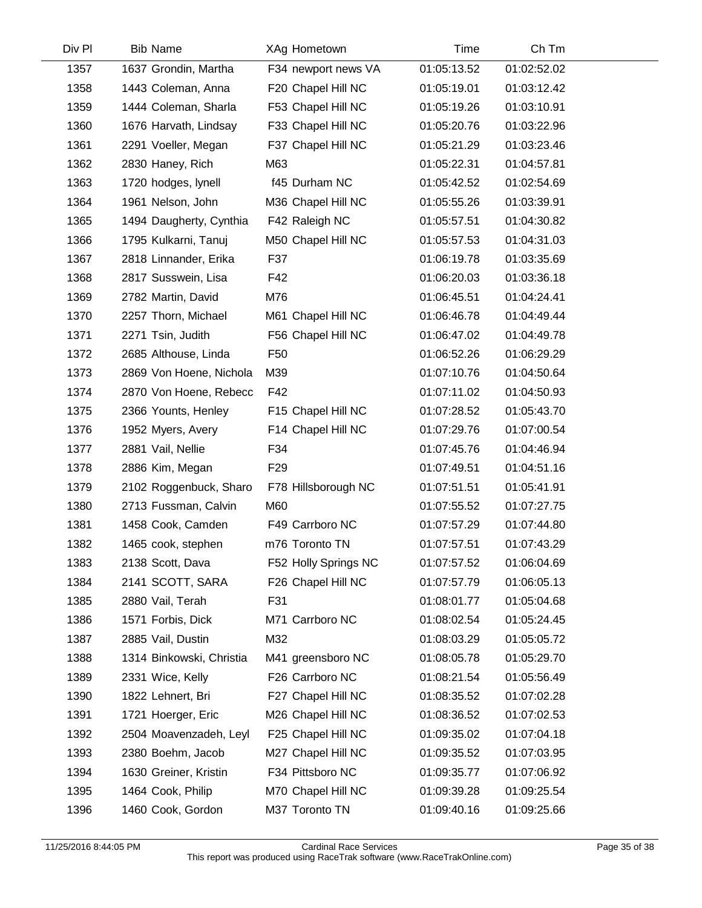| Div Pl | Bib Name | XAg Hometown | Time | Ch Tm |
|---|---|---|---|---|
| 1357 | 1637 Grondin, Martha | F34 newport news VA | 01:05:13.52 | 01:02:52.02 |
| 1358 | 1443 Coleman, Anna | F20 Chapel Hill NC | 01:05:19.01 | 01:03:12.42 |
| 1359 | 1444 Coleman, Sharla | F53 Chapel Hill NC | 01:05:19.26 | 01:03:10.91 |
| 1360 | 1676 Harvath, Lindsay | F33 Chapel Hill NC | 01:05:20.76 | 01:03:22.96 |
| 1361 | 2291 Voeller, Megan | F37 Chapel Hill NC | 01:05:21.29 | 01:03:23.46 |
| 1362 | 2830 Haney, Rich | M63 | 01:05:22.31 | 01:04:57.81 |
| 1363 | 1720 hodges, lynell | f45 Durham NC | 01:05:42.52 | 01:02:54.69 |
| 1364 | 1961 Nelson, John | M36 Chapel Hill NC | 01:05:55.26 | 01:03:39.91 |
| 1365 | 1494 Daugherty, Cynthia | F42 Raleigh NC | 01:05:57.51 | 01:04:30.82 |
| 1366 | 1795 Kulkarni, Tanuj | M50 Chapel Hill NC | 01:05:57.53 | 01:04:31.03 |
| 1367 | 2818 Linnander, Erika | F37 | 01:06:19.78 | 01:03:35.69 |
| 1368 | 2817 Susswein, Lisa | F42 | 01:06:20.03 | 01:03:36.18 |
| 1369 | 2782 Martin, David | M76 | 01:06:45.51 | 01:04:24.41 |
| 1370 | 2257 Thorn, Michael | M61 Chapel Hill NC | 01:06:46.78 | 01:04:49.44 |
| 1371 | 2271 Tsin, Judith | F56 Chapel Hill NC | 01:06:47.02 | 01:04:49.78 |
| 1372 | 2685 Althouse, Linda | F50 | 01:06:52.26 | 01:06:29.29 |
| 1373 | 2869 Von Hoene, Nichola | M39 | 01:07:10.76 | 01:04:50.64 |
| 1374 | 2870 Von Hoene, Rebecc | F42 | 01:07:11.02 | 01:04:50.93 |
| 1375 | 2366 Younts, Henley | F15 Chapel Hill NC | 01:07:28.52 | 01:05:43.70 |
| 1376 | 1952 Myers, Avery | F14 Chapel Hill NC | 01:07:29.76 | 01:07:00.54 |
| 1377 | 2881 Vail, Nellie | F34 | 01:07:45.76 | 01:04:46.94 |
| 1378 | 2886 Kim, Megan | F29 | 01:07:49.51 | 01:04:51.16 |
| 1379 | 2102 Roggenbuck, Sharo | F78 Hillsborough NC | 01:07:51.51 | 01:05:41.91 |
| 1380 | 2713 Fussman, Calvin | M60 | 01:07:55.52 | 01:07:27.75 |
| 1381 | 1458 Cook, Camden | F49 Carrboro NC | 01:07:57.29 | 01:07:44.80 |
| 1382 | 1465 cook, stephen | m76 Toronto TN | 01:07:57.51 | 01:07:43.29 |
| 1383 | 2138 Scott, Dava | F52 Holly Springs NC | 01:07:57.52 | 01:06:04.69 |
| 1384 | 2141 SCOTT, SARA | F26 Chapel Hill NC | 01:07:57.79 | 01:06:05.13 |
| 1385 | 2880 Vail, Terah | F31 | 01:08:01.77 | 01:05:04.68 |
| 1386 | 1571 Forbis, Dick | M71 Carrboro NC | 01:08:02.54 | 01:05:24.45 |
| 1387 | 2885 Vail, Dustin | M32 | 01:08:03.29 | 01:05:05.72 |
| 1388 | 1314 Binkowski, Christia | M41 greensboro NC | 01:08:05.78 | 01:05:29.70 |
| 1389 | 2331 Wice, Kelly | F26 Carrboro NC | 01:08:21.54 | 01:05:56.49 |
| 1390 | 1822 Lehnert, Bri | F27 Chapel Hill NC | 01:08:35.52 | 01:07:02.28 |
| 1391 | 1721 Hoerger, Eric | M26 Chapel Hill NC | 01:08:36.52 | 01:07:02.53 |
| 1392 | 2504 Moavenzadeh, Leyl | F25 Chapel Hill NC | 01:09:35.02 | 01:07:04.18 |
| 1393 | 2380 Boehm, Jacob | M27 Chapel Hill NC | 01:09:35.52 | 01:07:03.95 |
| 1394 | 1630 Greiner, Kristin | F34 Pittsboro NC | 01:09:35.77 | 01:07:06.92 |
| 1395 | 1464 Cook, Philip | M70 Chapel Hill NC | 01:09:39.28 | 01:09:25.54 |
| 1396 | 1460 Cook, Gordon | M37 Toronto TN | 01:09:40.16 | 01:09:25.66 |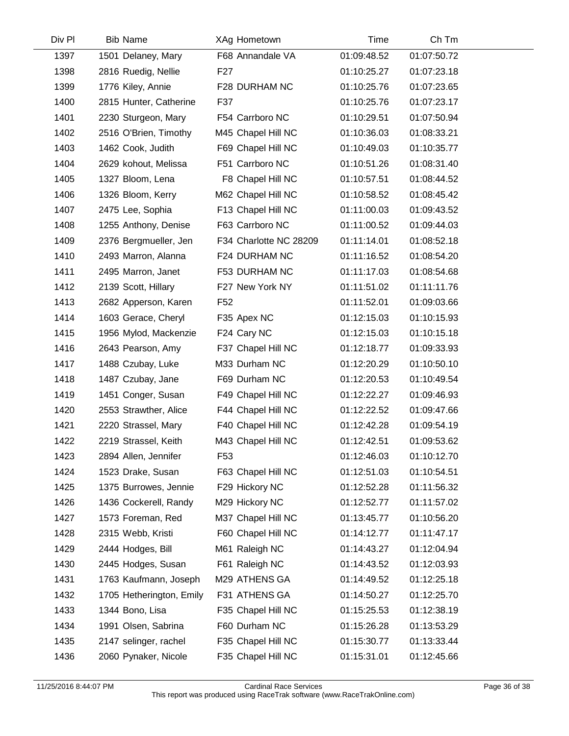| Div Pl | Bib | Name | XAg | Hometown | Time | Ch Tm |
|---|---|---|---|---|---|---|
| 1397 | 1501 | Delaney, Mary | F68 | Annandale VA | 01:09:48.52 | 01:07:50.72 |
| 1398 | 2816 | Ruedig, Nellie | F27 | | 01:10:25.27 | 01:07:23.18 |
| 1399 | 1776 | Kiley, Annie | F28 | DURHAM NC | 01:10:25.76 | 01:07:23.65 |
| 1400 | 2815 | Hunter, Catherine | F37 | | 01:10:25.76 | 01:07:23.17 |
| 1401 | 2230 | Sturgeon, Mary | F54 | Carrboro NC | 01:10:29.51 | 01:07:50.94 |
| 1402 | 2516 | O'Brien, Timothy | M45 | Chapel Hill NC | 01:10:36.03 | 01:08:33.21 |
| 1403 | 1462 | Cook, Judith | F69 | Chapel Hill NC | 01:10:49.03 | 01:10:35.77 |
| 1404 | 2629 | kohout, Melissa | F51 | Carrboro NC | 01:10:51.26 | 01:08:31.40 |
| 1405 | 1327 | Bloom, Lena | F8 | Chapel Hill NC | 01:10:57.51 | 01:08:44.52 |
| 1406 | 1326 | Bloom, Kerry | M62 | Chapel Hill NC | 01:10:58.52 | 01:08:45.42 |
| 1407 | 2475 | Lee, Sophia | F13 | Chapel Hill NC | 01:11:00.03 | 01:09:43.52 |
| 1408 | 1255 | Anthony, Denise | F63 | Carrboro NC | 01:11:00.52 | 01:09:44.03 |
| 1409 | 2376 | Bergmueller, Jen | F34 | Charlotte NC 28209 | 01:11:14.01 | 01:08:52.18 |
| 1410 | 2493 | Marron, Alanna | F24 | DURHAM NC | 01:11:16.52 | 01:08:54.20 |
| 1411 | 2495 | Marron, Janet | F53 | DURHAM NC | 01:11:17.03 | 01:08:54.68 |
| 1412 | 2139 | Scott, Hillary | F27 | New York NY | 01:11:51.02 | 01:11:11.76 |
| 1413 | 2682 | Apperson, Karen | F52 | | 01:11:52.01 | 01:09:03.66 |
| 1414 | 1603 | Gerace, Cheryl | F35 | Apex NC | 01:12:15.03 | 01:10:15.93 |
| 1415 | 1956 | Mylod, Mackenzie | F24 | Cary NC | 01:12:15.03 | 01:10:15.18 |
| 1416 | 2643 | Pearson, Amy | F37 | Chapel Hill NC | 01:12:18.77 | 01:09:33.93 |
| 1417 | 1488 | Czubay, Luke | M33 | Durham NC | 01:12:20.29 | 01:10:50.10 |
| 1418 | 1487 | Czubay, Jane | F69 | Durham NC | 01:12:20.53 | 01:10:49.54 |
| 1419 | 1451 | Conger, Susan | F49 | Chapel Hill NC | 01:12:22.27 | 01:09:46.93 |
| 1420 | 2553 | Strawther, Alice | F44 | Chapel Hill NC | 01:12:22.52 | 01:09:47.66 |
| 1421 | 2220 | Strassel, Mary | F40 | Chapel Hill NC | 01:12:42.28 | 01:09:54.19 |
| 1422 | 2219 | Strassel, Keith | M43 | Chapel Hill NC | 01:12:42.51 | 01:09:53.62 |
| 1423 | 2894 | Allen, Jennifer | F53 | | 01:12:46.03 | 01:10:12.70 |
| 1424 | 1523 | Drake, Susan | F63 | Chapel Hill NC | 01:12:51.03 | 01:10:54.51 |
| 1425 | 1375 | Burrowes, Jennie | F29 | Hickory NC | 01:12:52.28 | 01:11:56.32 |
| 1426 | 1436 | Cockerell, Randy | M29 | Hickory NC | 01:12:52.77 | 01:11:57.02 |
| 1427 | 1573 | Foreman, Red | M37 | Chapel Hill NC | 01:13:45.77 | 01:10:56.20 |
| 1428 | 2315 | Webb, Kristi | F60 | Chapel Hill NC | 01:14:12.77 | 01:11:47.17 |
| 1429 | 2444 | Hodges, Bill | M61 | Raleigh NC | 01:14:43.27 | 01:12:04.94 |
| 1430 | 2445 | Hodges, Susan | F61 | Raleigh NC | 01:14:43.52 | 01:12:03.93 |
| 1431 | 1763 | Kaufmann, Joseph | M29 | ATHENS GA | 01:14:49.52 | 01:12:25.18 |
| 1432 | 1705 | Hetherington, Emily | F31 | ATHENS GA | 01:14:50.27 | 01:12:25.70 |
| 1433 | 1344 | Bono, Lisa | F35 | Chapel Hill NC | 01:15:25.53 | 01:12:38.19 |
| 1434 | 1991 | Olsen, Sabrina | F60 | Durham NC | 01:15:26.28 | 01:13:53.29 |
| 1435 | 2147 | selinger, rachel | F35 | Chapel Hill NC | 01:15:30.77 | 01:13:33.44 |
| 1436 | 2060 | Pynaker, Nicole | F35 | Chapel Hill NC | 01:15:31.01 | 01:12:45.66 |

11/25/2016 8:44:07 PM Cardinal Race Services
This report was produced using RaceTrak software (www.RaceTrakOnline.com)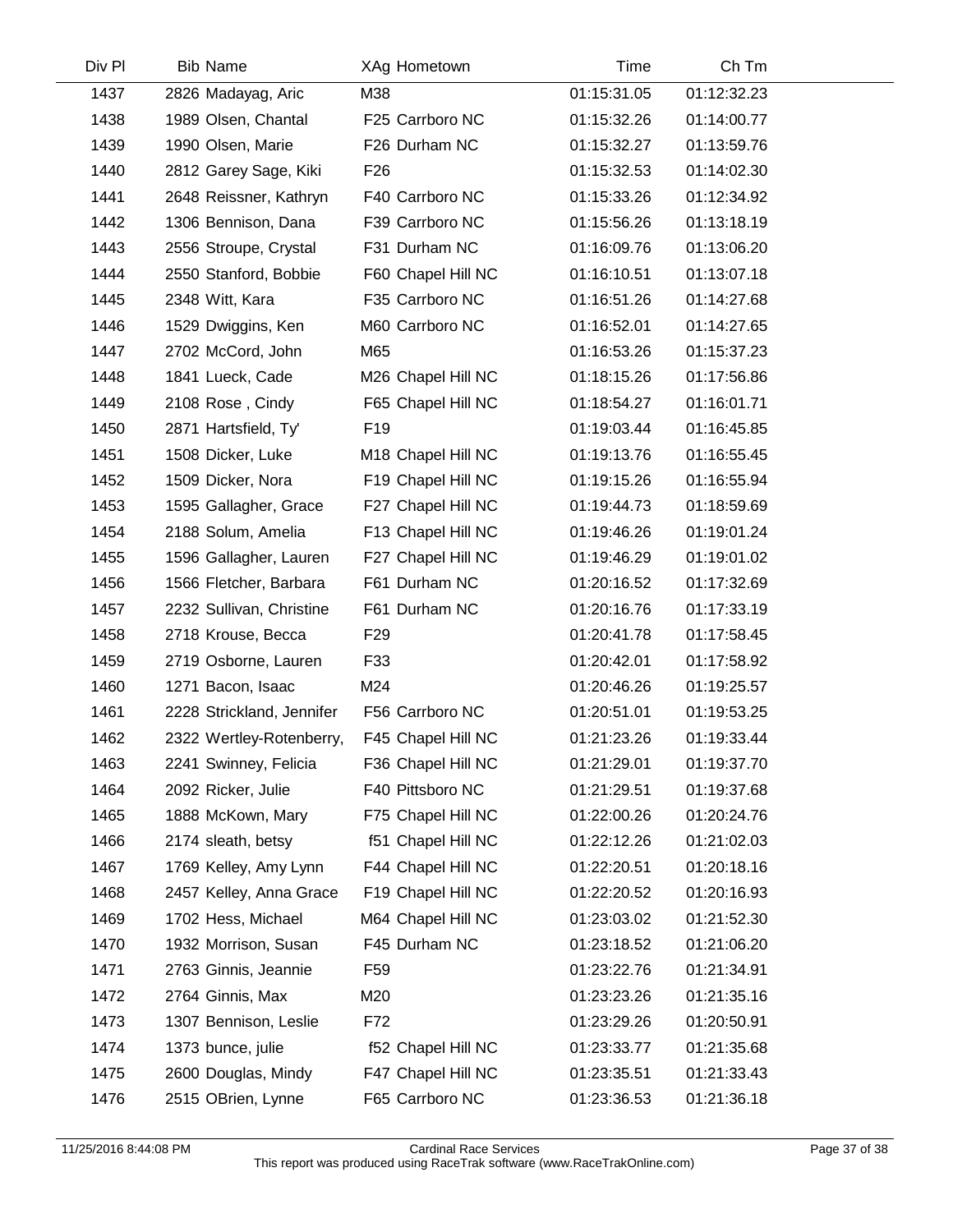| Div Pl | Bib | Name | XAg | Hometown | Time | Ch Tm |
|---|---|---|---|---|---|---|
| 1437 | 2826 | Madayag, Aric | M38 | | 01:15:31.05 | 01:12:32.23 |
| 1438 | 1989 | Olsen, Chantal | F25 | Carrboro NC | 01:15:32.26 | 01:14:00.77 |
| 1439 | 1990 | Olsen, Marie | F26 | Durham NC | 01:15:32.27 | 01:13:59.76 |
| 1440 | 2812 | Garey Sage, Kiki | F26 | | 01:15:32.53 | 01:14:02.30 |
| 1441 | 2648 | Reissner, Kathryn | F40 | Carrboro NC | 01:15:33.26 | 01:12:34.92 |
| 1442 | 1306 | Bennison, Dana | F39 | Carrboro NC | 01:15:56.26 | 01:13:18.19 |
| 1443 | 2556 | Stroupe, Crystal | F31 | Durham NC | 01:16:09.76 | 01:13:06.20 |
| 1444 | 2550 | Stanford, Bobbie | F60 | Chapel Hill NC | 01:16:10.51 | 01:13:07.18 |
| 1445 | 2348 | Witt, Kara | F35 | Carrboro NC | 01:16:51.26 | 01:14:27.68 |
| 1446 | 1529 | Dwiggins, Ken | M60 | Carrboro NC | 01:16:52.01 | 01:14:27.65 |
| 1447 | 2702 | McCord, John | M65 | | 01:16:53.26 | 01:15:37.23 |
| 1448 | 1841 | Lueck, Cade | M26 | Chapel Hill NC | 01:18:15.26 | 01:17:56.86 |
| 1449 | 2108 | Rose , Cindy | F65 | Chapel Hill NC | 01:18:54.27 | 01:16:01.71 |
| 1450 | 2871 | Hartsfield, Ty' | F19 | | 01:19:03.44 | 01:16:45.85 |
| 1451 | 1508 | Dicker, Luke | M18 | Chapel Hill NC | 01:19:13.76 | 01:16:55.45 |
| 1452 | 1509 | Dicker, Nora | F19 | Chapel Hill NC | 01:19:15.26 | 01:16:55.94 |
| 1453 | 1595 | Gallagher, Grace | F27 | Chapel Hill NC | 01:19:44.73 | 01:18:59.69 |
| 1454 | 2188 | Solum, Amelia | F13 | Chapel Hill NC | 01:19:46.26 | 01:19:01.24 |
| 1455 | 1596 | Gallagher, Lauren | F27 | Chapel Hill NC | 01:19:46.29 | 01:19:01.02 |
| 1456 | 1566 | Fletcher, Barbara | F61 | Durham NC | 01:20:16.52 | 01:17:32.69 |
| 1457 | 2232 | Sullivan, Christine | F61 | Durham NC | 01:20:16.76 | 01:17:33.19 |
| 1458 | 2718 | Krouse, Becca | F29 | | 01:20:41.78 | 01:17:58.45 |
| 1459 | 2719 | Osborne, Lauren | F33 | | 01:20:42.01 | 01:17:58.92 |
| 1460 | 1271 | Bacon, Isaac | M24 | | 01:20:46.26 | 01:19:25.57 |
| 1461 | 2228 | Strickland, Jennifer | F56 | Carrboro NC | 01:20:51.01 | 01:19:53.25 |
| 1462 | 2322 | Wertley-Rotenberry, | F45 | Chapel Hill NC | 01:21:23.26 | 01:19:33.44 |
| 1463 | 2241 | Swinney, Felicia | F36 | Chapel Hill NC | 01:21:29.01 | 01:19:37.70 |
| 1464 | 2092 | Ricker, Julie | F40 | Pittsboro NC | 01:21:29.51 | 01:19:37.68 |
| 1465 | 1888 | McKown, Mary | F75 | Chapel Hill NC | 01:22:00.26 | 01:20:24.76 |
| 1466 | 2174 | sleath, betsy | f51 | Chapel Hill NC | 01:22:12.26 | 01:21:02.03 |
| 1467 | 1769 | Kelley, Amy Lynn | F44 | Chapel Hill NC | 01:22:20.51 | 01:20:18.16 |
| 1468 | 2457 | Kelley, Anna Grace | F19 | Chapel Hill NC | 01:22:20.52 | 01:20:16.93 |
| 1469 | 1702 | Hess, Michael | M64 | Chapel Hill NC | 01:23:03.02 | 01:21:52.30 |
| 1470 | 1932 | Morrison, Susan | F45 | Durham NC | 01:23:18.52 | 01:21:06.20 |
| 1471 | 2763 | Ginnis, Jeannie | F59 | | 01:23:22.76 | 01:21:34.91 |
| 1472 | 2764 | Ginnis, Max | M20 | | 01:23:23.26 | 01:21:35.16 |
| 1473 | 1307 | Bennison, Leslie | F72 | | 01:23:29.26 | 01:20:50.91 |
| 1474 | 1373 | bunce, julie | f52 | Chapel Hill NC | 01:23:33.77 | 01:21:35.68 |
| 1475 | 2600 | Douglas, Mindy | F47 | Chapel Hill NC | 01:23:35.51 | 01:21:33.43 |
| 1476 | 2515 | OBrien, Lynne | F65 | Carrboro NC | 01:23:36.53 | 01:21:36.18 |

11/25/2016 8:44:08 PM Cardinal Race Services
This report was produced using RaceTrak software (www.RaceTrakOnline.com)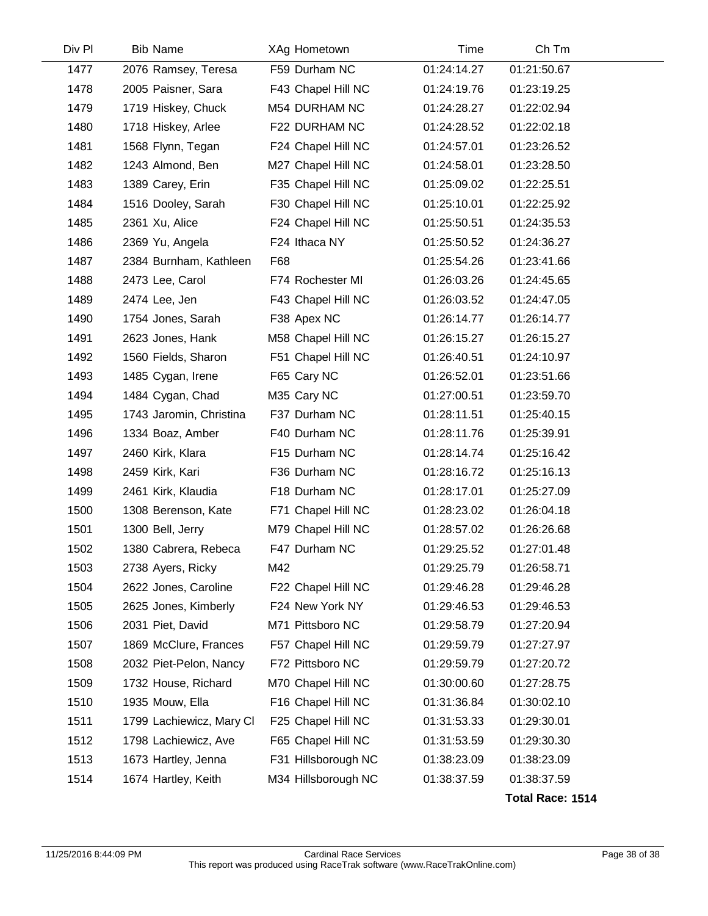| Div Pl | Bib | Name | XAg | Hometown | Time | Ch Tm |
|---|---|---|---|---|---|---|
| 1477 | 2076 | Ramsey, Teresa | F59 | Durham NC | 01:24:14.27 | 01:21:50.67 |
| 1478 | 2005 | Paisner, Sara | F43 | Chapel Hill NC | 01:24:19.76 | 01:23:19.25 |
| 1479 | 1719 | Hiskey, Chuck | M54 | DURHAM NC | 01:24:28.27 | 01:22:02.94 |
| 1480 | 1718 | Hiskey, Arlee | F22 | DURHAM NC | 01:24:28.52 | 01:22:02.18 |
| 1481 | 1568 | Flynn, Tegan | F24 | Chapel Hill NC | 01:24:57.01 | 01:23:26.52 |
| 1482 | 1243 | Almond, Ben | M27 | Chapel Hill NC | 01:24:58.01 | 01:23:28.50 |
| 1483 | 1389 | Carey, Erin | F35 | Chapel Hill NC | 01:25:09.02 | 01:22:25.51 |
| 1484 | 1516 | Dooley, Sarah | F30 | Chapel Hill NC | 01:25:10.01 | 01:22:25.92 |
| 1485 | 2361 | Xu, Alice | F24 | Chapel Hill NC | 01:25:50.51 | 01:24:35.53 |
| 1486 | 2369 | Yu, Angela | F24 | Ithaca NY | 01:25:50.52 | 01:24:36.27 |
| 1487 | 2384 | Burnham, Kathleen | F68 | | 01:25:54.26 | 01:23:41.66 |
| 1488 | 2473 | Lee, Carol | F74 | Rochester MI | 01:26:03.26 | 01:24:45.65 |
| 1489 | 2474 | Lee, Jen | F43 | Chapel Hill NC | 01:26:03.52 | 01:24:47.05 |
| 1490 | 1754 | Jones, Sarah | F38 | Apex NC | 01:26:14.77 | 01:26:14.77 |
| 1491 | 2623 | Jones, Hank | M58 | Chapel Hill NC | 01:26:15.27 | 01:26:15.27 |
| 1492 | 1560 | Fields, Sharon | F51 | Chapel Hill NC | 01:26:40.51 | 01:24:10.97 |
| 1493 | 1485 | Cygan, Irene | F65 | Cary NC | 01:26:52.01 | 01:23:51.66 |
| 1494 | 1484 | Cygan, Chad | M35 | Cary NC | 01:27:00.51 | 01:23:59.70 |
| 1495 | 1743 | Jaromin, Christina | F37 | Durham NC | 01:28:11.51 | 01:25:40.15 |
| 1496 | 1334 | Boaz, Amber | F40 | Durham NC | 01:28:11.76 | 01:25:39.91 |
| 1497 | 2460 | Kirk, Klara | F15 | Durham NC | 01:28:14.74 | 01:25:16.42 |
| 1498 | 2459 | Kirk, Kari | F36 | Durham NC | 01:28:16.72 | 01:25:16.13 |
| 1499 | 2461 | Kirk, Klaudia | F18 | Durham NC | 01:28:17.01 | 01:25:27.09 |
| 1500 | 1308 | Berenson, Kate | F71 | Chapel Hill NC | 01:28:23.02 | 01:26:04.18 |
| 1501 | 1300 | Bell, Jerry | M79 | Chapel Hill NC | 01:28:57.02 | 01:26:26.68 |
| 1502 | 1380 | Cabrera, Rebeca | F47 | Durham NC | 01:29:25.52 | 01:27:01.48 |
| 1503 | 2738 | Ayers, Ricky | M42 | | 01:29:25.79 | 01:26:58.71 |
| 1504 | 2622 | Jones, Caroline | F22 | Chapel Hill NC | 01:29:46.28 | 01:29:46.28 |
| 1505 | 2625 | Jones, Kimberly | F24 | New York NY | 01:29:46.53 | 01:29:46.53 |
| 1506 | 2031 | Piet, David | M71 | Pittsboro NC | 01:29:58.79 | 01:27:20.94 |
| 1507 | 1869 | McClure, Frances | F57 | Chapel Hill NC | 01:29:59.79 | 01:27:27.97 |
| 1508 | 2032 | Piet-Pelon, Nancy | F72 | Pittsboro NC | 01:29:59.79 | 01:27:20.72 |
| 1509 | 1732 | House, Richard | M70 | Chapel Hill NC | 01:30:00.60 | 01:27:28.75 |
| 1510 | 1935 | Mouw, Ella | F16 | Chapel Hill NC | 01:31:36.84 | 01:30:02.10 |
| 1511 | 1799 | Lachiewicz, Mary Cl | F25 | Chapel Hill NC | 01:31:53.33 | 01:29:30.01 |
| 1512 | 1798 | Lachiewicz, Ave | F65 | Chapel Hill NC | 01:31:53.59 | 01:29:30.30 |
| 1513 | 1673 | Hartley, Jenna | F31 | Hillsborough NC | 01:38:23.09 | 01:38:23.09 |
| 1514 | 1674 | Hartley, Keith | M34 | Hillsborough NC | 01:38:37.59 | 01:38:37.59 |

**Total Race: 1514**

11/25/2016 8:44:09 PM Cardinal Race Services
This report was produced using RaceTrak software (www.RaceTrakOnline.com)